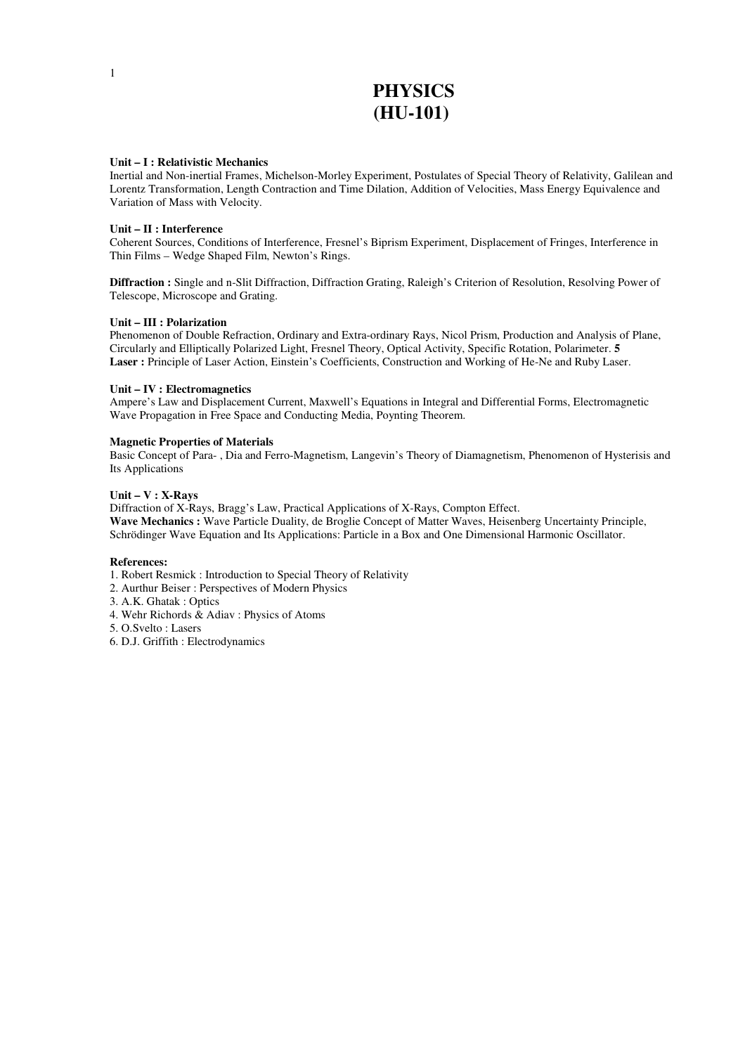# PHYSICS
# (HU-101)

**Unit – I : Relativistic Mechanics**
Inertial and Non-inertial Frames, Michelson-Morley Experiment, Postulates of Special Theory of Relativity, Galilean and Lorentz Transformation, Length Contraction and Time Dilation, Addition of Velocities, Mass Energy Equivalence and Variation of Mass with Velocity.

**Unit – II : Interference**
Coherent Sources, Conditions of Interference, Fresnel's Biprism Experiment, Displacement of Fringes, Interference in Thin Films – Wedge Shaped Film, Newton's Rings.

**Diffraction :** Single and n-Slit Diffraction, Diffraction Grating, Raleigh's Criterion of Resolution, Resolving Power of Telescope, Microscope and Grating.

**Unit – III : Polarization**
Phenomenon of Double Refraction, Ordinary and Extra-ordinary Rays, Nicol Prism, Production and Analysis of Plane, Circularly and Elliptically Polarized Light, Fresnel Theory, Optical Activity, Specific Rotation, Polarimeter. **5**
**Laser :** Principle of Laser Action, Einstein's Coefficients, Construction and Working of He-Ne and Ruby Laser.

**Unit – IV : Electromagnetics**
Ampere's Law and Displacement Current, Maxwell's Equations in Integral and Differential Forms, Electromagnetic Wave Propagation in Free Space and Conducting Media, Poynting Theorem.

**Magnetic Properties of Materials**
Basic Concept of Para- , Dia and Ferro-Magnetism, Langevin's Theory of Diamagnetism, Phenomenon of Hysterisis and Its Applications

**Unit – V : X-Rays**
Diffraction of X-Rays, Bragg's Law, Practical Applications of X-Rays, Compton Effect.
**Wave Mechanics :** Wave Particle Duality, de Broglie Concept of Matter Waves, Heisenberg Uncertainty Principle, Schrödinger Wave Equation and Its Applications: Particle in a Box and One Dimensional Harmonic Oscillator.

**References:**
1. Robert Resmick : Introduction to Special Theory of Relativity
2. Aurthur Beiser : Perspectives of Modern Physics
3. A.K. Ghatak : Optics
4. Wehr Richords & Adiav : Physics of Atoms
5. O.Svelto : Lasers
6. D.J. Griffith : Electrodynamics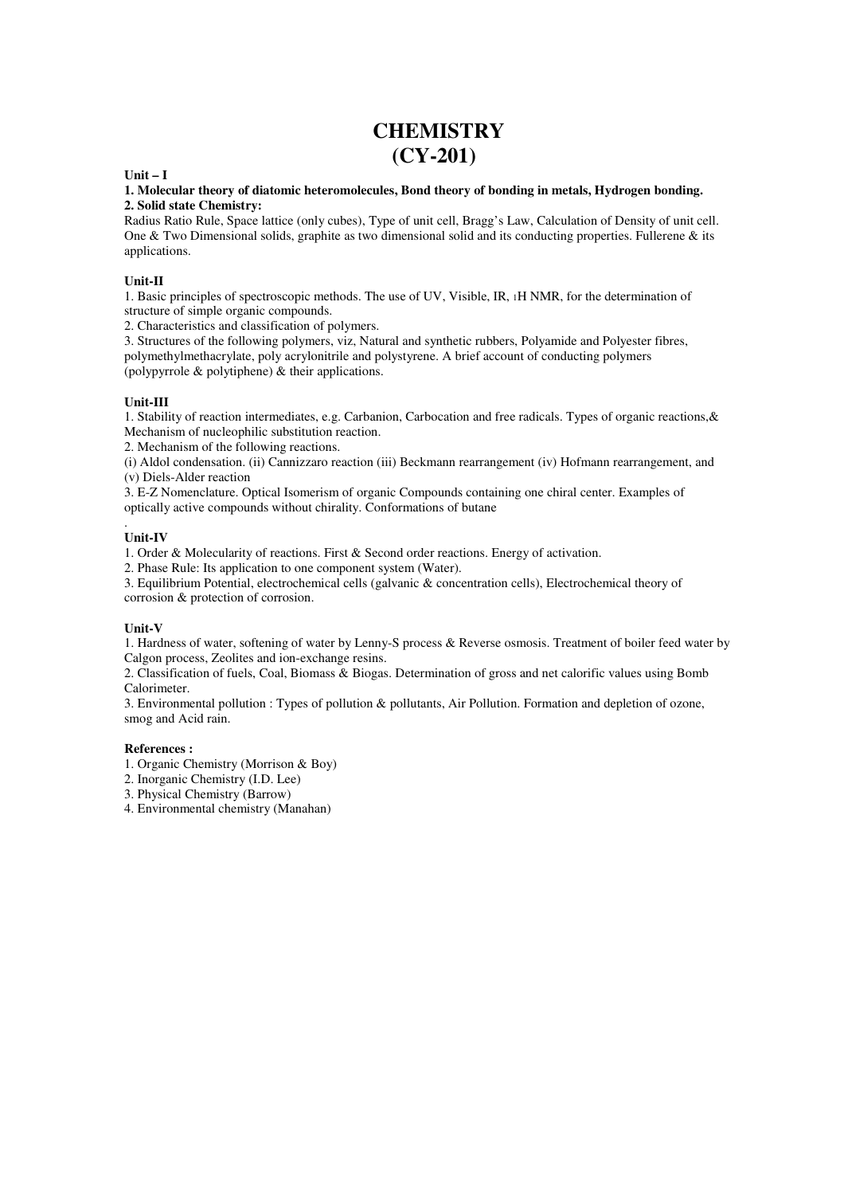# CHEMISTRY
# (CY-201)

**Unit – I**

**1. Molecular theory of diatomic heteromolecules, Bond theory of bonding in metals, Hydrogen bonding.**
**2. Solid state Chemistry:**

Radius Ratio Rule, Space lattice (only cubes), Type of unit cell, Bragg's Law, Calculation of Density of unit cell. One & Two Dimensional solids, graphite as two dimensional solid and its conducting properties. Fullerene & its applications.

**Unit-II**

1. Basic principles of spectroscopic methods. The use of UV, Visible, IR, $_1$H NMR, for the determination of structure of simple organic compounds.
2. Characteristics and classification of polymers.
3. Structures of the following polymers, viz, Natural and synthetic rubbers, Polyamide and Polyester fibres, polymethylmethacrylate, poly acrylonitrile and polystyrene. A brief account of conducting polymers (polypyrrole & polytiphene) & their applications.

**Unit-III**

1. Stability of reaction intermediates, e.g. Carbanion, Carbocation and free radicals. Types of organic reactions,& Mechanism of nucleophilic substitution reaction.
2. Mechanism of the following reactions.
(i) Aldol condensation. (ii) Cannizzaro reaction (iii) Beckmann rearrangement (iv) Hofmann rearrangement, and (v) Diels-Alder reaction
3. E-Z Nomenclature. Optical Isomerism of organic Compounds containing one chiral center. Examples of optically active compounds without chirality. Conformations of butane

**Unit-IV**

1. Order & Molecularity of reactions. First & Second order reactions. Energy of activation.
2. Phase Rule: Its application to one component system (Water).
3. Equilibrium Potential, electrochemical cells (galvanic & concentration cells), Electrochemical theory of corrosion & protection of corrosion.

**Unit-V**

1. Hardness of water, softening of water by Lenny-S process & Reverse osmosis. Treatment of boiler feed water by Calgon process, Zeolites and ion-exchange resins.
2. Classification of fuels, Coal, Biomass & Biogas. Determination of gross and net calorific values using Bomb Calorimeter.
3. Environmental pollution : Types of pollution & pollutants, Air Pollution. Formation and depletion of ozone, smog and Acid rain.

**References :**

1. Organic Chemistry (Morrison & Boy)
2. Inorganic Chemistry (I.D. Lee)
3. Physical Chemistry (Barrow)
4. Environmental chemistry (Manahan)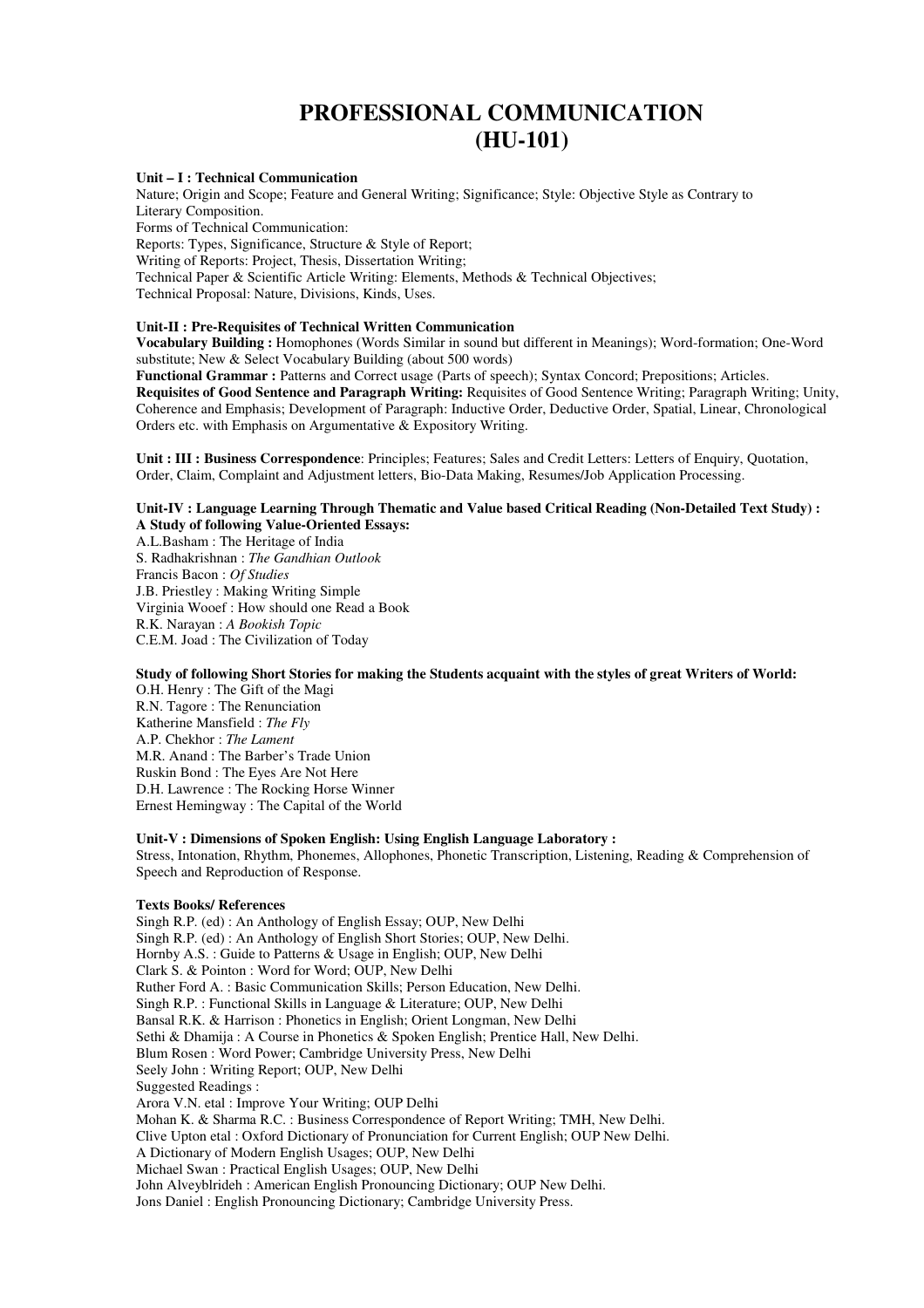# PROFESSIONAL COMMUNICATION (HU-101)

**Unit – I : Technical Communication**

Nature; Origin and Scope; Feature and General Writing; Significance; Style: Objective Style as Contrary to Literary Composition.
Forms of Technical Communication:
Reports: Types, Significance, Structure & Style of Report;
Writing of Reports: Project, Thesis, Dissertation Writing;
Technical Paper & Scientific Article Writing: Elements, Methods & Technical Objectives;
Technical Proposal: Nature, Divisions, Kinds, Uses.

**Unit-II : Pre-Requisites of Technical Written Communication**

**Vocabulary Building :** Homophones (Words Similar in sound but different in Meanings); Word-formation; One-Word substitute; New & Select Vocabulary Building (about 500 words)
**Functional Grammar :** Patterns and Correct usage (Parts of speech); Syntax Concord; Prepositions; Articles.
**Requisites of Good Sentence and Paragraph Writing:** Requisites of Good Sentence Writing; Paragraph Writing; Unity, Coherence and Emphasis; Development of Paragraph: Inductive Order, Deductive Order, Spatial, Linear, Chronological Orders etc. with Emphasis on Argumentative & Expository Writing.

**Unit : III : Business Correspondence**: Principles; Features; Sales and Credit Letters: Letters of Enquiry, Quotation, Order, Claim, Complaint and Adjustment letters, Bio-Data Making, Resumes/Job Application Processing.

**Unit-IV : Language Learning Through Thematic and Value based Critical Reading (Non-Detailed Text Study) : A Study of following Value-Oriented Essays:**

A.L.Basham : The Heritage of India
S. Radhakrishnan : *The Gandhian Outlook*
Francis Bacon : *Of Studies*
J.B. Priestley : Making Writing Simple
Virginia Wooef : How should one Read a Book
R.K. Narayan : *A Bookish Topic*
C.E.M. Joad : The Civilization of Today

**Study of following Short Stories for making the Students acquaint with the styles of great Writers of World:**

O.H. Henry : The Gift of the Magi
R.N. Tagore : The Renunciation
Katherine Mansfield : *The Fly*
A.P. Chekhor : *The Lament*
M.R. Anand : The Barber's Trade Union
Ruskin Bond : The Eyes Are Not Here
D.H. Lawrence : The Rocking Horse Winner
Ernest Hemingway : The Capital of the World

**Unit-V : Dimensions of Spoken English: Using English Language Laboratory :**

Stress, Intonation, Rhythm, Phonemes, Allophones, Phonetic Transcription, Listening, Reading & Comprehension of Speech and Reproduction of Response.

**Texts Books/ References**

Singh R.P. (ed) : An Anthology of English Essay; OUP, New Delhi
Singh R.P. (ed) : An Anthology of English Short Stories; OUP, New Delhi.
Hornby A.S. : Guide to Patterns & Usage in English; OUP, New Delhi
Clark S. & Pointon : Word for Word; OUP, New Delhi
Ruther Ford A. : Basic Communication Skills; Person Education, New Delhi.
Singh R.P. : Functional Skills in Language & Literature; OUP, New Delhi
Bansal R.K. & Harrison : Phonetics in English; Orient Longman, New Delhi
Sethi & Dhamija : A Course in Phonetics & Spoken English; Prentice Hall, New Delhi.
Blum Rosen : Word Power; Cambridge University Press, New Delhi
Seely John : Writing Report; OUP, New Delhi
Suggested Readings :
Arora V.N. etal : Improve Your Writing; OUP Delhi
Mohan K. & Sharma R.C. : Business Correspondence of Report Writing; TMH, New Delhi.
Clive Upton etal : Oxford Dictionary of Pronunciation for Current English; OUP New Delhi.
A Dictionary of Modern English Usages; OUP, New Delhi
Michael Swan : Practical English Usages; OUP, New Delhi
John Alveyblrideh : American English Pronouncing Dictionary; OUP New Delhi.
Jons Daniel : English Pronouncing Dictionary; Cambridge University Press.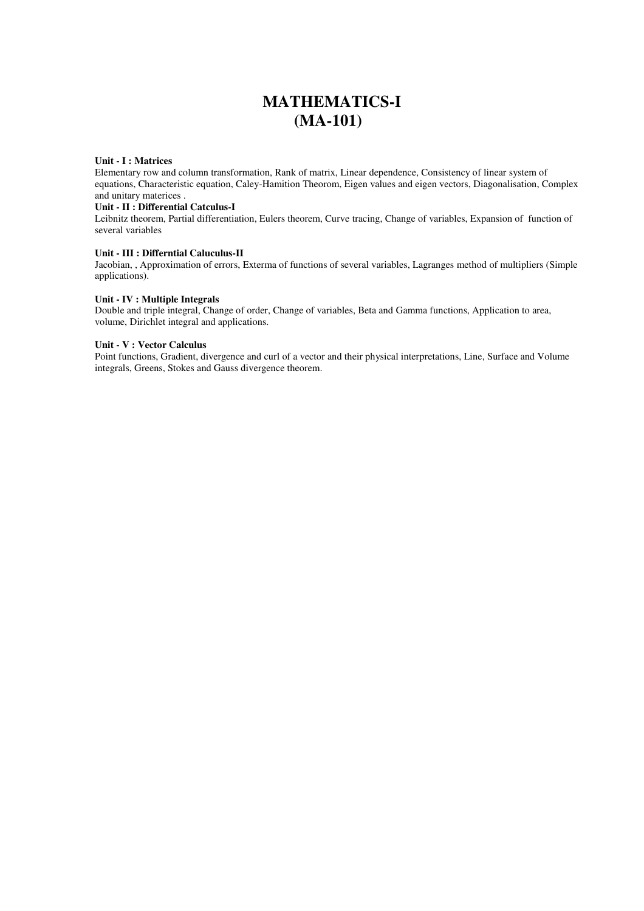# MATHEMATICS-I
# (MA-101)

**Unit - I : Matrices**

Elementary row and column transformation, Rank of matrix, Linear dependence, Consistency of linear system of equations, Characteristic equation, Caley-Hamition Theorom, Eigen values and eigen vectors, Diagonalisation, Complex and unitary materices .

**Unit - II : Differential Catculus-I**

Leibnitz theorem, Partial differentiation, Eulers theorem, Curve tracing, Change of variables, Expansion of function of several variables

**Unit - III : Differntial Caluculus-II**

Jacobian, , Approximation of errors, Exterma of functions of several variables, Lagranges method of multipliers (Simple applications).

**Unit - IV : Multiple Integrals**

Double and triple integral, Change of order, Change of variables, Beta and Gamma functions, Application to area, volume, Dirichlet integral and applications.

**Unit - V : Vector Calculus**

Point functions, Gradient, divergence and curl of a vector and their physical interpretations, Line, Surface and Volume integrals, Greens, Stokes and Gauss divergence theorem.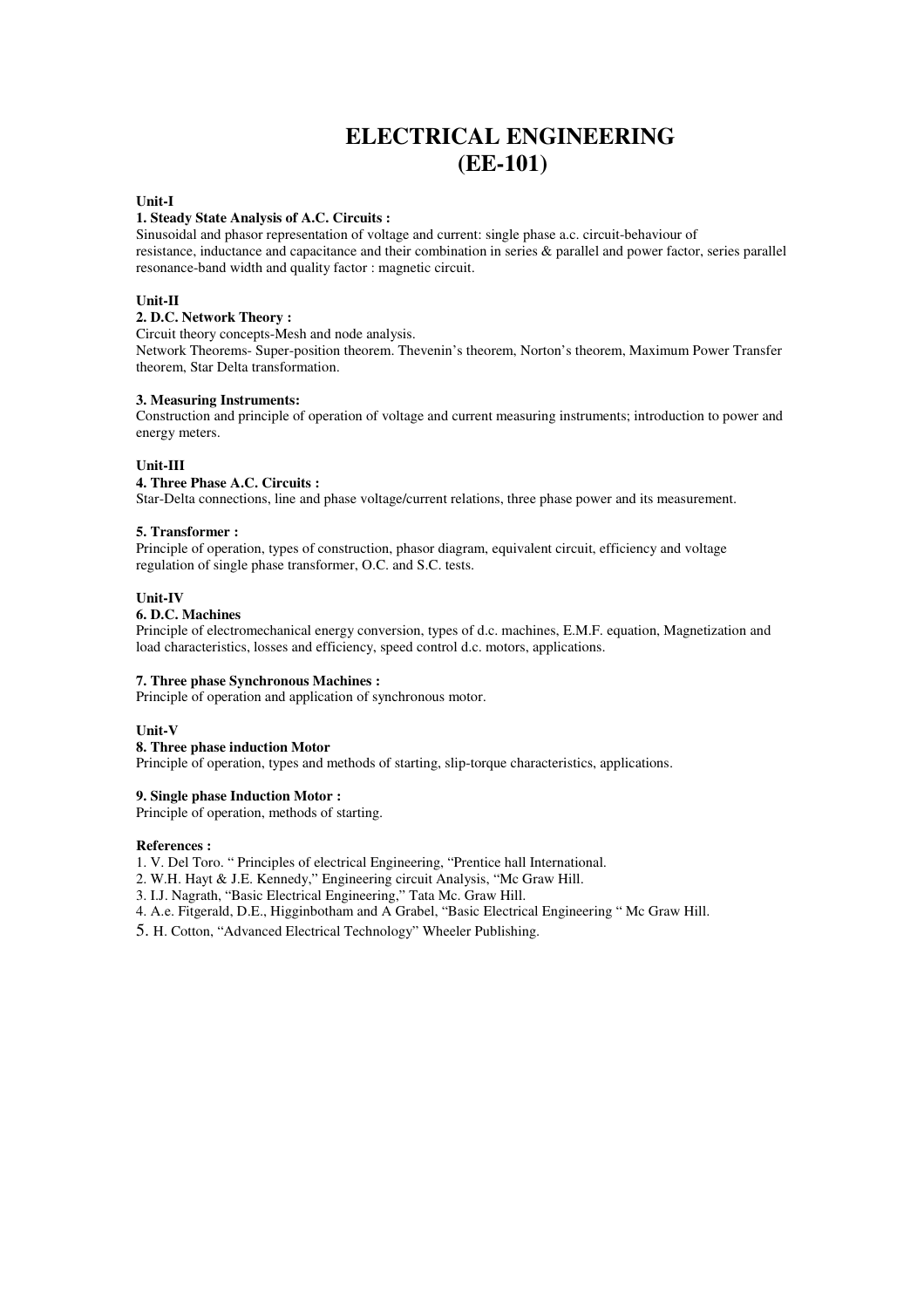# ELECTRICAL ENGINEERING
# (EE-101)

**Unit-I**

**1. Steady State Analysis of A.C. Circuits :**

Sinusoidal and phasor representation of voltage and current: single phase a.c. circuit-behaviour of resistance, inductance and capacitance and their combination in series & parallel and power factor, series parallel resonance-band width and quality factor : magnetic circuit.

**Unit-II**

**2. D.C. Network Theory :**

Circuit theory concepts-Mesh and node analysis.
Network Theorems- Super-position theorem. Thevenin's theorem, Norton's theorem, Maximum Power Transfer theorem, Star Delta transformation.

**3. Measuring Instruments:**

Construction and principle of operation of voltage and current measuring instruments; introduction to power and energy meters.

**Unit-III**

**4. Three Phase A.C. Circuits :**

Star-Delta connections, line and phase voltage/current relations, three phase power and its measurement.

**5. Transformer :**

Principle of operation, types of construction, phasor diagram, equivalent circuit, efficiency and voltage regulation of single phase transformer, O.C. and S.C. tests.

**Unit-IV**

**6. D.C. Machines**

Principle of electromechanical energy conversion, types of d.c. machines, E.M.F. equation, Magnetization and load characteristics, losses and efficiency, speed control d.c. motors, applications.

**7. Three phase Synchronous Machines :**

Principle of operation and application of synchronous motor.

**Unit-V**

**8. Three phase induction Motor**

Principle of operation, types and methods of starting, slip-torque characteristics, applications.

**9. Single phase Induction Motor :**

Principle of operation, methods of starting.

**References :**

1. V. Del Toro. " Principles of electrical Engineering, "Prentice hall International.
2. W.H. Hayt & J.E. Kennedy," Engineering circuit Analysis, "Mc Graw Hill.
3. I.J. Nagrath, "Basic Electrical Engineering," Tata Mc. Graw Hill.
4. A.e. Fitgerald, D.E., Higginbotham and A Grabel, "Basic Electrical Engineering " Mc Graw Hill.
5. H. Cotton, "Advanced Electrical Technology" Wheeler Publishing.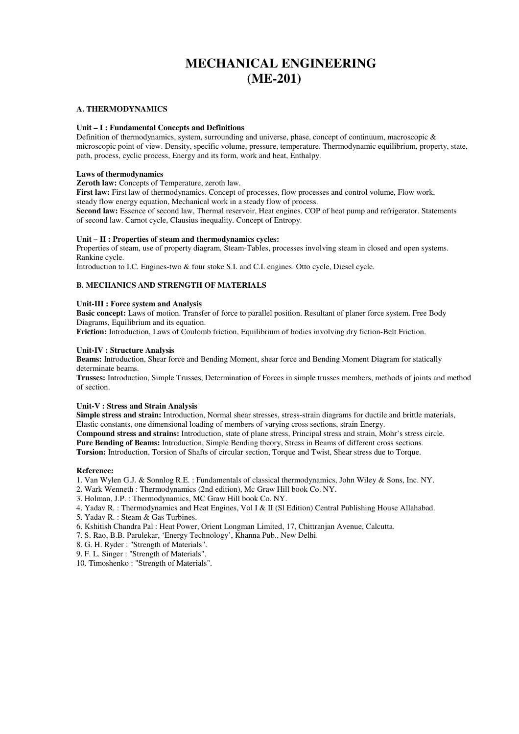# MECHANICAL ENGINEERING
# (ME-201)

## A. THERMODYNAMICS

### Unit – I : Fundamental Concepts and Definitions

Definition of thermodynamics, system, surrounding and universe, phase, concept of continuum, macroscopic & microscopic point of view. Density, specific volume, pressure, temperature. Thermodynamic equilibrium, property, state, path, process, cyclic process, Energy and its form, work and heat, Enthalpy.

### Laws of thermodynamics

**Zeroth law:** Concepts of Temperature, zeroth law.

**First law:** First law of thermodynamics. Concept of processes, flow processes and control volume, Flow work, steady flow energy equation, Mechanical work in a steady flow of process.

**Second law:** Essence of second law, Thermal reservoir, Heat engines. COP of heat pump and refrigerator. Statements of second law. Carnot cycle, Clausius inequality. Concept of Entropy.

### Unit – II : Properties of steam and thermodynamics cycles:

Properties of steam, use of property diagram, Steam-Tables, processes involving steam in closed and open systems. Rankine cycle.

Introduction to I.C. Engines-two & four stoke S.I. and C.I. engines. Otto cycle, Diesel cycle.

## B. MECHANICS AND STRENGTH OF MATERIALS

### Unit-III : Force system and Analysis

**Basic concept:** Laws of motion. Transfer of force to parallel position. Resultant of planer force system. Free Body Diagrams, Equilibrium and its equation.

**Friction:** Introduction, Laws of Coulomb friction, Equilibrium of bodies involving dry fiction-Belt Friction.

### Unit-IV : Structure Analysis

**Beams:** Introduction, Shear force and Bending Moment, shear force and Bending Moment Diagram for statically determinate beams.

**Trusses:** Introduction, Simple Trusses, Determination of Forces in simple trusses members, methods of joints and method of section.

### Unit-V : Stress and Strain Analysis

**Simple stress and strain:** Introduction, Normal shear stresses, stress-strain diagrams for ductile and brittle materials, Elastic constants, one dimensional loading of members of varying cross sections, strain Energy.

**Compound stress and strains:** Introduction, state of plane stress, Principal stress and strain, Mohr's stress circle.

**Pure Bending of Beams:** Introduction, Simple Bending theory, Stress in Beams of different cross sections.

**Torsion:** Introduction, Torsion of Shafts of circular section, Torque and Twist, Shear stress due to Torque.

### Reference:

1. Van Wylen G.J. & Sonnlog R.E. : Fundamentals of classical thermodynamics, John Wiley & Sons, Inc. NY.
2. Wark Wenneth : Thermodynamics (2nd edition), Mc Graw Hill book Co. NY.
3. Holman, J.P. : Thermodynamics, MC Graw Hill book Co. NY.
4. Yadav R. : Thermodynamics and Heat Engines, Vol I & II (Sl Edition) Central Publishing House Allahabad.
5. Yadav R. : Steam & Gas Turbines.
6. Kshitish Chandra Pal : Heat Power, Orient Longman Limited, 17, Chittranjan Avenue, Calcutta.
7. S. Rao, B.B. Parulekar, 'Energy Technology', Khanna Pub., New Delhi.
8. G. H. Ryder : "Strength of Materials".
9. F. L. Singer : "Strength of Materials".
10. Timoshenko : "Strength of Materials".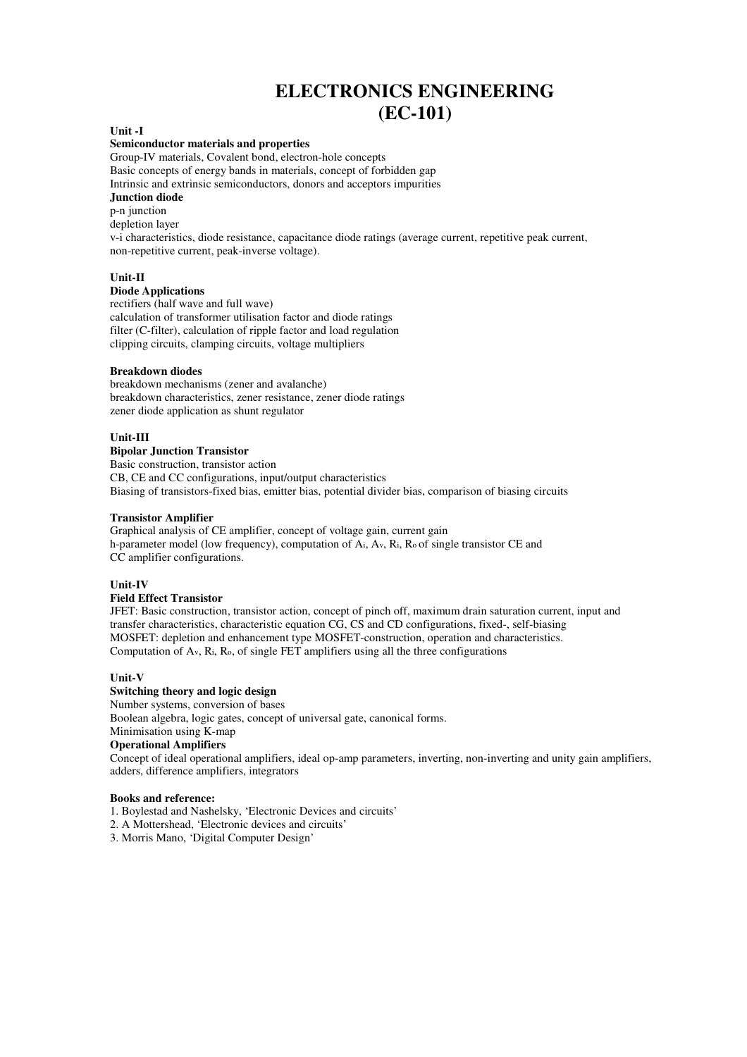# ELECTRONICS ENGINEERING (EC-101)

**Unit -I**

**Semiconductor materials and properties**

Group-IV materials, Covalent bond, electron-hole concepts
Basic concepts of energy bands in materials, concept of forbidden gap
Intrinsic and extrinsic semiconductors, donors and acceptors impurities

**Junction diode**

p-n junction
depletion layer
v-i characteristics, diode resistance, capacitance diode ratings (average current, repetitive peak current, non-repetitive current, peak-inverse voltage).

**Unit-II**

**Diode Applications**

rectifiers (half wave and full wave)
calculation of transformer utilisation factor and diode ratings
filter (C-filter), calculation of ripple factor and load regulation
clipping circuits, clamping circuits, voltage multipliers

**Breakdown diodes**

breakdown mechanisms (zener and avalanche)
breakdown characteristics, zener resistance, zener diode ratings
zener diode application as shunt regulator

**Unit-III**

**Bipolar Junction Transistor**

Basic construction, transistor action
CB, CE and CC configurations, input/output characteristics
Biasing of transistors-fixed bias, emitter bias, potential divider bias, comparison of biasing circuits

**Transistor Amplifier**

Graphical analysis of CE amplifier, concept of voltage gain, current gain
h-parameter model (low frequency), computation of $A_i$, $A_v$, $R_i$, $R_o$ of single transistor CE and CC amplifier configurations.

**Unit-IV**

**Field Effect Transistor**

JFET: Basic construction, transistor action, concept of pinch off, maximum drain saturation current, input and transfer characteristics, characteristic equation CG, CS and CD configurations, fixed-, self-biasing
MOSFET: depletion and enhancement type MOSFET-construction, operation and characteristics.
Computation of $A_v$, $R_i$, $R_o$, of single FET amplifiers using all the three configurations

**Unit-V**

**Switching theory and logic design**

Number systems, conversion of bases
Boolean algebra, logic gates, concept of universal gate, canonical forms.
Minimisation using K-map

**Operational Amplifiers**

Concept of ideal operational amplifiers, ideal op-amp parameters, inverting, non-inverting and unity gain amplifiers, adders, difference amplifiers, integrators

**Books and reference:**

1. Boylestad and Nashelsky, 'Electronic Devices and circuits'
2. A Mottershead, 'Electronic devices and circuits'
3. Morris Mano, 'Digital Computer Design'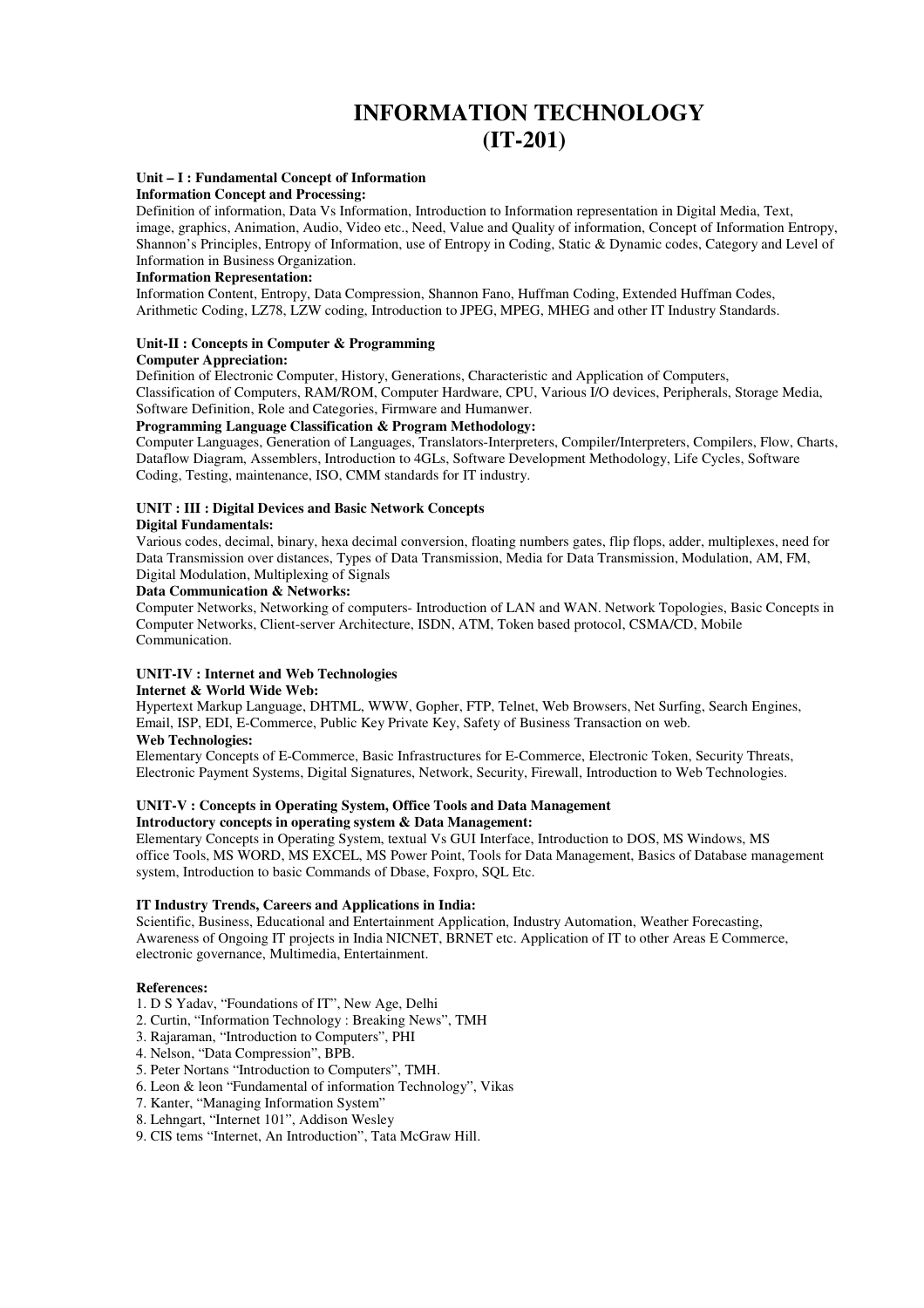# INFORMATION TECHNOLOGY
# (IT-201)

**Unit – I : Fundamental Concept of Information**

**Information Concept and Processing:**

Definition of information, Data Vs Information, Introduction to Information representation in Digital Media, Text, image, graphics, Animation, Audio, Video etc., Need, Value and Quality of information, Concept of Information Entropy, Shannon's Principles, Entropy of Information, use of Entropy in Coding, Static & Dynamic codes, Category and Level of Information in Business Organization.

**Information Representation:**

Information Content, Entropy, Data Compression, Shannon Fano, Huffman Coding, Extended Huffman Codes, Arithmetic Coding, LZ78, LZW coding, Introduction to JPEG, MPEG, MHEG and other IT Industry Standards.

**Unit-II : Concepts in Computer & Programming**

**Computer Appreciation:**

Definition of Electronic Computer, History, Generations, Characteristic and Application of Computers, Classification of Computers, RAM/ROM, Computer Hardware, CPU, Various I/O devices, Peripherals, Storage Media, Software Definition, Role and Categories, Firmware and Humanwer.

**Programming Language Classification & Program Methodology:**

Computer Languages, Generation of Languages, Translators-Interpreters, Compiler/Interpreters, Compilers, Flow, Charts, Dataflow Diagram, Assemblers, Introduction to 4GLs, Software Development Methodology, Life Cycles, Software Coding, Testing, maintenance, ISO, CMM standards for IT industry.

**UNIT : III : Digital Devices and Basic Network Concepts**

**Digital Fundamentals:**

Various codes, decimal, binary, hexa decimal conversion, floating numbers gates, flip flops, adder, multiplexes, need for Data Transmission over distances, Types of Data Transmission, Media for Data Transmission, Modulation, AM, FM, Digital Modulation, Multiplexing of Signals

**Data Communication & Networks:**

Computer Networks, Networking of computers- Introduction of LAN and WAN. Network Topologies, Basic Concepts in Computer Networks, Client-server Architecture, ISDN, ATM, Token based protocol, CSMA/CD, Mobile Communication.

**UNIT-IV : Internet and Web Technologies**

**Internet & World Wide Web:**

Hypertext Markup Language, DHTML, WWW, Gopher, FTP, Telnet, Web Browsers, Net Surfing, Search Engines, Email, ISP, EDI, E-Commerce, Public Key Private Key, Safety of Business Transaction on web.

**Web Technologies:**

Elementary Concepts of E-Commerce, Basic Infrastructures for E-Commerce, Electronic Token, Security Threats, Electronic Payment Systems, Digital Signatures, Network, Security, Firewall, Introduction to Web Technologies.

**UNIT-V : Concepts in Operating System, Office Tools and Data Management**

**Introductory concepts in operating system & Data Management:**

Elementary Concepts in Operating System, textual Vs GUI Interface, Introduction to DOS, MS Windows, MS office Tools, MS WORD, MS EXCEL, MS Power Point, Tools for Data Management, Basics of Database management system, Introduction to basic Commands of Dbase, Foxpro, SQL Etc.

**IT Industry Trends, Careers and Applications in India:**

Scientific, Business, Educational and Entertainment Application, Industry Automation, Weather Forecasting, Awareness of Ongoing IT projects in India NICNET, BRNET etc. Application of IT to other Areas E Commerce, electronic governance, Multimedia, Entertainment.

**References:**

1. D S Yadav, "Foundations of IT", New Age, Delhi
2. Curtin, "Information Technology : Breaking News", TMH
3. Rajaraman, "Introduction to Computers", PHI
4. Nelson, "Data Compression", BPB.
5. Peter Nortans "Introduction to Computers", TMH.
6. Leon & leon "Fundamental of information Technology", Vikas
7. Kanter, "Managing Information System"
8. Lehngart, "Internet 101", Addison Wesley
9. CIS tems "Internet, An Introduction", Tata McGraw Hill.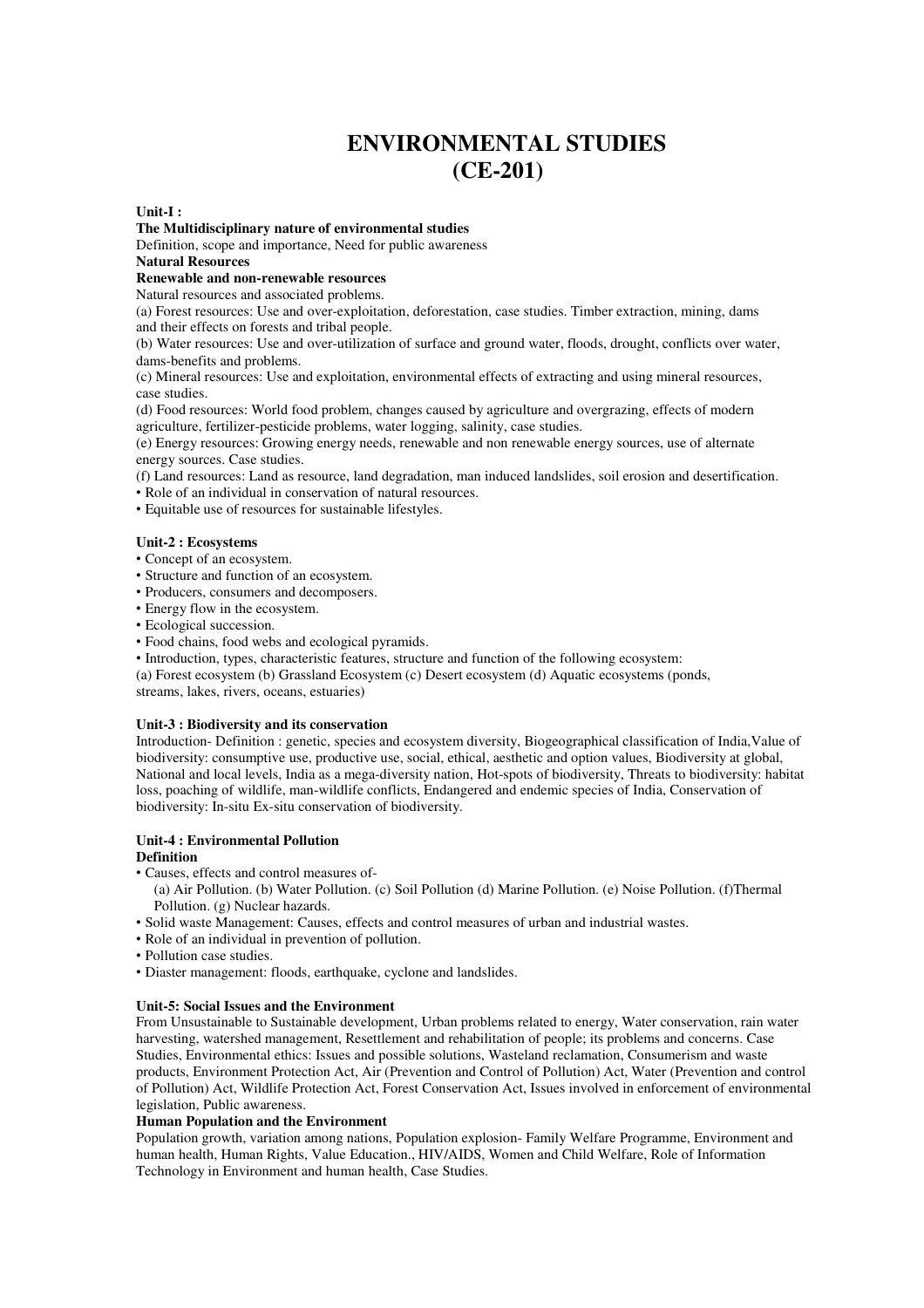# ENVIRONMENTAL STUDIES
# (CE-201)

**Unit-I :**

**The Multidisciplinary nature of environmental studies**

Definition, scope and importance, Need for public awareness

**Natural Resources**

**Renewable and non-renewable resources**

Natural resources and associated problems.

(a) Forest resources: Use and over-exploitation, deforestation, case studies. Timber extraction, mining, dams and their effects on forests and tribal people.

(b) Water resources: Use and over-utilization of surface and ground water, floods, drought, conflicts over water, dams-benefits and problems.

(c) Mineral resources: Use and exploitation, environmental effects of extracting and using mineral resources, case studies.

(d) Food resources: World food problem, changes caused by agriculture and overgrazing, effects of modern agriculture, fertilizer-pesticide problems, water logging, salinity, case studies.

(e) Energy resources: Growing energy needs, renewable and non renewable energy sources, use of alternate energy sources. Case studies.

(f) Land resources: Land as resource, land degradation, man induced landslides, soil erosion and desertification.

- Role of an individual in conservation of natural resources.
- Equitable use of resources for sustainable lifestyles.

**Unit-2 : Ecosystems**

- Concept of an ecosystem.
- Structure and function of an ecosystem.
- Producers, consumers and decomposers.
- Energy flow in the ecosystem.
- Ecological succession.
- Food chains, food webs and ecological pyramids.
- Introduction, types, characteristic features, structure and function of the following ecosystem:

(a) Forest ecosystem (b) Grassland Ecosystem (c) Desert ecosystem (d) Aquatic ecosystems (ponds, streams, lakes, rivers, oceans, estuaries)

**Unit-3 : Biodiversity and its conservation**

Introduction- Definition : genetic, species and ecosystem diversity, Biogeographical classification of India,Value of biodiversity: consumptive use, productive use, social, ethical, aesthetic and option values, Biodiversity at global, National and local levels, India as a mega-diversity nation, Hot-spots of biodiversity, Threats to biodiversity: habitat loss, poaching of wildlife, man-wildlife conflicts, Endangered and endemic species of India, Conservation of biodiversity: In-situ Ex-situ conservation of biodiversity.

**Unit-4 : Environmental Pollution**

**Definition**

- Causes, effects and control measures of-
  (a) Air Pollution. (b) Water Pollution. (c) Soil Pollution (d) Marine Pollution. (e) Noise Pollution. (f)Thermal Pollution. (g) Nuclear hazards.
- Solid waste Management: Causes, effects and control measures of urban and industrial wastes.
- Role of an individual in prevention of pollution.
- Pollution case studies.
- Diaster management: floods, earthquake, cyclone and landslides.

**Unit-5: Social Issues and the Environment**

From Unsustainable to Sustainable development, Urban problems related to energy, Water conservation, rain water harvesting, watershed management, Resettlement and rehabilitation of people; its problems and concerns. Case Studies, Environmental ethics: Issues and possible solutions, Wasteland reclamation, Consumerism and waste products, Environment Protection Act, Air (Prevention and Control of Pollution) Act, Water (Prevention and control of Pollution) Act, Wildlife Protection Act, Forest Conservation Act, Issues involved in enforcement of environmental legislation, Public awareness.

**Human Population and the Environment**

Population growth, variation among nations, Population explosion- Family Welfare Programme, Environment and human health, Human Rights, Value Education., HIV/AIDS, Women and Child Welfare, Role of Information Technology in Environment and human health, Case Studies.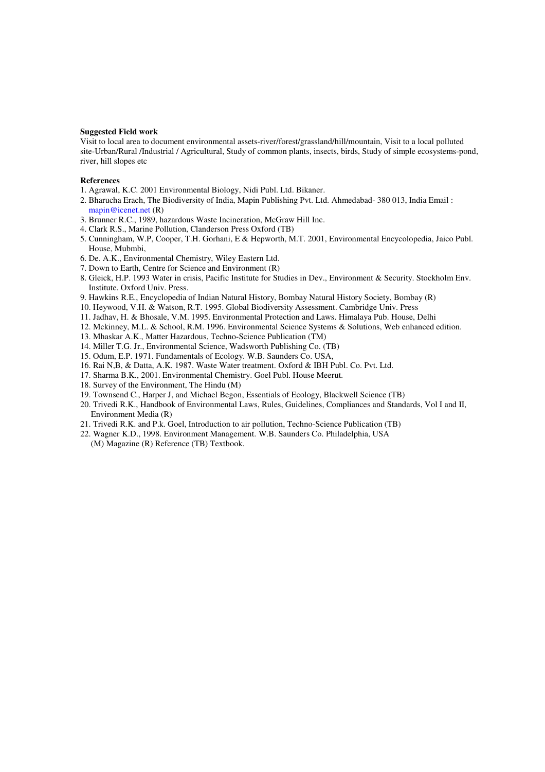**Suggested Field work**

Visit to local area to document environmental assets-river/forest/grassland/hill/mountain, Visit to a local polluted site-Urban/Rural /Industrial / Agricultural, Study of common plants, insects, birds, Study of simple ecosystems-pond, river, hill slopes etc

**References**

1. Agrawal, K.C. 2001 Environmental Biology, Nidi Publ. Ltd. Bikaner.
2. Bharucha Erach, The Biodiversity of India, Mapin Publishing Pvt. Ltd. Ahmedabad- 380 013, India Email : mapin@icenet.net (R)
3. Brunner R.C., 1989, hazardous Waste Incineration, McGraw Hill Inc.
4. Clark R.S., Marine Pollution, Clanderson Press Oxford (TB)
5. Cunningham, W.P, Cooper, T.H. Gorhani, E & Hepworth, M.T. 2001, Environmental Encycolopedia, Jaico Publ. House, Mubmbi,
6. De. A.K., Environmental Chemistry, Wiley Eastern Ltd.
7. Down to Earth, Centre for Science and Environment (R)
8. Gleick, H.P. 1993 Water in crisis, Pacific Institute for Studies in Dev., Environment & Security. Stockholm Env. Institute. Oxford Univ. Press.
9. Hawkins R.E., Encyclopedia of Indian Natural History, Bombay Natural History Society, Bombay (R)
10. Heywood, V.H. & Watson, R.T. 1995. Global Biodiversity Assessment. Cambridge Univ. Press
11. Jadhav, H. & Bhosale, V.M. 1995. Environmental Protection and Laws. Himalaya Pub. House, Delhi
12. Mckinney, M.L. & School, R.M. 1996. Environmental Science Systems & Solutions, Web enhanced edition.
13. Mhaskar A.K., Matter Hazardous, Techno-Science Publication (TM)
14. Miller T.G. Jr., Environmental Science, Wadsworth Publishing Co. (TB)
15. Odum, E.P. 1971. Fundamentals of Ecology. W.B. Saunders Co. USA,
16. Rai N,B, & Datta, A.K. 1987. Waste Water treatment. Oxford & IBH Publ. Co. Pvt. Ltd.
17. Sharma B.K., 2001. Environmental Chemistry. Goel Publ. House Meerut.
18. Survey of the Environment, The Hindu (M)
19. Townsend C., Harper J, and Michael Begon, Essentials of Ecology, Blackwell Science (TB)
20. Trivedi R.K., Handbook of Environmental Laws, Rules, Guidelines, Compliances and Standards, Vol I and II, Environment Media (R)
21. Trivedi R.K. and P.k. Goel, Introduction to air pollution, Techno-Science Publication (TB)
22. Wagner K.D., 1998. Environment Management. W.B. Saunders Co. Philadelphia, USA

(M) Magazine (R) Reference (TB) Textbook.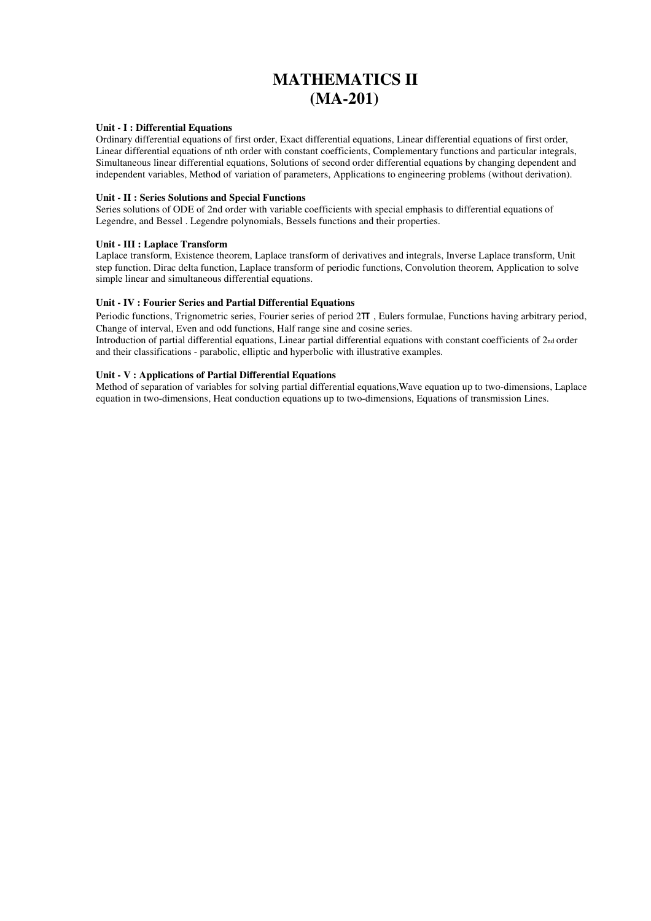# MATHEMATICS II
# (MA-201)

**Unit - I : Differential Equations**

Ordinary differential equations of first order, Exact differential equations, Linear differential equations of first order, Linear differential equations of nth order with constant coefficients, Complementary functions and particular integrals, Simultaneous linear differential equations, Solutions of second order differential equations by changing dependent and independent variables, Method of variation of parameters, Applications to engineering problems (without derivation).

**Unit - II : Series Solutions and Special Functions**

Series solutions of ODE of 2nd order with variable coefficients with special emphasis to differential equations of Legendre, and Bessel . Legendre polynomials, Bessels functions and their properties.

**Unit - III : Laplace Transform**

Laplace transform, Existence theorem, Laplace transform of derivatives and integrals, Inverse Laplace transform, Unit step function. Dirac delta function, Laplace transform of periodic functions, Convolution theorem, Application to solve simple linear and simultaneous differential equations.

**Unit - IV : Fourier Series and Partial Differential Equations**

Periodic functions, Trignometric series, Fourier series of period $2\pi$ , Eulers formulae, Functions having arbitrary period, Change of interval, Even and odd functions, Half range sine and cosine series.

Introduction of partial differential equations, Linear partial differential equations with constant coefficients of 2nd order and their classifications - parabolic, elliptic and hyperbolic with illustrative examples.

**Unit - V : Applications of Partial Differential Equations**

Method of separation of variables for solving partial differential equations,Wave equation up to two-dimensions, Laplace equation in two-dimensions, Heat conduction equations up to two-dimensions, Equations of transmission Lines.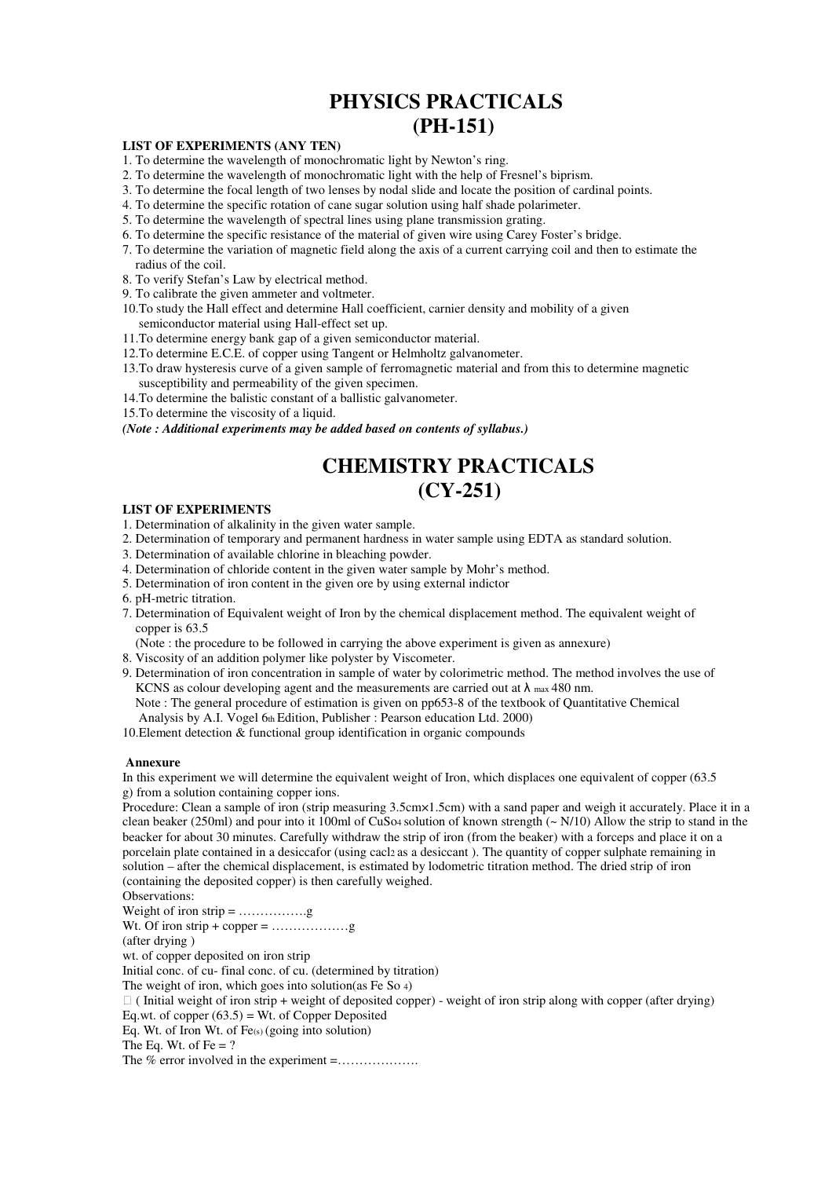# PHYSICS PRACTICALS (PH-151)

**LIST OF EXPERIMENTS (ANY TEN)**

1. To determine the wavelength of monochromatic light by Newton's ring.
2. To determine the wavelength of monochromatic light with the help of Fresnel's biprism.
3. To determine the focal length of two lenses by nodal slide and locate the position of cardinal points.
4. To determine the specific rotation of cane sugar solution using half shade polarimeter.
5. To determine the wavelength of spectral lines using plane transmission grating.
6. To determine the specific resistance of the material of given wire using Carey Foster's bridge.
7. To determine the variation of magnetic field along the axis of a current carrying coil and then to estimate the radius of the coil.
8. To verify Stefan's Law by electrical method.
9. To calibrate the given ammeter and voltmeter.
10. To study the Hall effect and determine Hall coefficient, carnier density and mobility of a given semiconductor material using Hall-effect set up.
11. To determine energy bank gap of a given semiconductor material.
12. To determine E.C.E. of copper using Tangent or Helmholtz galvanometer.
13. To draw hysteresis curve of a given sample of ferromagnetic material and from this to determine magnetic susceptibility and permeability of the given specimen.
14. To determine the balistic constant of a ballistic galvanometer.
15. To determine the viscosity of a liquid.

***(Note : Additional experiments may be added based on contents of syllabus.)***

# CHEMISTRY PRACTICALS (CY-251)

**LIST OF EXPERIMENTS**

1. Determination of alkalinity in the given water sample.
2. Determination of temporary and permanent hardness in water sample using EDTA as standard solution.
3. Determination of available chlorine in bleaching powder.
4. Determination of chloride content in the given water sample by Mohr's method.
5. Determination of iron content in the given ore by using external indictor
6. pH-metric titration.
7. Determination of Equivalent weight of Iron by the chemical displacement method. The equivalent weight of copper is 63.5

   (Note : the procedure to be followed in carrying the above experiment is given as annexure)
8. Viscosity of an addition polymer like polyster by Viscometer.
9. Determination of iron concentration in sample of water by colorimetric method. The method involves the use of KCNS as colour developing agent and the measurements are carried out at $\lambda_{max}$ 480 nm.

   Note : The general procedure of estimation is given on pp653-8 of the textbook of Quantitative Chemical Analysis by A.I. Vogel 6th Edition, Publisher : Pearson education Ltd. 2000)
10. Element detection & functional group identification in organic compounds

**Annexure**

In this experiment we will determine the equivalent weight of Iron, which displaces one equivalent of copper (63.5 g) from a solution containing copper ions.

Procedure: Clean a sample of iron (strip measuring 3.5cm×1.5cm) with a sand paper and weigh it accurately. Place it in a clean beaker (250ml) and pour into it 100ml of $CuSO_4$ solution of known strength (~ N/10) Allow the strip to stand in the beacker for about 30 minutes. Carefully withdraw the strip of iron (from the beaker) with a forceps and place it on a porcelain plate contained in a desiccafor (using $CaCl_2$ as a desiccant ). The quantity of copper sulphate remaining in solution – after the chemical displacement, is estimated by Iodometric titration method. The dried strip of iron (containing the deposited copper) is then carefully weighed.

Observations:

Weight of iron strip = …………….g

Wt. Of iron strip + copper = ………………g

(after drying )

wt. of copper deposited on iron strip

Initial conc. of cu- final conc. of cu. (determined by titration)

The weight of iron, which goes into solution(as $FeSO_4$)

 ( Initial weight of iron strip + weight of deposited copper) - weight of iron strip along with copper (after drying)

Eq.wt. of copper (63.5) = Wt. of Copper Deposited

Eq. Wt. of Iron Wt. of $Fe_{(s)}$ (going into solution)

The Eq. Wt. of Fe = ?

The % error involved in the experiment =……………….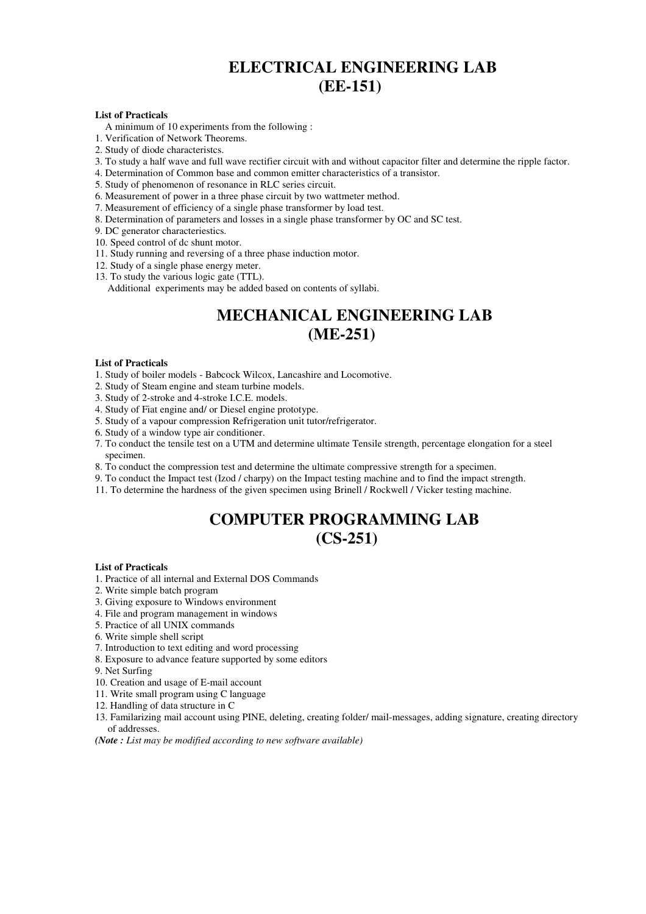# ELECTRICAL ENGINEERING LAB
# (EE-151)

**List of Practicals**

A minimum of 10 experiments from the following :

1. Verification of Network Theorems.
2. Study of diode characteristcs.
3. To study a half wave and full wave rectifier circuit with and without capacitor filter and determine the ripple factor.
4. Determination of Common base and common emitter characteristics of a transistor.
5. Study of phenomenon of resonance in RLC series circuit.
6. Measurement of power in a three phase circuit by two wattmeter method.
7. Measurement of efficiency of a single phase transformer by load test.
8. Determination of parameters and losses in a single phase transformer by OC and SC test.
9. DC generator characteriestics.
10. Speed control of dc shunt motor.
11. Study running and reversing of a three phase induction motor.
12. Study of a single phase energy meter.
13. To study the various logic gate (TTL).

Additional experiments may be added based on contents of syllabi.

# MECHANICAL ENGINEERING LAB
# (ME-251)

**List of Practicals**

1. Study of boiler models - Babcock Wilcox, Lancashire and Locomotive.
2. Study of Steam engine and steam turbine models.
3. Study of 2-stroke and 4-stroke I.C.E. models.
4. Study of Fiat engine and/ or Diesel engine prototype.
5. Study of a vapour compression Refrigeration unit tutor/refrigerator.
6. Study of a window type air conditioner.
7. To conduct the tensile test on a UTM and determine ultimate Tensile strength, percentage elongation for a steel specimen.
8. To conduct the compression test and determine the ultimate compressive strength for a specimen.
9. To conduct the Impact test (Izod / charpy) on the Impact testing machine and to find the impact strength.

11. To determine the hardness of the given specimen using Brinell / Rockwell / Vicker testing machine.

# COMPUTER PROGRAMMING LAB
# (CS-251)

**List of Practicals**

1. Practice of all internal and External DOS Commands
2. Write simple batch program
3. Giving exposure to Windows environment
4. File and program management in windows
5. Practice of all UNIX commands
6. Write simple shell script
7. Introduction to text editing and word processing
8. Exposure to advance feature supported by some editors
9. Net Surfing
10. Creation and usage of E-mail account
11. Write small program using C language
12. Handling of data structure in C
13. Familarizing mail account using PINE, deleting, creating folder/ mail-messages, adding signature, creating directory of addresses.

***(Note :** List may be modified according to new software available)*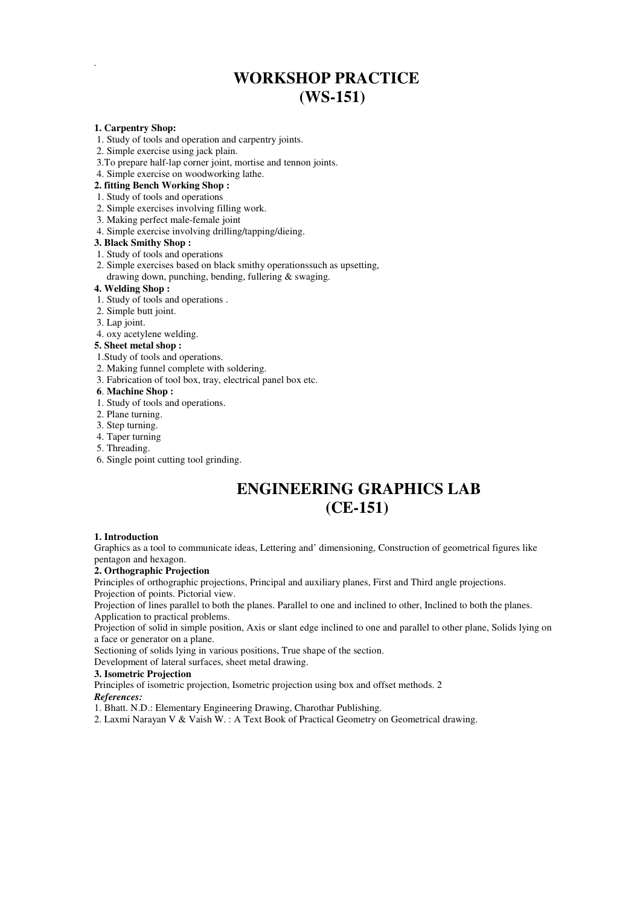# WORKSHOP PRACTICE (WS-151)

**1. Carpentry Shop:**

1. Study of tools and operation and carpentry joints.
2. Simple exercise using jack plain.
3. To prepare half-lap corner joint, mortise and tennon joints.
4. Simple exercise on woodworking lathe.

**2. fitting Bench Working Shop :**

1. Study of tools and operations
2. Simple exercises involving filling work.
3. Making perfect male-female joint
4. Simple exercise involving drilling/tapping/dieing.

**3. Black Smithy Shop :**

1. Study of tools and operations
2. Simple exercises based on black smithy operationssuch as upsetting, drawing down, punching, bending, fullering & swaging.

**4. Welding Shop :**

1. Study of tools and operations .
2. Simple butt joint.
3. Lap joint.
4. oxy acetylene welding.

**5. Sheet metal shop :**

1. Study of tools and operations.
2. Making funnel complete with soldering.
3. Fabrication of tool box, tray, electrical panel box etc.

**6. Machine Shop :**

1. Study of tools and operations.
2. Plane turning.
3. Step turning.
4. Taper turning
5. Threading.
6. Single point cutting tool grinding.

# ENGINEERING GRAPHICS LAB (CE-151)

**1. Introduction**

Graphics as a tool to communicate ideas, Lettering and' dimensioning, Construction of geometrical figures like pentagon and hexagon.

**2. Orthographic Projection**

Principles of orthographic projections, Principal and auxiliary planes, First and Third angle projections.
Projection of points. Pictorial view.
Projection of lines parallel to both the planes. Parallel to one and inclined to other, Inclined to both the planes.
Application to practical problems.
Projection of solid in simple position, Axis or slant edge inclined to one and parallel to other plane, Solids lying on a face or generator on a plane.
Sectioning of solids lying in various positions, True shape of the section.
Development of lateral surfaces, sheet metal drawing.

**3. Isometric Projection**

Principles of isometric projection, Isometric projection using box and offset methods. 2

***References:***

1. Bhatt. N.D.: Elementary Engineering Drawing, Charothar Publishing.
2. Laxmi Narayan V & Vaish W. : A Text Book of Practical Geometry on Geometrical drawing.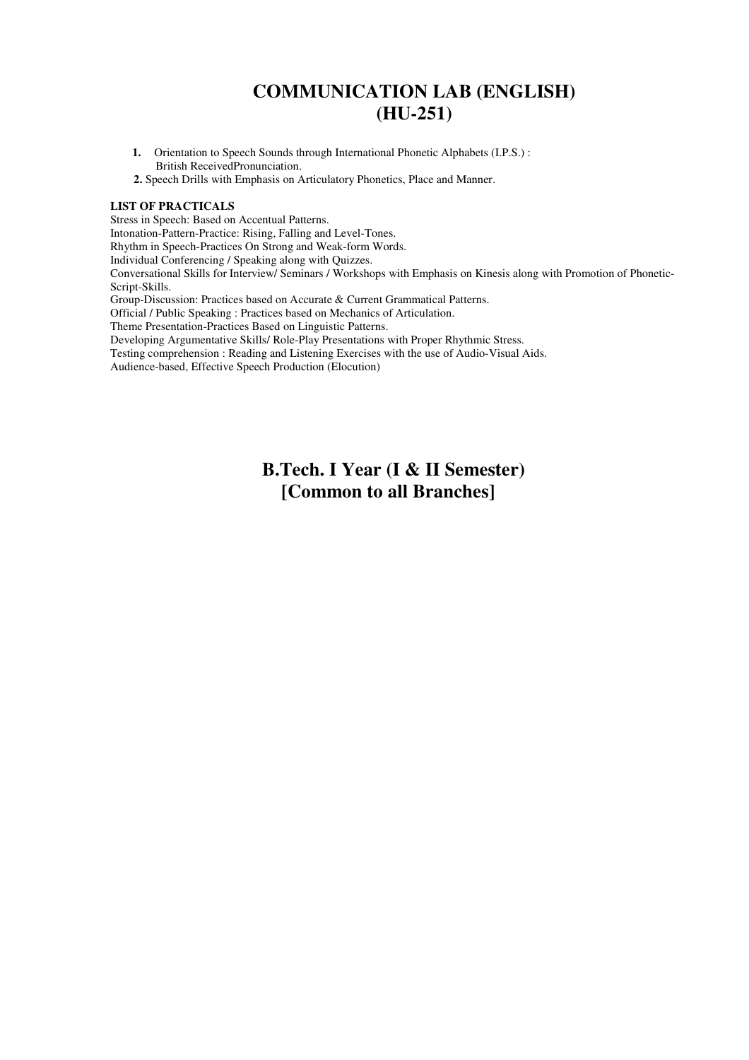# COMMUNICATION LAB (ENGLISH)
# (HU-251)

1. Orientation to Speech Sounds through International Phonetic Alphabets (I.P.S.) : British ReceivedPronunciation.
2. Speech Drills with Emphasis on Articulatory Phonetics, Place and Manner.

**LIST OF PRACTICALS**

Stress in Speech: Based on Accentual Patterns.
Intonation-Pattern-Practice: Rising, Falling and Level-Tones.
Rhythm in Speech-Practices On Strong and Weak-form Words.
Individual Conferencing / Speaking along with Quizzes.
Conversational Skills for Interview/ Seminars / Workshops with Emphasis on Kinesis along with Promotion of Phonetic-Script-Skills.
Group-Discussion: Practices based on Accurate & Current Grammatical Patterns.
Official / Public Speaking : Practices based on Mechanics of Articulation.
Theme Presentation-Practices Based on Linguistic Patterns.
Developing Argumentative Skills/ Role-Play Presentations with Proper Rhythmic Stress.
Testing comprehension : Reading and Listening Exercises with the use of Audio-Visual Aids.
Audience-based, Effective Speech Production (Elocution)

## B.Tech. I Year (I & II Semester)
## [Common to all Branches]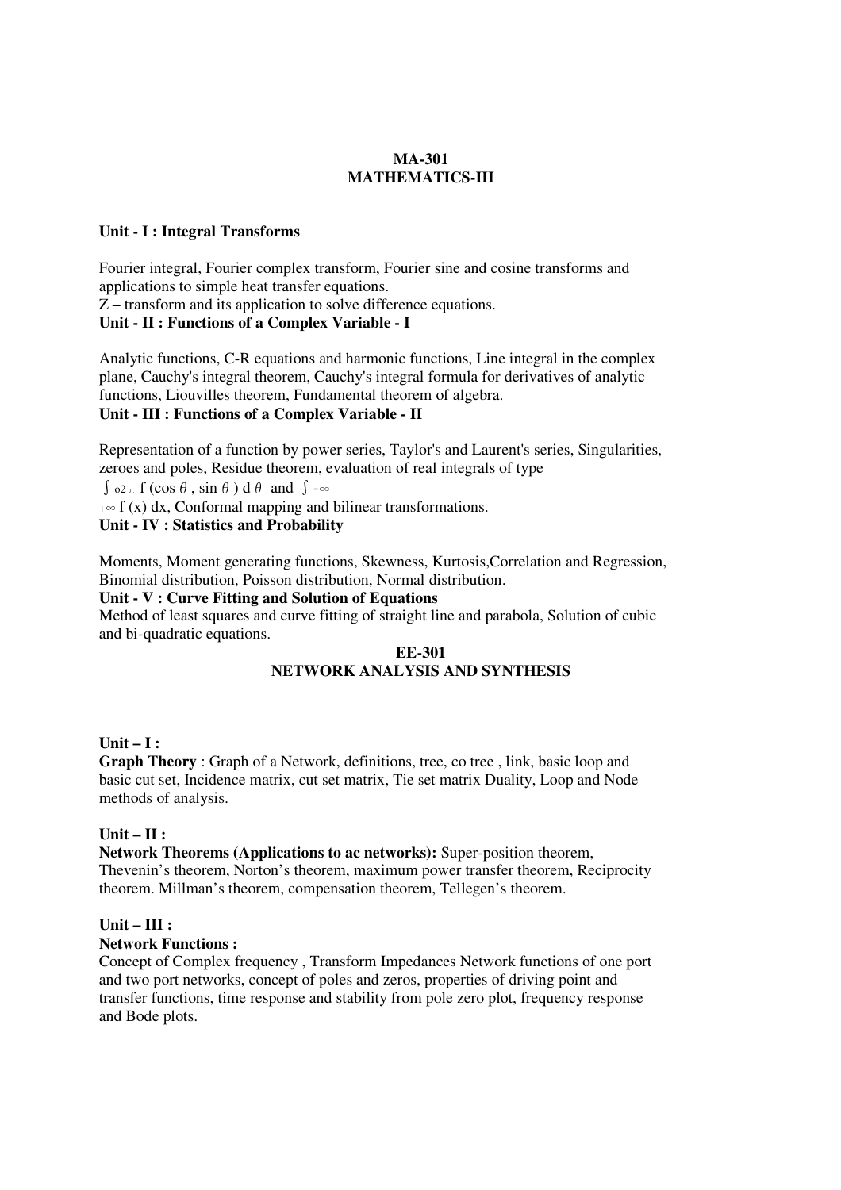# MA-301
# MATHEMATICS-III

**Unit - I : Integral Transforms**

Fourier integral, Fourier complex transform, Fourier sine and cosine transforms and applications to simple heat transfer equations.
Z – transform and its application to solve difference equations.

**Unit - II : Functions of a Complex Variable - I**

Analytic functions, C-R equations and harmonic functions, Line integral in the complex plane, Cauchy's integral theorem, Cauchy's integral formula for derivatives of analytic functions, Liouvilles theorem, Fundamental theorem of algebra.

**Unit - III : Functions of a Complex Variable - II**

Representation of a function by power series, Taylor's and Laurent's series, Singularities, zeroes and poles, Residue theorem, evaluation of real integrals of type
$\int_{0}^{2\pi} f(\cos\theta, \sin\theta)\, d\theta$ and $\int_{-\infty}^{+\infty} f(x)\, dx$, Conformal mapping and bilinear transformations.

**Unit - IV : Statistics and Probability**

Moments, Moment generating functions, Skewness, Kurtosis,Correlation and Regression, Binomial distribution, Poisson distribution, Normal distribution.

**Unit - V : Curve Fitting and Solution of Equations**

Method of least squares and curve fitting of straight line and parabola, Solution of cubic and bi-quadratic equations.

# EE-301
# NETWORK ANALYSIS AND SYNTHESIS

**Unit – I :**

**Graph Theory** : Graph of a Network, definitions, tree, co tree , link, basic loop and basic cut set, Incidence matrix, cut set matrix, Tie set matrix Duality, Loop and Node methods of analysis.

**Unit – II :**

**Network Theorems (Applications to ac networks):** Super-position theorem, Thevenin's theorem, Norton's theorem, maximum power transfer theorem, Reciprocity theorem. Millman's theorem, compensation theorem, Tellegen's theorem.

**Unit – III :**

**Network Functions :**

Concept of Complex frequency , Transform Impedances Network functions of one port and two port networks, concept of poles and zeros, properties of driving point and transfer functions, time response and stability from pole zero plot, frequency response and Bode plots.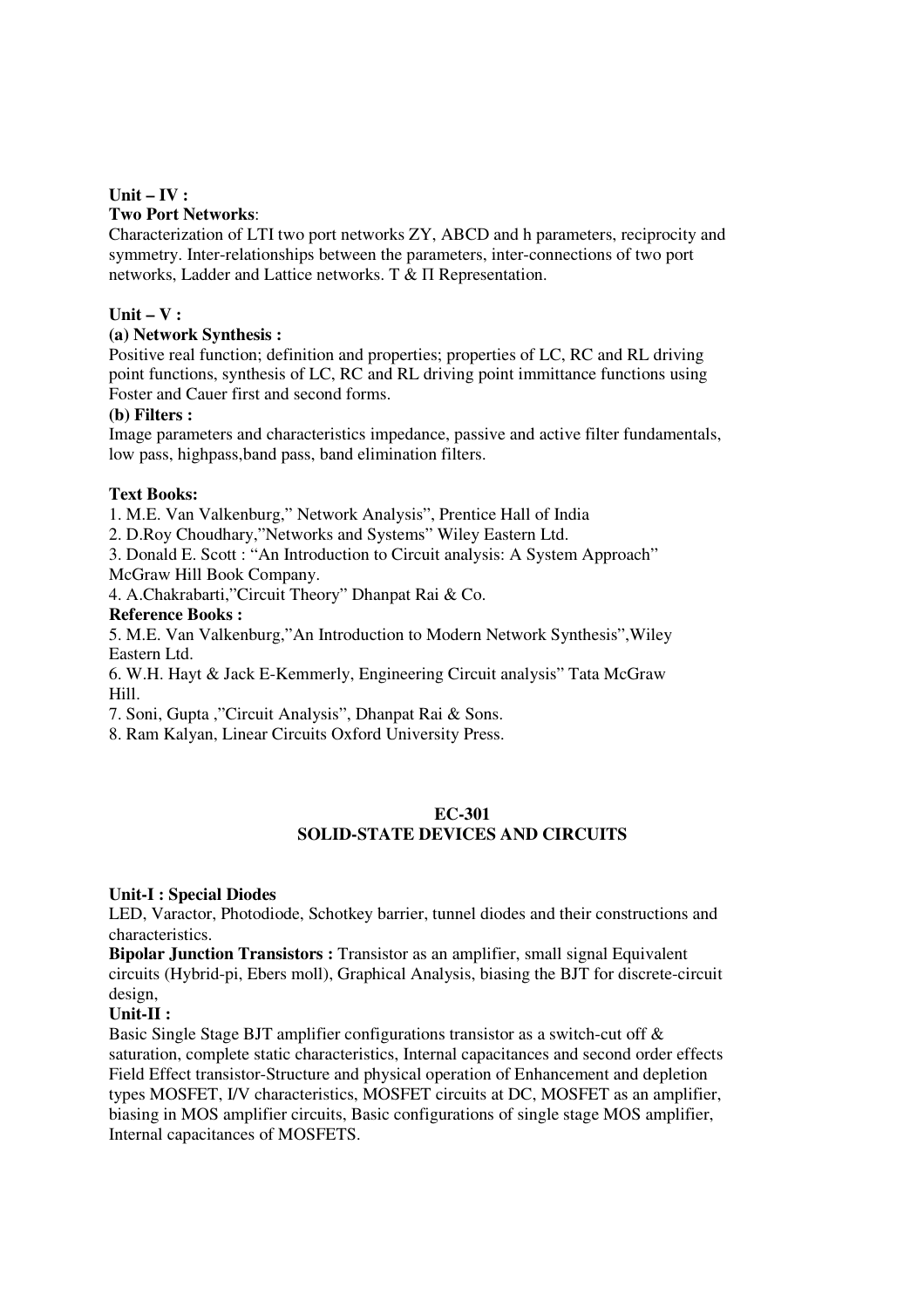**Unit – IV :**

**Two Port Networks**:

Characterization of LTI two port networks ZY, ABCD and h parameters, reciprocity and symmetry. Inter-relationships between the parameters, inter-connections of two port networks, Ladder and Lattice networks. T & Π Representation.

**Unit – V :**

**(a) Network Synthesis :**

Positive real function; definition and properties; properties of LC, RC and RL driving point functions, synthesis of LC, RC and RL driving point immittance functions using Foster and Cauer first and second forms.

**(b) Filters :**

Image parameters and characteristics impedance, passive and active filter fundamentals, low pass, highpass,band pass, band elimination filters.

**Text Books:**

1. M.E. Van Valkenburg," Network Analysis", Prentice Hall of India
2. D.Roy Choudhary,"Networks and Systems" Wiley Eastern Ltd.
3. Donald E. Scott : "An Introduction to Circuit analysis: A System Approach" McGraw Hill Book Company.
4. A.Chakrabarti,"Circuit Theory" Dhanpat Rai & Co.

**Reference Books :**

5. M.E. Van Valkenburg,"An Introduction to Modern Network Synthesis",Wiley Eastern Ltd.
6. W.H. Hayt & Jack E-Kemmerly, Engineering Circuit analysis" Tata McGraw Hill.
7. Soni, Gupta ,"Circuit Analysis", Dhanpat Rai & Sons.
8. Ram Kalyan, Linear Circuits Oxford University Press.

## EC-301
## SOLID-STATE DEVICES AND CIRCUITS

**Unit-I : Special Diodes**

LED, Varactor, Photodiode, Schotkey barrier, tunnel diodes and their constructions and characteristics.

**Bipolar Junction Transistors :** Transistor as an amplifier, small signal Equivalent circuits (Hybrid-pi, Ebers moll), Graphical Analysis, biasing the BJT for discrete-circuit design,

**Unit-II :**

Basic Single Stage BJT amplifier configurations transistor as a switch-cut off & saturation, complete static characteristics, Internal capacitances and second order effects Field Effect transistor-Structure and physical operation of Enhancement and depletion types MOSFET, I/V characteristics, MOSFET circuits at DC, MOSFET as an amplifier, biasing in MOS amplifier circuits, Basic configurations of single stage MOS amplifier, Internal capacitances of MOSFETS.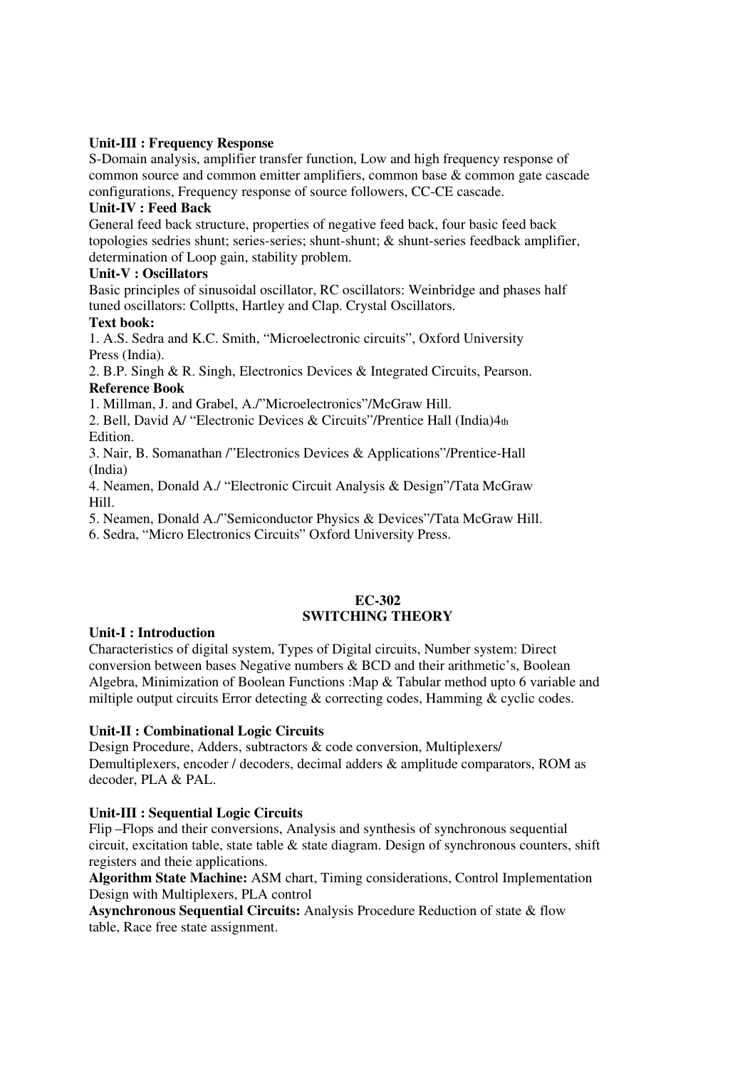**Unit-III : Frequency Response**

S-Domain analysis, amplifier transfer function, Low and high frequency response of common source and common emitter amplifiers, common base & common gate cascade configurations, Frequency response of source followers, CC-CE cascade.

**Unit-IV : Feed Back**

General feed back structure, properties of negative feed back, four basic feed back topologies sedries shunt; series-series; shunt-shunt; & shunt-series feedback amplifier, determination of Loop gain, stability problem.

**Unit-V : Oscillators**

Basic principles of sinusoidal oscillator, RC oscillators: Weinbridge and phases half tuned oscillators: Collptts, Hartley and Clap. Crystal Oscillators.

**Text book:**

1. A.S. Sedra and K.C. Smith, "Microelectronic circuits", Oxford University Press (India).
2. B.P. Singh & R. Singh, Electronics Devices & Integrated Circuits, Pearson.

**Reference Book**

1. Millman, J. and Grabel, A./"Microelectronics"/McGraw Hill.
2. Bell, David A/ "Electronic Devices & Circuits"/Prentice Hall (India)4th Edition.
3. Nair, B. Somanathan /"Electronics Devices & Applications"/Prentice-Hall (India)
4. Neamen, Donald A./ "Electronic Circuit Analysis & Design"/Tata McGraw Hill.
5. Neamen, Donald A./"Semiconductor Physics & Devices"/Tata McGraw Hill.
6. Sedra, "Micro Electronics Circuits" Oxford University Press.

## EC-302
## SWITCHING THEORY

**Unit-I : Introduction**

Characteristics of digital system, Types of Digital circuits, Number system: Direct conversion between bases Negative numbers & BCD and their arithmetic's, Boolean Algebra, Minimization of Boolean Functions :Map & Tabular method upto 6 variable and miltiple output circuits Error detecting & correcting codes, Hamming & cyclic codes.

**Unit-II : Combinational Logic Circuits**

Design Procedure, Adders, subtractors & code conversion, Multiplexers/ Demultiplexers, encoder / decoders, decimal adders & amplitude comparators, ROM as decoder, PLA & PAL.

**Unit-III : Sequential Logic Circuits**

Flip –Flops and their conversions, Analysis and synthesis of synchronous sequential circuit, excitation table, state table & state diagram. Design of synchronous counters, shift registers and theie applications.

**Algorithm State Machine:** ASM chart, Timing considerations, Control Implementation Design with Multiplexers, PLA control

**Asynchronous Sequential Circuits:** Analysis Procedure Reduction of state & flow table, Race free state assignment.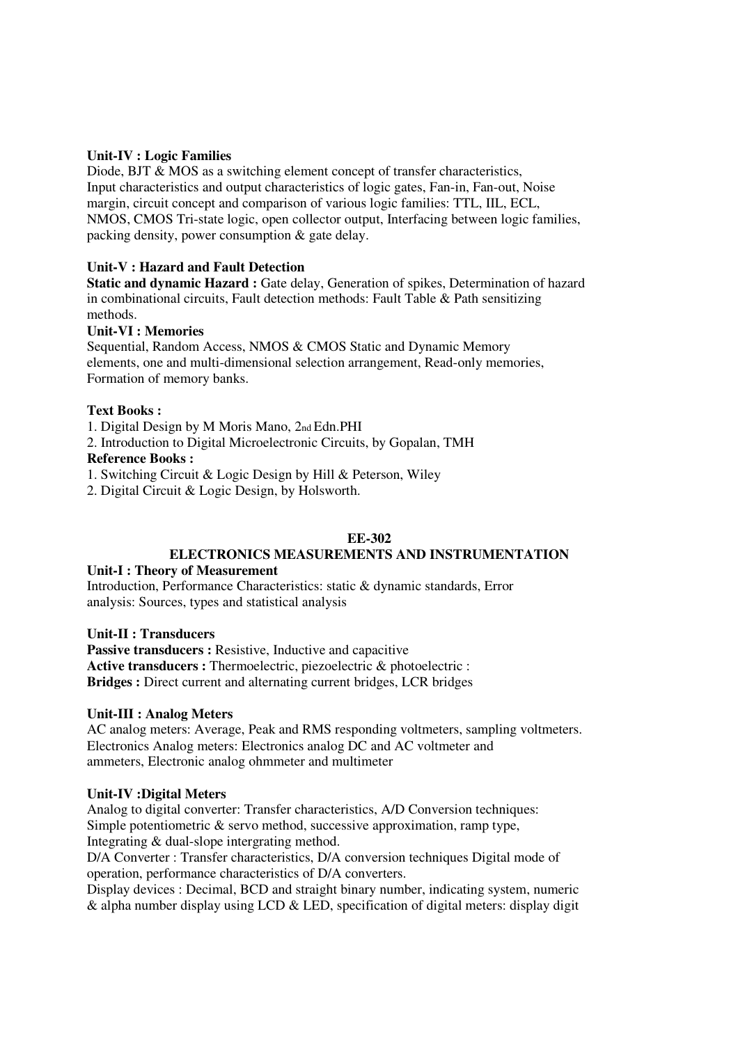**Unit-IV : Logic Families**

Diode, BJT & MOS as a switching element concept of transfer characteristics, Input characteristics and output characteristics of logic gates, Fan-in, Fan-out, Noise margin, circuit concept and comparison of various logic families: TTL, IIL, ECL, NMOS, CMOS Tri-state logic, open collector output, Interfacing between logic families, packing density, power consumption & gate delay.

**Unit-V : Hazard and Fault Detection**

**Static and dynamic Hazard :** Gate delay, Generation of spikes, Determination of hazard in combinational circuits, Fault detection methods: Fault Table & Path sensitizing methods.

**Unit-VI : Memories**

Sequential, Random Access, NMOS & CMOS Static and Dynamic Memory elements, one and multi-dimensional selection arrangement, Read-only memories, Formation of memory banks.

**Text Books :**

1. Digital Design by M Moris Mano, 2nd Edn.PHI
2. Introduction to Digital Microelectronic Circuits, by Gopalan, TMH

**Reference Books :**

1. Switching Circuit & Logic Design by Hill & Peterson, Wiley
2. Digital Circuit & Logic Design, by Holsworth.

## EE-302

## ELECTRONICS MEASUREMENTS AND INSTRUMENTATION

**Unit-I : Theory of Measurement**

Introduction, Performance Characteristics: static & dynamic standards, Error analysis: Sources, types and statistical analysis

**Unit-II : Transducers**

**Passive transducers :** Resistive, Inductive and capacitive
**Active transducers :** Thermoelectric, piezoelectric & photoelectric :
**Bridges :** Direct current and alternating current bridges, LCR bridges

**Unit-III : Analog Meters**

AC analog meters: Average, Peak and RMS responding voltmeters, sampling voltmeters. Electronics Analog meters: Electronics analog DC and AC voltmeter and ammeters, Electronic analog ohmmeter and multimeter

**Unit-IV :Digital Meters**

Analog to digital converter: Transfer characteristics, A/D Conversion techniques: Simple potentiometric & servo method, successive approximation, ramp type, Integrating & dual-slope intergrating method.

D/A Converter : Transfer characteristics, D/A conversion techniques Digital mode of operation, performance characteristics of D/A converters.

Display devices : Decimal, BCD and straight binary number, indicating system, numeric & alpha number display using LCD & LED, specification of digital meters: display digit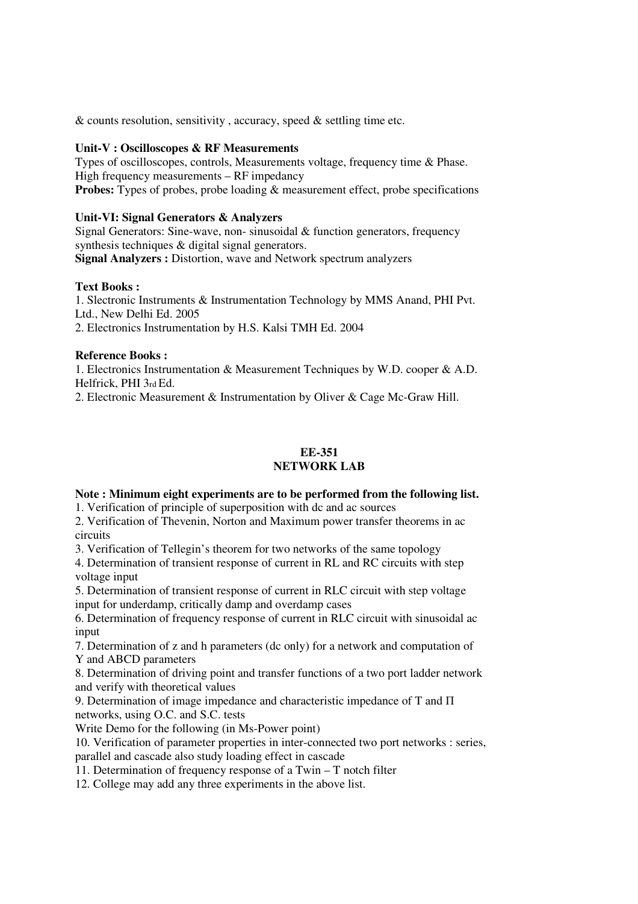& counts resolution, sensitivity , accuracy, speed & settling time etc.

**Unit-V : Oscilloscopes & RF Measurements**

Types of oscilloscopes, controls, Measurements voltage, frequency time & Phase.
High frequency measurements – RF impedancy

**Probes:** Types of probes, probe loading & measurement effect, probe specifications

**Unit-VI: Signal Generators & Analyzers**

Signal Generators: Sine-wave, non- sinusoidal & function generators, frequency synthesis techniques & digital signal generators.

**Signal Analyzers :** Distortion, wave and Network spectrum analyzers

**Text Books :**

1. Slectronic Instruments & Instrumentation Technology by MMS Anand, PHI Pvt. Ltd., New Delhi Ed. 2005
2. Electronics Instrumentation by H.S. Kalsi TMH Ed. 2004

**Reference Books :**

1. Electronics Instrumentation & Measurement Techniques by W.D. cooper & A.D. Helfrick, PHI 3rd Ed.
2. Electronic Measurement & Instrumentation by Oliver & Cage Mc-Graw Hill.

## EE-351
## NETWORK LAB

**Note : Minimum eight experiments are to be performed from the following list.**

1. Verification of principle of superposition with dc and ac sources
2. Verification of Thevenin, Norton and Maximum power transfer theorems in ac circuits
3. Verification of Tellegin's theorem for two networks of the same topology
4. Determination of transient response of current in RL and RC circuits with step voltage input
5. Determination of transient response of current in RLC circuit with step voltage input for underdamp, critically damp and overdamp cases
6. Determination of frequency response of current in RLC circuit with sinusoidal ac input
7. Determination of z and h parameters (dc only) for a network and computation of Y and ABCD parameters
8. Determination of driving point and transfer functions of a two port ladder network and verify with theoretical values
9. Determination of image impedance and characteristic impedance of T and Π networks, using O.C. and S.C. tests

Write Demo for the following (in Ms-Power point)

10. Verification of parameter properties in inter-connected two port networks : series, parallel and cascade also study loading effect in cascade
11. Determination of frequency response of a Twin – T notch filter
12. College may add any three experiments in the above list.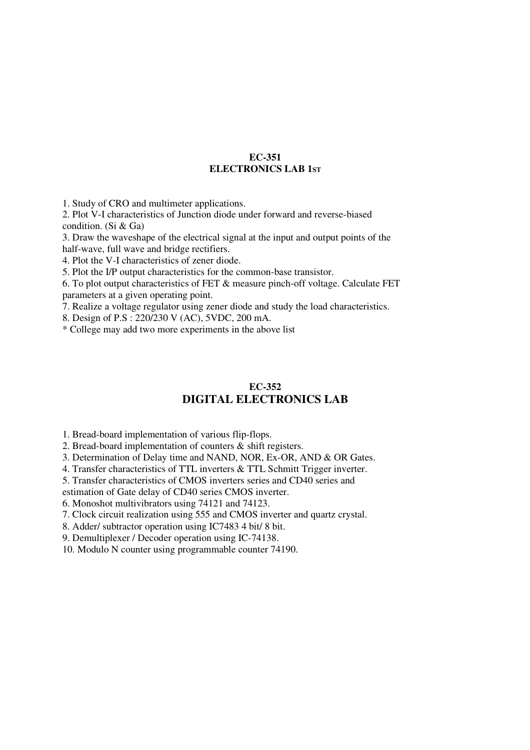## EC-351
## ELECTRONICS LAB 1ST

1. Study of CRO and multimeter applications.
2. Plot V-I characteristics of Junction diode under forward and reverse-biased condition. (Si & Ga)
3. Draw the waveshape of the electrical signal at the input and output points of the half-wave, full wave and bridge rectifiers.
4. Plot the V-I characteristics of zener diode.
5. Plot the I/P output characteristics for the common-base transistor.
6. To plot output characteristics of FET & measure pinch-off voltage. Calculate FET parameters at a given operating point.
7. Realize a voltage regulator using zener diode and study the load characteristics.
8. Design of P.S : 220/230 V (AC), 5VDC, 200 mA.

\* College may add two more experiments in the above list

## EC-352
## DIGITAL ELECTRONICS LAB

1. Bread-board implementation of various flip-flops.
2. Bread-board implementation of counters & shift registers.
3. Determination of Delay time and NAND, NOR, Ex-OR, AND & OR Gates.
4. Transfer characteristics of TTL inverters & TTL Schmitt Trigger inverter.
5. Transfer characteristics of CMOS inverters series and CD40 series and estimation of Gate delay of CD40 series CMOS inverter.
6. Monoshot multivibrators using 74121 and 74123.
7. Clock circuit realization using 555 and CMOS inverter and quartz crystal.
8. Adder/ subtractor operation using IC7483 4 bit/ 8 bit.
9. Demultiplexer / Decoder operation using IC-74138.
10. Modulo N counter using programmable counter 74190.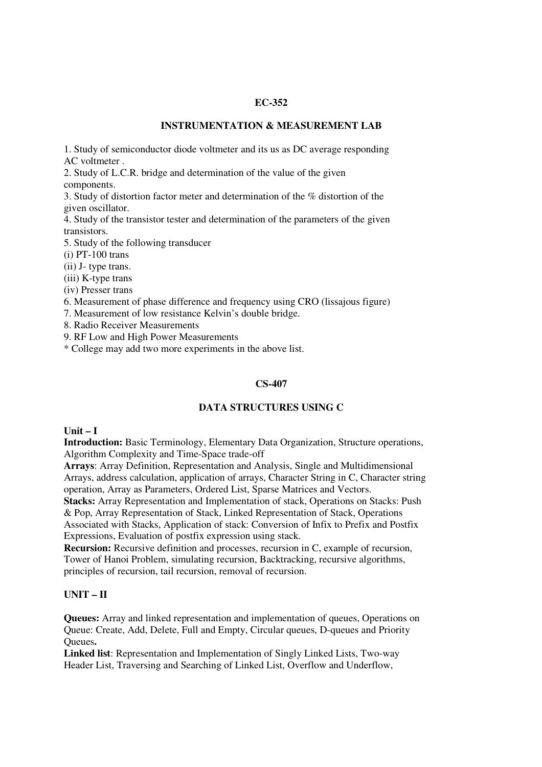## EC-352

## INSTRUMENTATION & MEASUREMENT LAB

1. Study of semiconductor diode voltmeter and its us as DC average responding AC voltmeter .
2. Study of L.C.R. bridge and determination of the value of the given components.
3. Study of distortion factor meter and determination of the % distortion of the given oscillator.
4. Study of the transistor tester and determination of the parameters of the given transistors.
5. Study of the following transducer
(i) PT-100 trans
(ii) J- type trans.
(iii) K-type trans
(iv) Presser trans
6. Measurement of phase difference and frequency using CRO (lissajous figure)
7. Measurement of low resistance Kelvin's double bridge.
8. Radio Receiver Measurements
9. RF Low and High Power Measurements

* College may add two more experiments in the above list.

## CS-407

## DATA STRUCTURES USING C

**Unit – I**

**Introduction:** Basic Terminology, Elementary Data Organization, Structure operations, Algorithm Complexity and Time-Space trade-off

**Arrays**: Array Definition, Representation and Analysis, Single and Multidimensional Arrays, address calculation, application of arrays, Character String in C, Character string operation, Array as Parameters, Ordered List, Sparse Matrices and Vectors.

**Stacks:** Array Representation and Implementation of stack, Operations on Stacks: Push & Pop, Array Representation of Stack, Linked Representation of Stack, Operations Associated with Stacks, Application of stack: Conversion of Infix to Prefix and Postfix Expressions, Evaluation of postfix expression using stack.

**Recursion:** Recursive definition and processes, recursion in C, example of recursion, Tower of Hanoi Problem, simulating recursion, Backtracking, recursive algorithms, principles of recursion, tail recursion, removal of recursion.

**UNIT – II**

**Queues:** Array and linked representation and implementation of queues, Operations on Queue: Create, Add, Delete, Full and Empty, Circular queues, D-queues and Priority Queues**.**

**Linked list**: Representation and Implementation of Singly Linked Lists, Two-way Header List, Traversing and Searching of Linked List, Overflow and Underflow,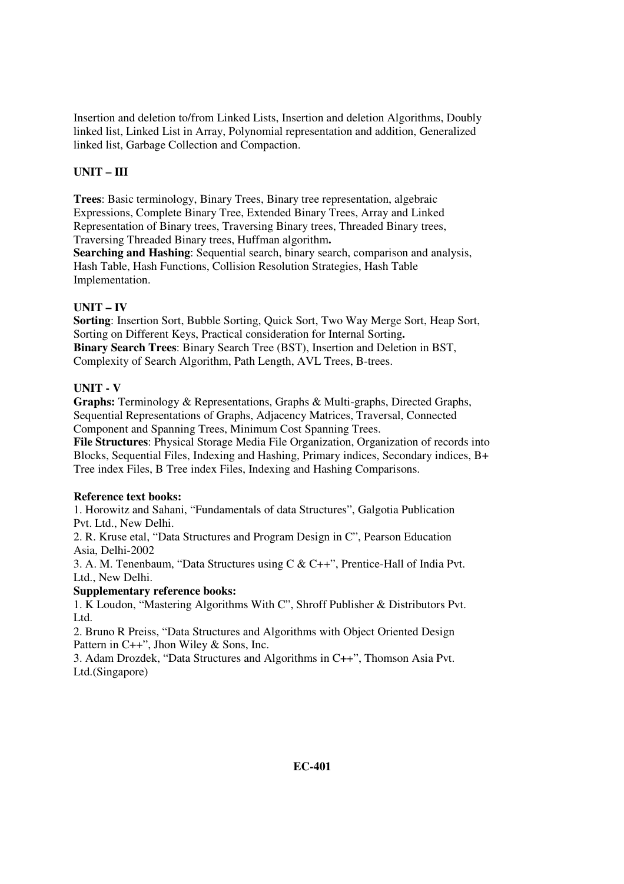Insertion and deletion to/from Linked Lists, Insertion and deletion Algorithms, Doubly linked list, Linked List in Array, Polynomial representation and addition, Generalized linked list, Garbage Collection and Compaction.

## UNIT – III

**Trees**: Basic terminology, Binary Trees, Binary tree representation, algebraic Expressions, Complete Binary Tree, Extended Binary Trees, Array and Linked Representation of Binary trees, Traversing Binary trees, Threaded Binary trees, Traversing Threaded Binary trees, Huffman algorithm**.**

**Searching and Hashing**: Sequential search, binary search, comparison and analysis, Hash Table, Hash Functions, Collision Resolution Strategies, Hash Table Implementation.

## UNIT – IV

**Sorting**: Insertion Sort, Bubble Sorting, Quick Sort, Two Way Merge Sort, Heap Sort, Sorting on Different Keys, Practical consideration for Internal Sorting**.**

**Binary Search Trees**: Binary Search Tree (BST), Insertion and Deletion in BST, Complexity of Search Algorithm, Path Length, AVL Trees, B-trees.

## UNIT - V

**Graphs:** Terminology & Representations, Graphs & Multi-graphs, Directed Graphs, Sequential Representations of Graphs, Adjacency Matrices, Traversal, Connected Component and Spanning Trees, Minimum Cost Spanning Trees.

**File Structures**: Physical Storage Media File Organization, Organization of records into Blocks, Sequential Files, Indexing and Hashing, Primary indices, Secondary indices, B+ Tree index Files, B Tree index Files, Indexing and Hashing Comparisons.

**Reference text books:**

1. Horowitz and Sahani, "Fundamentals of data Structures", Galgotia Publication Pvt. Ltd., New Delhi.
2. R. Kruse etal, "Data Structures and Program Design in C", Pearson Education Asia, Delhi-2002
3. A. M. Tenenbaum, "Data Structures using C & C++", Prentice-Hall of India Pvt. Ltd., New Delhi.

**Supplementary reference books:**

1. K Loudon, "Mastering Algorithms With C", Shroff Publisher & Distributors Pvt. Ltd.
2. Bruno R Preiss, "Data Structures and Algorithms with Object Oriented Design Pattern in C++", Jhon Wiley & Sons, Inc.
3. Adam Drozdek, "Data Structures and Algorithms in C++", Thomson Asia Pvt. Ltd.(Singapore)

**EC-401**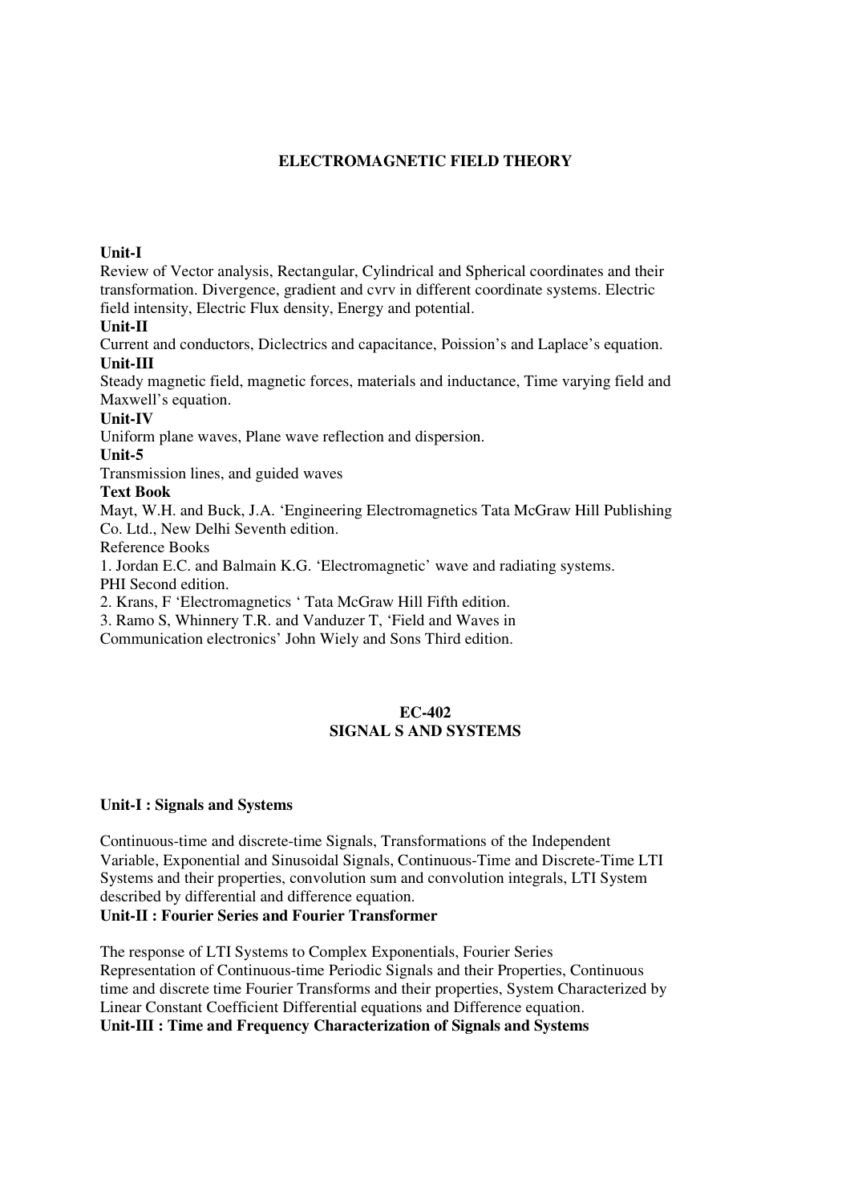## ELECTROMAGNETIC FIELD THEORY

**Unit-I**

Review of Vector analysis, Rectangular, Cylindrical and Spherical coordinates and their transformation. Divergence, gradient and cvrv in different coordinate systems. Electric field intensity, Electric Flux density, Energy and potential.

**Unit-II**

Current and conductors, Diclectrics and capacitance, Poission's and Laplace's equation.

**Unit-III**

Steady magnetic field, magnetic forces, materials and inductance, Time varying field and Maxwell's equation.

**Unit-IV**

Uniform plane waves, Plane wave reflection and dispersion.

**Unit-5**

Transmission lines, and guided waves

**Text Book**

Mayt, W.H. and Buck, J.A. 'Engineering Electromagnetics Tata McGraw Hill Publishing Co. Ltd., New Delhi Seventh edition.

Reference Books

1. Jordan E.C. and Balmain K.G. 'Electromagnetic' wave and radiating systems. PHI Second edition.
2. Krans, F 'Electromagnetics ' Tata McGraw Hill Fifth edition.
3. Ramo S, Whinnery T.R. and Vanduzer T, 'Field and Waves in Communication electronics' John Wiely and Sons Third edition.

## EC-402
## SIGNAL S AND SYSTEMS

**Unit-I : Signals and Systems**

Continuous-time and discrete-time Signals, Transformations of the Independent Variable, Exponential and Sinusoidal Signals, Continuous-Time and Discrete-Time LTI Systems and their properties, convolution sum and convolution integrals, LTI System described by differential and difference equation.

**Unit-II : Fourier Series and Fourier Transformer**

The response of LTI Systems to Complex Exponentials, Fourier Series Representation of Continuous-time Periodic Signals and their Properties, Continuous time and discrete time Fourier Transforms and their properties, System Characterized by Linear Constant Coefficient Differential equations and Difference equation.

**Unit-III : Time and Frequency Characterization of Signals and Systems**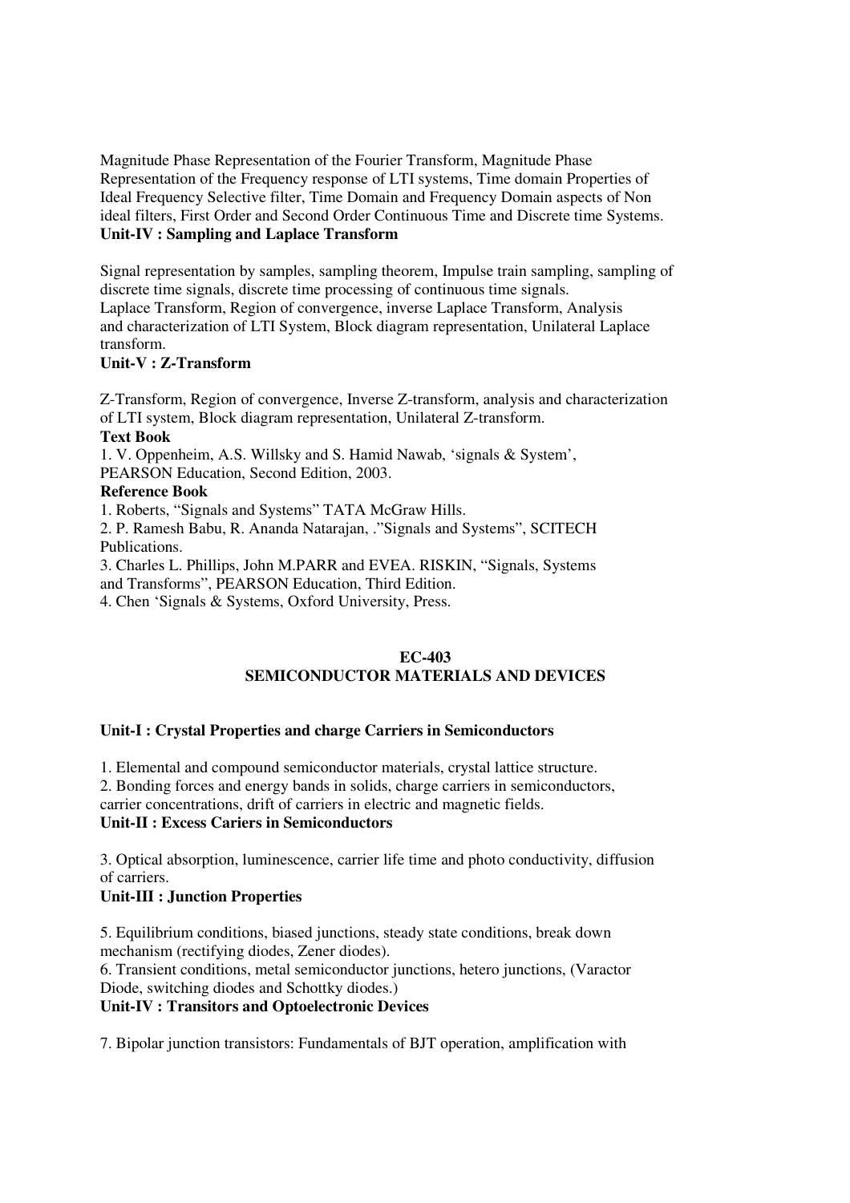Magnitude Phase Representation of the Fourier Transform, Magnitude Phase Representation of the Frequency response of LTI systems, Time domain Properties of Ideal Frequency Selective filter, Time Domain and Frequency Domain aspects of Non ideal filters, First Order and Second Order Continuous Time and Discrete time Systems.

**Unit-IV : Sampling and Laplace Transform**

Signal representation by samples, sampling theorem, Impulse train sampling, sampling of discrete time signals, discrete time processing of continuous time signals.
Laplace Transform, Region of convergence, inverse Laplace Transform, Analysis and characterization of LTI System, Block diagram representation, Unilateral Laplace transform.

**Unit-V : Z-Transform**

Z-Transform, Region of convergence, Inverse Z-transform, analysis and characterization of LTI system, Block diagram representation, Unilateral Z-transform.

**Text Book**

1. V. Oppenheim, A.S. Willsky and S. Hamid Nawab, 'signals & System', PEARSON Education, Second Edition, 2003.

**Reference Book**

1. Roberts, "Signals and Systems" TATA McGraw Hills.
2. P. Ramesh Babu, R. Ananda Natarajan, ."Signals and Systems", SCITECH Publications.
3. Charles L. Phillips, John M.PARR and EVEA. RISKIN, "Signals, Systems and Transforms", PEARSON Education, Third Edition.
4. Chen 'Signals & Systems, Oxford University, Press.

## EC-403
## SEMICONDUCTOR MATERIALS AND DEVICES

**Unit-I : Crystal Properties and charge Carriers in Semiconductors**

1. Elemental and compound semiconductor materials, crystal lattice structure.
2. Bonding forces and energy bands in solids, charge carriers in semiconductors, carrier concentrations, drift of carriers in electric and magnetic fields.

**Unit-II : Excess Cariers in Semiconductors**

3. Optical absorption, luminescence, carrier life time and photo conductivity, diffusion of carriers.

**Unit-III : Junction Properties**

5. Equilibrium conditions, biased junctions, steady state conditions, break down mechanism (rectifying diodes, Zener diodes).
6. Transient conditions, metal semiconductor junctions, hetero junctions, (Varactor Diode, switching diodes and Schottky diodes.)

**Unit-IV : Transitors and Optoelectronic Devices**

7. Bipolar junction transistors: Fundamentals of BJT operation, amplification with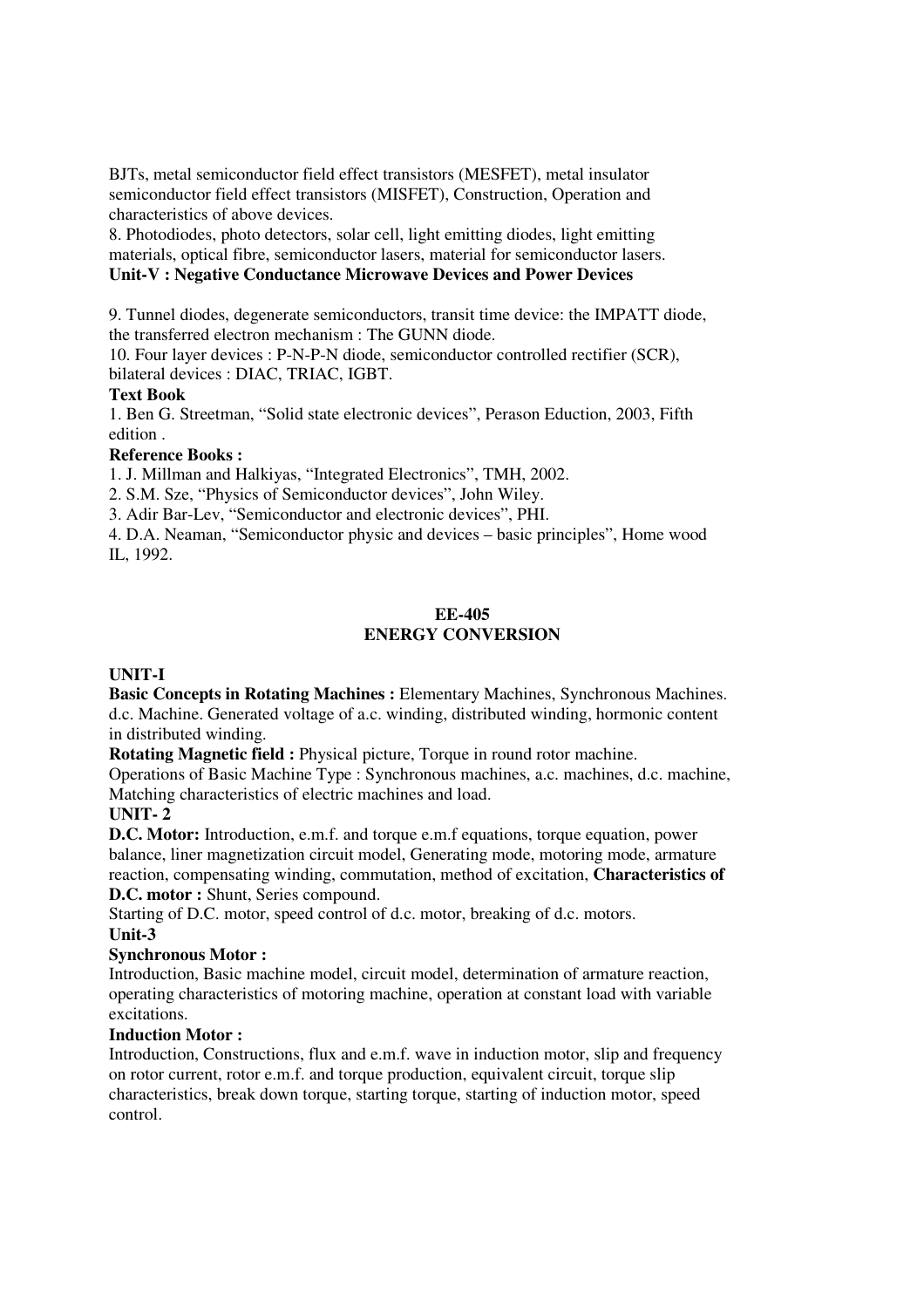BJTs, metal semiconductor field effect transistors (MESFET), metal insulator semiconductor field effect transistors (MISFET), Construction, Operation and characteristics of above devices.

8. Photodiodes, photo detectors, solar cell, light emitting diodes, light emitting materials, optical fibre, semiconductor lasers, material for semiconductor lasers.

**Unit-V : Negative Conductance Microwave Devices and Power Devices**

9. Tunnel diodes, degenerate semiconductors, transit time device: the IMPATT diode, the transferred electron mechanism : The GUNN diode.

10. Four layer devices : P-N-P-N diode, semiconductor controlled rectifier (SCR), bilateral devices : DIAC, TRIAC, IGBT.

**Text Book**

1. Ben G. Streetman, "Solid state electronic devices", Perason Eduction, 2003, Fifth edition .

**Reference Books :**

1. J. Millman and Halkiyas, "Integrated Electronics", TMH, 2002.
2. S.M. Sze, "Physics of Semiconductor devices", John Wiley.
3. Adir Bar-Lev, "Semiconductor and electronic devices", PHI.
4. D.A. Neaman, "Semiconductor physic and devices – basic principles", Home wood IL, 1992.

## EE-405
## ENERGY CONVERSION

**UNIT-I**

**Basic Concepts in Rotating Machines :** Elementary Machines, Synchronous Machines. d.c. Machine. Generated voltage of a.c. winding, distributed winding, hormonic content in distributed winding.

**Rotating Magnetic field :** Physical picture, Torque in round rotor machine.

Operations of Basic Machine Type : Synchronous machines, a.c. machines, d.c. machine, Matching characteristics of electric machines and load.

**UNIT- 2**

**D.C. Motor:** Introduction, e.m.f. and torque e.m.f equations, torque equation, power balance, liner magnetization circuit model, Generating mode, motoring mode, armature reaction, compensating winding, commutation, method of excitation, **Characteristics of D.C. motor :** Shunt, Series compound.

Starting of D.C. motor, speed control of d.c. motor, breaking of d.c. motors.

**Unit-3**

**Synchronous Motor :**

Introduction, Basic machine model, circuit model, determination of armature reaction, operating characteristics of motoring machine, operation at constant load with variable excitations.

**Induction Motor :**

Introduction, Constructions, flux and e.m.f. wave in induction motor, slip and frequency on rotor current, rotor e.m.f. and torque production, equivalent circuit, torque slip characteristics, break down torque, starting torque, starting of induction motor, speed control.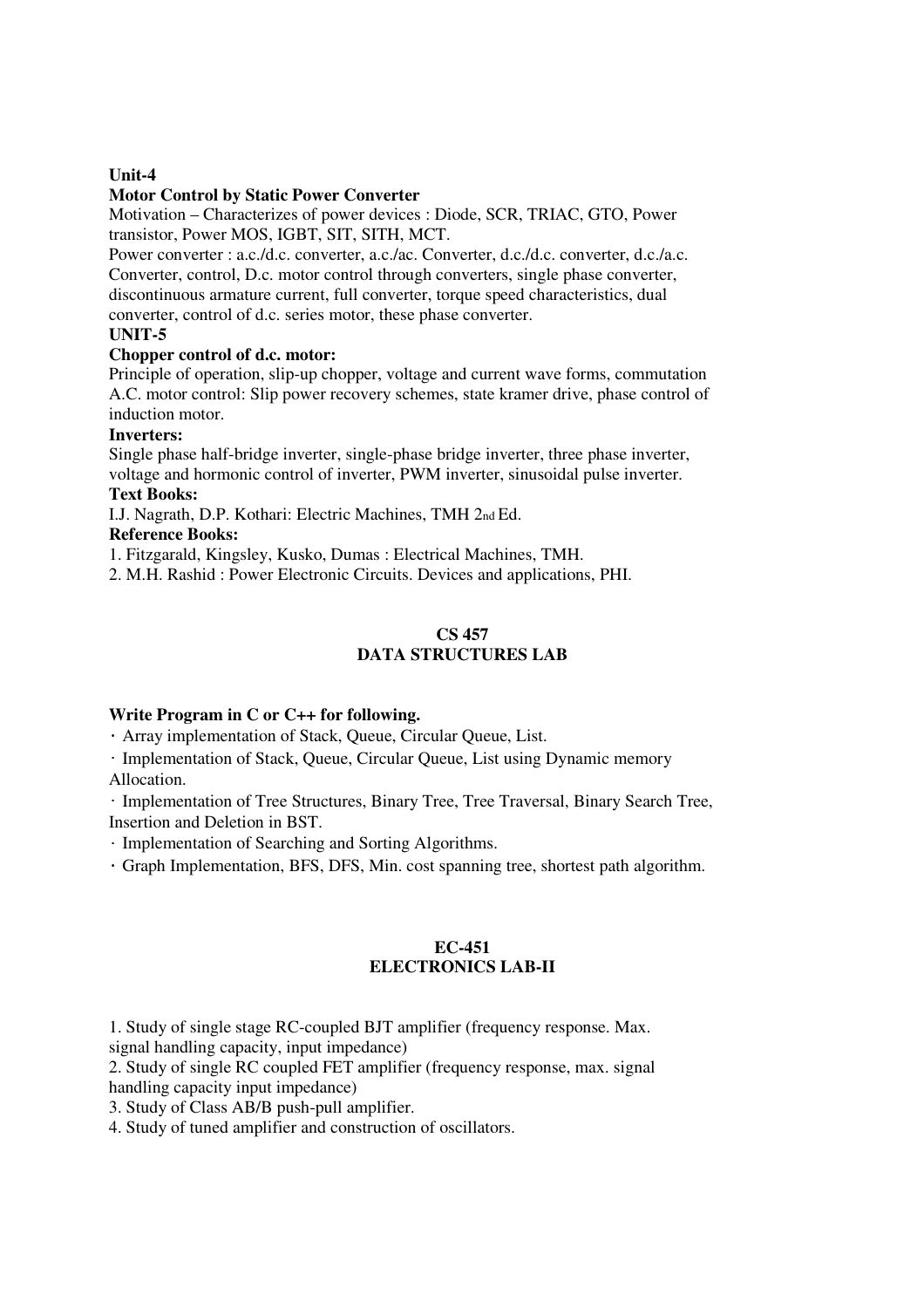**Unit-4**

**Motor Control by Static Power Converter**

Motivation – Characterizes of power devices : Diode, SCR, TRIAC, GTO, Power transistor, Power MOS, IGBT, SIT, SITH, MCT.

Power converter : a.c./d.c. converter, a.c./ac. Converter, d.c./d.c. converter, d.c./a.c. Converter, control, D.c. motor control through converters, single phase converter, discontinuous armature current, full converter, torque speed characteristics, dual converter, control of d.c. series motor, these phase converter.

**UNIT-5**

**Chopper control of d.c. motor:**

Principle of operation, slip-up chopper, voltage and current wave forms, commutation A.C. motor control: Slip power recovery schemes, state kramer drive, phase control of induction motor.

**Inverters:**

Single phase half-bridge inverter, single-phase bridge inverter, three phase inverter, voltage and hormonic control of inverter, PWM inverter, sinusoidal pulse inverter.

**Text Books:**

I.J. Nagrath, D.P. Kothari: Electric Machines, TMH 2nd Ed.

**Reference Books:**

1. Fitzgarald, Kingsley, Kusko, Dumas : Electrical Machines, TMH.
2. M.H. Rashid : Power Electronic Circuits. Devices and applications, PHI.

## CS 457
## DATA STRUCTURES LAB

**Write Program in C or C++ for following.**

- Array implementation of Stack, Queue, Circular Queue, List.
- Implementation of Stack, Queue, Circular Queue, List using Dynamic memory Allocation.
- Implementation of Tree Structures, Binary Tree, Tree Traversal, Binary Search Tree, Insertion and Deletion in BST.
- Implementation of Searching and Sorting Algorithms.
- Graph Implementation, BFS, DFS, Min. cost spanning tree, shortest path algorithm.

## EC-451
## ELECTRONICS LAB-II

1. Study of single stage RC-coupled BJT amplifier (frequency response. Max. signal handling capacity, input impedance)
2. Study of single RC coupled FET amplifier (frequency response, max. signal handling capacity input impedance)
3. Study of Class AB/B push-pull amplifier.
4. Study of tuned amplifier and construction of oscillators.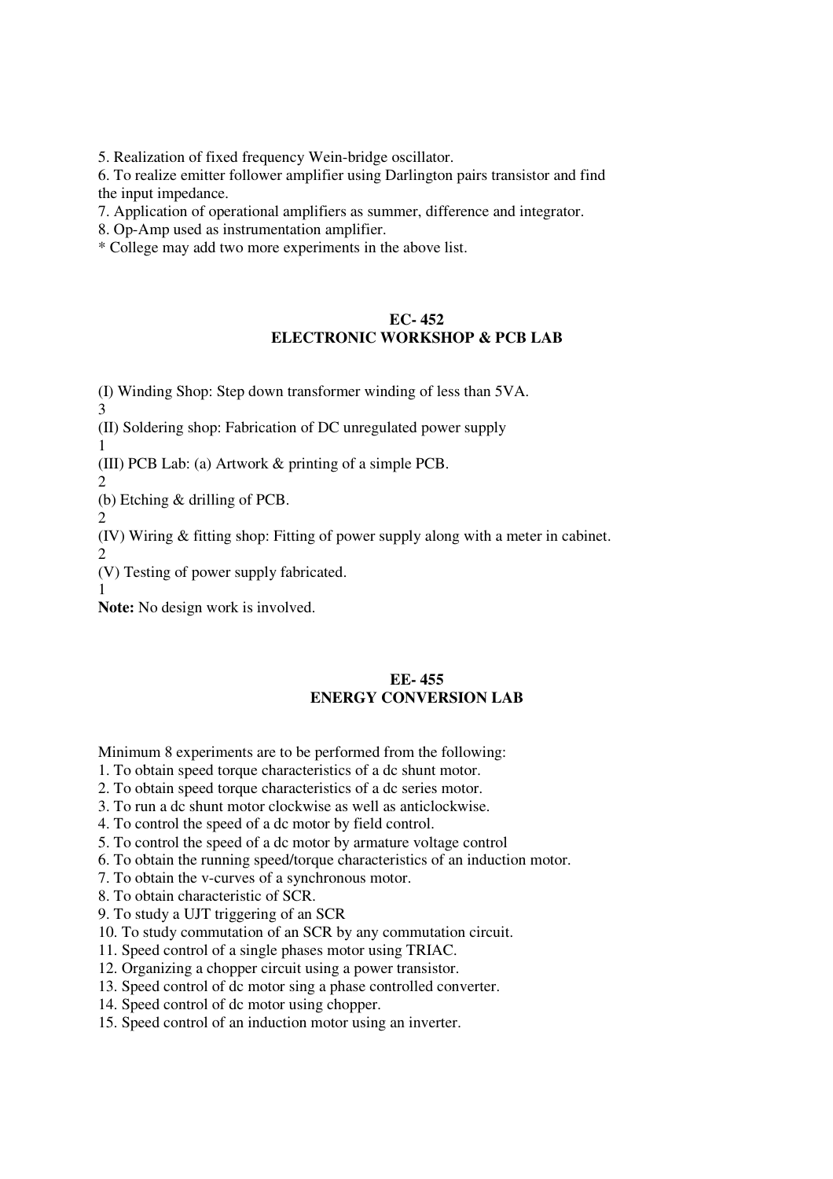5. Realization of fixed frequency Wein-bridge oscillator.
6. To realize emitter follower amplifier using Darlington pairs transistor and find the input impedance.
7. Application of operational amplifiers as summer, difference and integrator.
8. Op-Amp used as instrumentation amplifier.

* College may add two more experiments in the above list.

## EC- 452
## ELECTRONIC WORKSHOP & PCB LAB

(I) Winding Shop: Step down transformer winding of less than 5VA.
3
(II) Soldering shop: Fabrication of DC unregulated power supply
1
(III) PCB Lab: (a) Artwork & printing of a simple PCB.
2
(b) Etching & drilling of PCB.
2
(IV) Wiring & fitting shop: Fitting of power supply along with a meter in cabinet.
2
(V) Testing of power supply fabricated.
1

**Note:** No design work is involved.

## EE- 455
## ENERGY CONVERSION LAB

Minimum 8 experiments are to be performed from the following:

1. To obtain speed torque characteristics of a dc shunt motor.
2. To obtain speed torque characteristics of a dc series motor.
3. To run a dc shunt motor clockwise as well as anticlockwise.
4. To control the speed of a dc motor by field control.
5. To control the speed of a dc motor by armature voltage control
6. To obtain the running speed/torque characteristics of an induction motor.
7. To obtain the v-curves of a synchronous motor.
8. To obtain characteristic of SCR.
9. To study a UJT triggering of an SCR
10. To study commutation of an SCR by any commutation circuit.
11. Speed control of a single phases motor using TRIAC.
12. Organizing a chopper circuit using a power transistor.
13. Speed control of dc motor sing a phase controlled converter.
14. Speed control of dc motor using chopper.
15. Speed control of an induction motor using an inverter.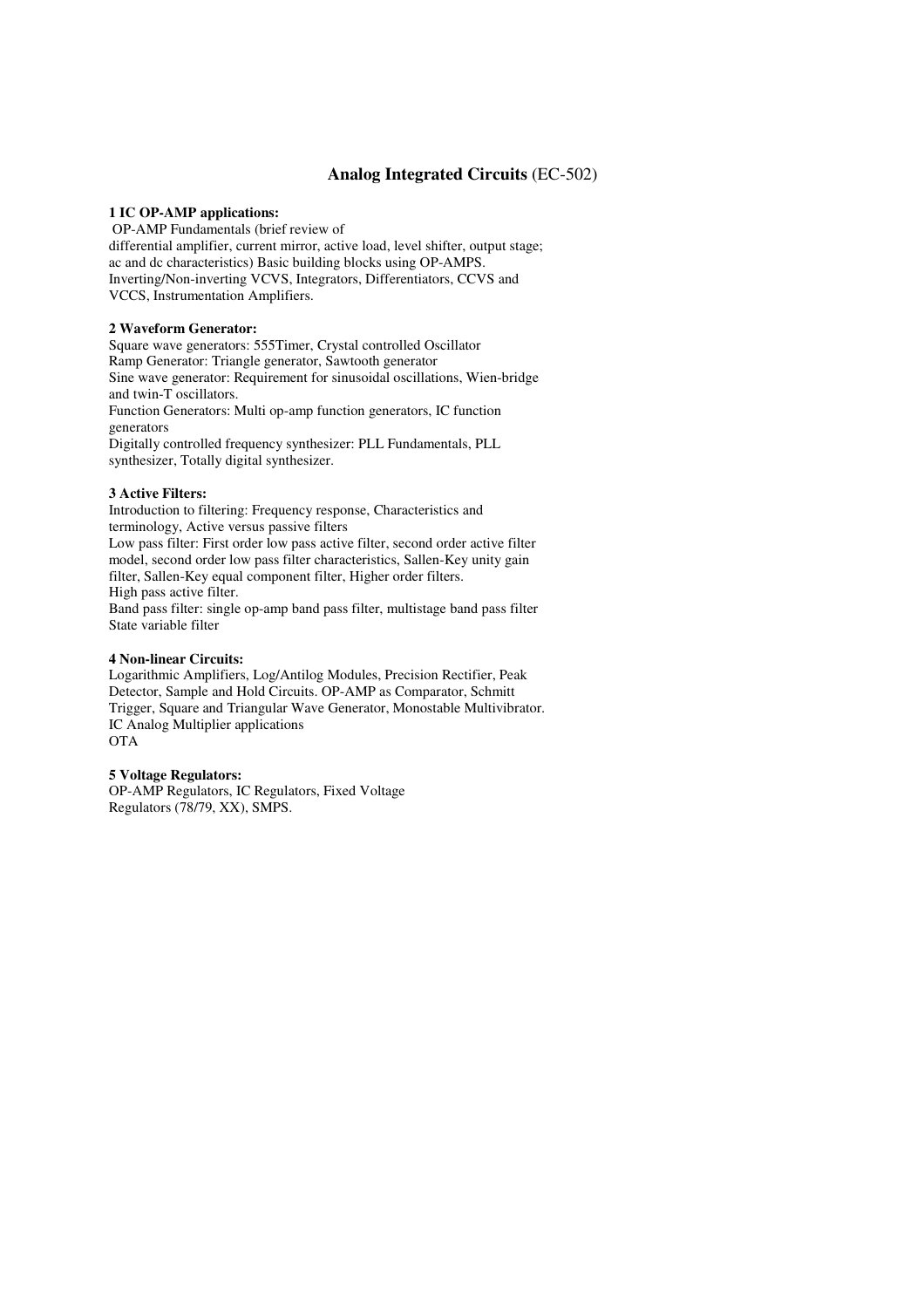# **Analog Integrated Circuits** (EC-502)

**1 IC OP-AMP applications:**

OP-AMP Fundamentals (brief review of
differential amplifier, current mirror, active load, level shifter, output stage;
ac and dc characteristics) Basic building blocks using OP-AMPS.
Inverting/Non-inverting VCVS, Integrators, Differentiators, CCVS and
VCCS, Instrumentation Amplifiers.

**2 Waveform Generator:**

Square wave generators: 555Timer, Crystal controlled Oscillator
Ramp Generator: Triangle generator, Sawtooth generator
Sine wave generator: Requirement for sinusoidal oscillations, Wien-bridge
and twin-T oscillators.
Function Generators: Multi op-amp function generators, IC function
generators
Digitally controlled frequency synthesizer: PLL Fundamentals, PLL
synthesizer, Totally digital synthesizer.

**3 Active Filters:**

Introduction to filtering: Frequency response, Characteristics and
terminology, Active versus passive filters
Low pass filter: First order low pass active filter, second order active filter
model, second order low pass filter characteristics, Sallen-Key unity gain
filter, Sallen-Key equal component filter, Higher order filters.
High pass active filter.
Band pass filter: single op-amp band pass filter, multistage band pass filter
State variable filter

**4 Non-linear Circuits:**

Logarithmic Amplifiers, Log/Antilog Modules, Precision Rectifier, Peak
Detector, Sample and Hold Circuits. OP-AMP as Comparator, Schmitt
Trigger, Square and Triangular Wave Generator, Monostable Multivibrator.
IC Analog Multiplier applications
OTA

**5 Voltage Regulators:**

OP-AMP Regulators, IC Regulators, Fixed Voltage
Regulators (78/79, XX), SMPS.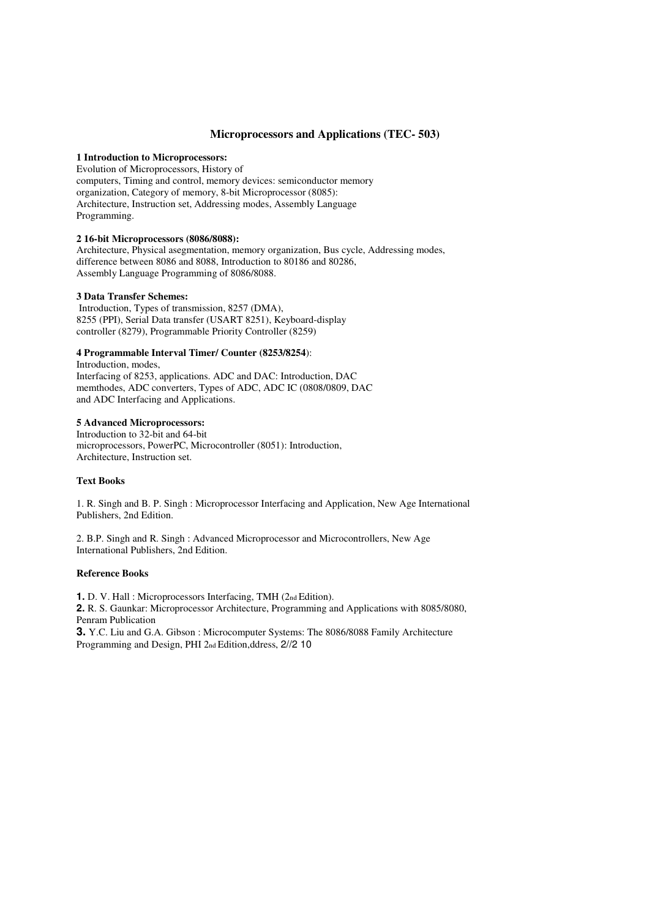# Microprocessors and Applications (TEC- 503)

**1 Introduction to Microprocessors:**
Evolution of Microprocessors, History of computers, Timing and control, memory devices: semiconductor memory organization, Category of memory, 8-bit Microprocessor (8085): Architecture, Instruction set, Addressing modes, Assembly Language Programming.

**2 16-bit Microprocessors (8086/8088):**
Architecture, Physical asegmentation, memory organization, Bus cycle, Addressing modes, difference between 8086 and 8088, Introduction to 80186 and 80286, Assembly Language Programming of 8086/8088.

**3 Data Transfer Schemes:**
Introduction, Types of transmission, 8257 (DMA), 8255 (PPI), Serial Data transfer (USART 8251), Keyboard-display controller (8279), Programmable Priority Controller (8259)

**4 Programmable Interval Timer/ Counter (8253/8254)**:
Introduction, modes, Interfacing of 8253, applications. ADC and DAC: Introduction, DAC memthodes, ADC converters, Types of ADC, ADC IC (0808/0809, DAC and ADC Interfacing and Applications.

**5 Advanced Microprocessors:**
Introduction to 32-bit and 64-bit microprocessors, PowerPC, Microcontroller (8051): Introduction, Architecture, Instruction set.

**Text Books**

1. R. Singh and B. P. Singh : Microprocessor Interfacing and Application, New Age International Publishers, 2nd Edition.

2. B.P. Singh and R. Singh : Advanced Microprocessor and Microcontrollers, New Age International Publishers, 2nd Edition.

**Reference Books**

**1.** D. V. Hall : Microprocessors Interfacing, TMH (2nd Edition).
**2.** R. S. Gaunkar: Microprocessor Architecture, Programming and Applications with 8085/8080, Penram Publication
**3.** Y.C. Liu and G.A. Gibson : Microcomputer Systems: The 8086/8088 Family Architecture Programming and Design, PHI 2nd Edition,ddress, 2//2 10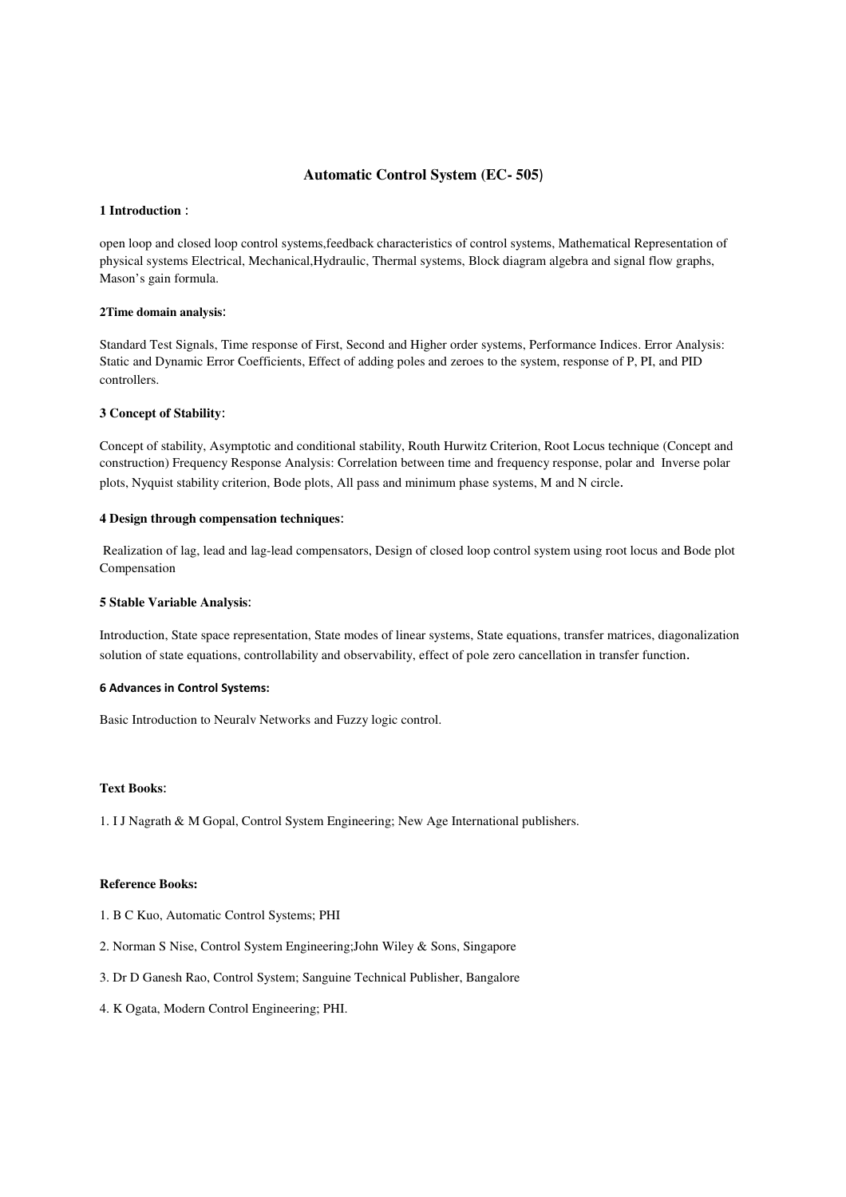# Automatic Control System (EC- 505)

**1 Introduction** :

open loop and closed loop control systems,feedback characteristics of control systems, Mathematical Representation of physical systems Electrical, Mechanical,Hydraulic, Thermal systems, Block diagram algebra and signal flow graphs, Mason's gain formula.

**2Time domain analysis**:

Standard Test Signals, Time response of First, Second and Higher order systems, Performance Indices. Error Analysis: Static and Dynamic Error Coefficients, Effect of adding poles and zeroes to the system, response of P, PI, and PID controllers.

**3 Concept of Stability**:

Concept of stability, Asymptotic and conditional stability, Routh Hurwitz Criterion, Root Locus technique (Concept and construction) Frequency Response Analysis: Correlation between time and frequency response, polar and Inverse polar plots, Nyquist stability criterion, Bode plots, All pass and minimum phase systems, M and N circle.

**4 Design through compensation techniques**:

Realization of lag, lead and lag-lead compensators, Design of closed loop control system using root locus and Bode plot Compensation

**5 Stable Variable Analysis**:

Introduction, State space representation, State modes of linear systems, State equations, transfer matrices, diagonalization solution of state equations, controllability and observability, effect of pole zero cancellation in transfer function.

**6 Advances in Control Systems:**

Basic Introduction to Neuralv Networks and Fuzzy logic control.

**Text Books**:

1. I J Nagrath & M Gopal, Control System Engineering; New Age International publishers.

**Reference Books:**

1. B C Kuo, Automatic Control Systems; PHI
2. Norman S Nise, Control System Engineering;John Wiley & Sons, Singapore
3. Dr D Ganesh Rao, Control System; Sanguine Technical Publisher, Bangalore
4. K Ogata, Modern Control Engineering; PHI.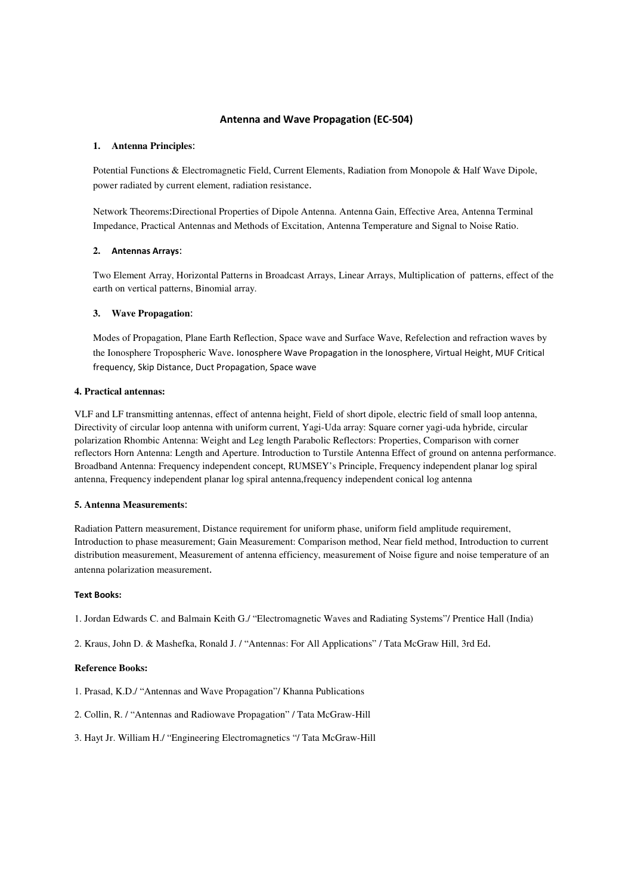## Antenna and Wave Propagation (EC-504)

### 1. Antenna Principles:

Potential Functions & Electromagnetic Field, Current Elements, Radiation from Monopole & Half Wave Dipole, power radiated by current element, radiation resistance.

Network Theorems:Directional Properties of Dipole Antenna. Antenna Gain, Effective Area, Antenna Terminal Impedance, Practical Antennas and Methods of Excitation, Antenna Temperature and Signal to Noise Ratio.

### 2. Antennas Arrays:

Two Element Array, Horizontal Patterns in Broadcast Arrays, Linear Arrays, Multiplication of patterns, effect of the earth on vertical patterns, Binomial array.

### 3. Wave Propagation:

Modes of Propagation, Plane Earth Reflection, Space wave and Surface Wave, Refelection and refraction waves by the Ionosphere Tropospheric Wave. Ionosphere Wave Propagation in the Ionosphere, Virtual Height, MUF Critical frequency, Skip Distance, Duct Propagation, Space wave

### 4. Practical antennas:

VLF and LF transmitting antennas, effect of antenna height, Field of short dipole, electric field of small loop antenna, Directivity of circular loop antenna with uniform current, Yagi-Uda array: Square corner yagi-uda hybride, circular polarization Rhombic Antenna: Weight and Leg length Parabolic Reflectors: Properties, Comparison with corner reflectors Horn Antenna: Length and Aperture. Introduction to Turstile Antenna Effect of ground on antenna performance. Broadband Antenna: Frequency independent concept, RUMSEY's Principle, Frequency independent planar log spiral antenna, Frequency independent planar log spiral antenna,frequency independent conical log antenna

### 5. Antenna Measurements:

Radiation Pattern measurement, Distance requirement for uniform phase, uniform field amplitude requirement, Introduction to phase measurement; Gain Measurement: Comparison method, Near field method, Introduction to current distribution measurement, Measurement of antenna efficiency, measurement of Noise figure and noise temperature of an antenna polarization measurement.

#### Text Books:

1. Jordan Edwards C. and Balmain Keith G./ "Electromagnetic Waves and Radiating Systems"/ Prentice Hall (India)

2. Kraus, John D. & Mashefka, Ronald J. / "Antennas: For All Applications" / Tata McGraw Hill, 3rd Ed.

#### Reference Books:

1. Prasad, K.D./ "Antennas and Wave Propagation"/ Khanna Publications

2. Collin, R. / "Antennas and Radiowave Propagation" / Tata McGraw-Hill

3. Hayt Jr. William H./ "Engineering Electromagnetics "/ Tata McGraw-Hill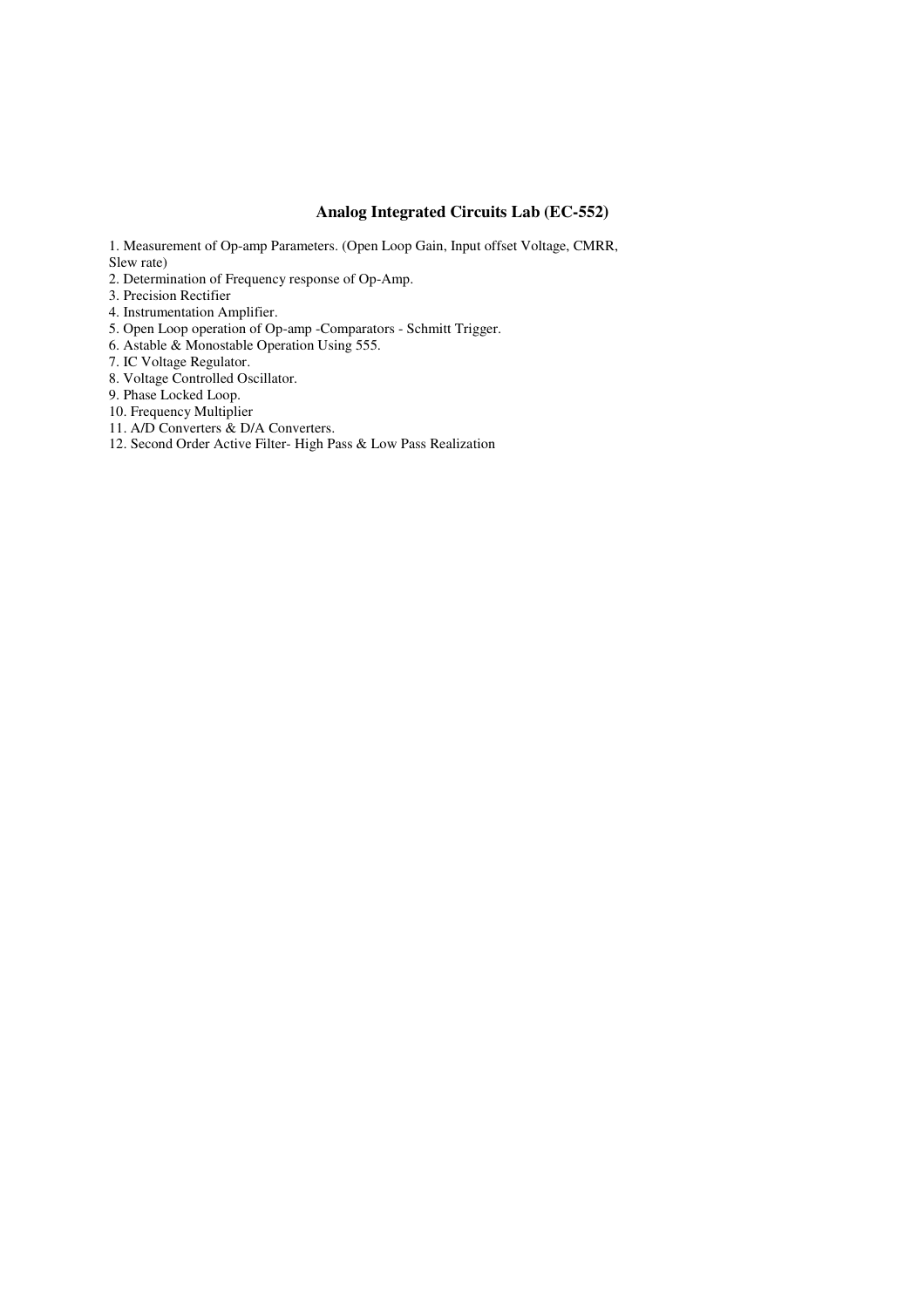## Analog Integrated Circuits Lab (EC-552)

1. Measurement of Op-amp Parameters. (Open Loop Gain, Input offset Voltage, CMRR, Slew rate)
2. Determination of Frequency response of Op-Amp.
3. Precision Rectifier
4. Instrumentation Amplifier.
5. Open Loop operation of Op-amp -Comparators - Schmitt Trigger.
6. Astable & Monostable Operation Using 555.
7. IC Voltage Regulator.
8. Voltage Controlled Oscillator.
9. Phase Locked Loop.
10. Frequency Multiplier
11. A/D Converters & D/A Converters.
12. Second Order Active Filter- High Pass & Low Pass Realization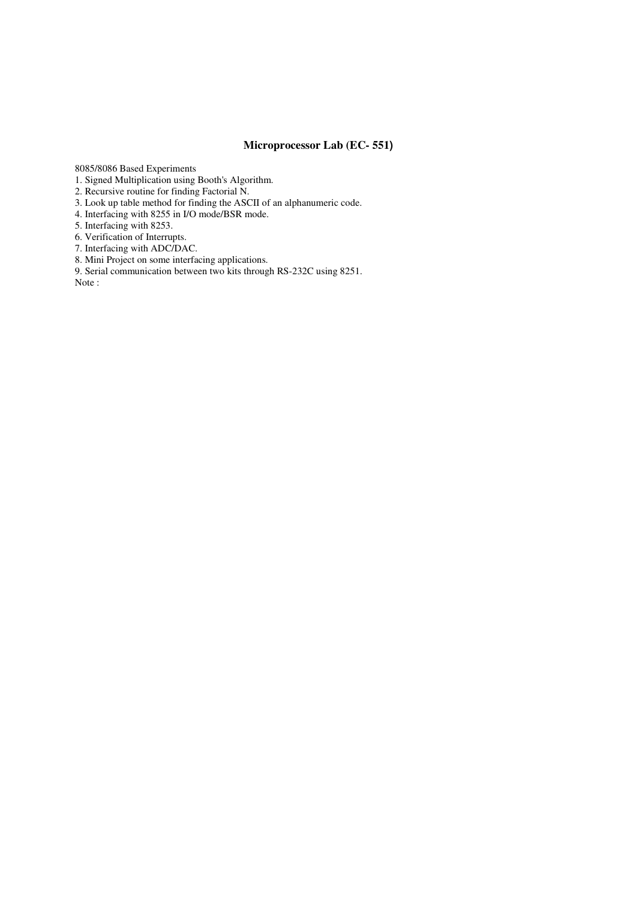## Microprocessor Lab (EC- 551)

8085/8086 Based Experiments

1. Signed Multiplication using Booth's Algorithm.
2. Recursive routine for finding Factorial N.
3. Look up table method for finding the ASCII of an alphanumeric code.
4. Interfacing with 8255 in I/O mode/BSR mode.
5. Interfacing with 8253.
6. Verification of Interrupts.
7. Interfacing with ADC/DAC.
8. Mini Project on some interfacing applications.
9. Serial communication between two kits through RS-232C using 8251.

Note :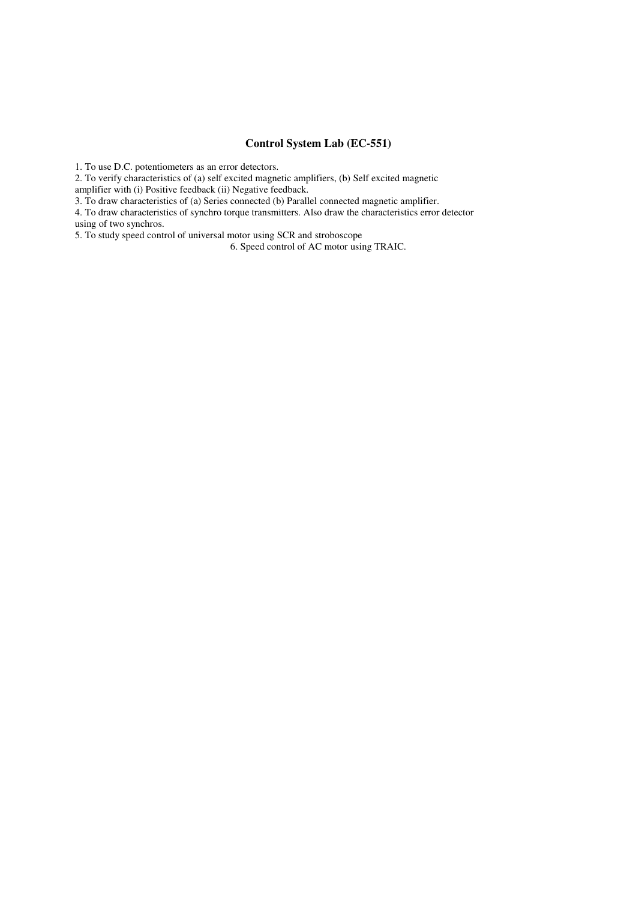## Control System Lab (EC-551)

1. To use D.C. potentiometers as an error detectors.
2. To verify characteristics of (a) self excited magnetic amplifiers, (b) Self excited magnetic amplifier with (i) Positive feedback (ii) Negative feedback.
3. To draw characteristics of (a) Series connected (b) Parallel connected magnetic amplifier.
4. To draw characteristics of synchro torque transmitters. Also draw the characteristics error detector using of two synchros.
5. To study speed control of universal motor using SCR and stroboscope
6. Speed control of AC motor using TRAIC.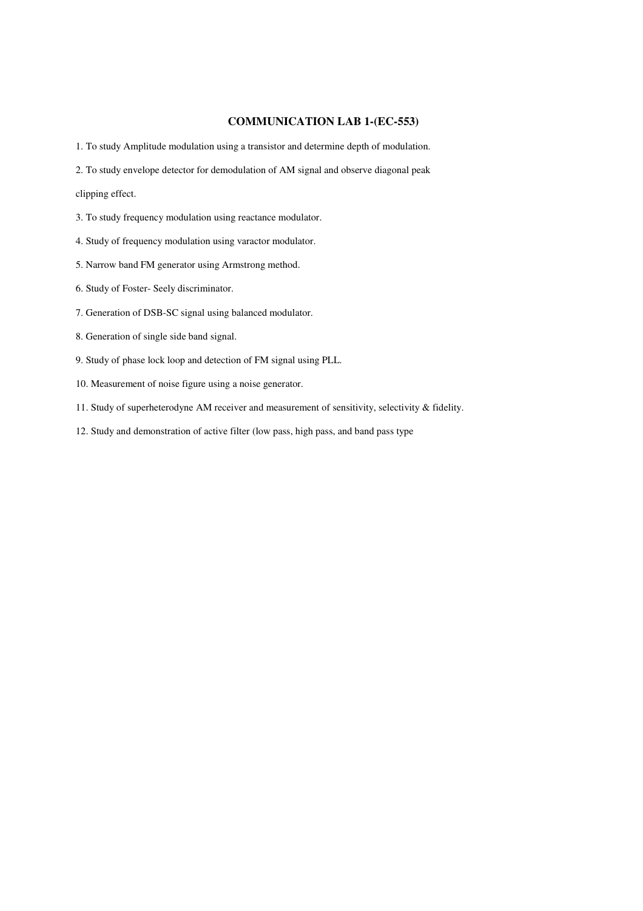## COMMUNICATION LAB 1-(EC-553)

1. To study Amplitude modulation using a transistor and determine depth of modulation.

2. To study envelope detector for demodulation of AM signal and observe diagonal peak clipping effect.

3. To study frequency modulation using reactance modulator.

4. Study of frequency modulation using varactor modulator.

5. Narrow band FM generator using Armstrong method.

6. Study of Foster- Seely discriminator.

7. Generation of DSB-SC signal using balanced modulator.

8. Generation of single side band signal.

9. Study of phase lock loop and detection of FM signal using PLL.

10. Measurement of noise figure using a noise generator.

11. Study of superheterodyne AM receiver and measurement of sensitivity, selectivity & fidelity.

12. Study and demonstration of active filter (low pass, high pass, and band pass type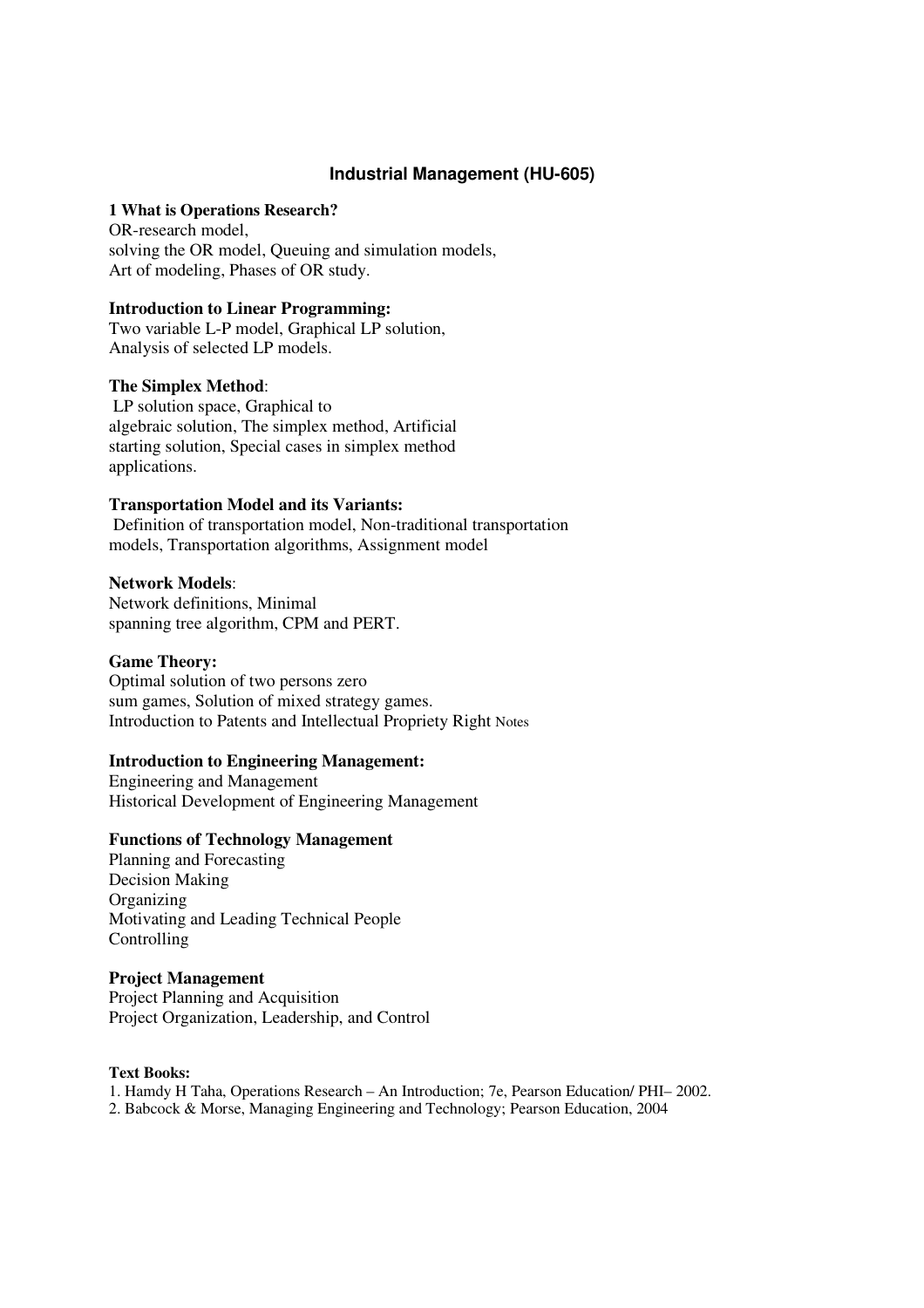## Industrial Management (HU-605)

**1 What is Operations Research?**

OR-research model,
solving the OR model, Queuing and simulation models,
Art of modeling, Phases of OR study.

**Introduction to Linear Programming:**

Two variable L-P model, Graphical LP solution,
Analysis of selected LP models.

**The Simplex Method**:

LP solution space, Graphical to
algebraic solution, The simplex method, Artificial
starting solution, Special cases in simplex method
applications.

**Transportation Model and its Variants:**

Definition of transportation model, Non-traditional transportation
models, Transportation algorithms, Assignment model

**Network Models**:

Network definitions, Minimal
spanning tree algorithm, CPM and PERT.

**Game Theory:**

Optimal solution of two persons zero
sum games, Solution of mixed strategy games.
Introduction to Patents and Intellectual Propriety Right Notes

**Introduction to Engineering Management:**

Engineering and Management
Historical Development of Engineering Management

**Functions of Technology Management**

Planning and Forecasting
Decision Making
Organizing
Motivating and Leading Technical People
Controlling

**Project Management**

Project Planning and Acquisition
Project Organization, Leadership, and Control

**Text Books:**

1. Hamdy H Taha, Operations Research – An Introduction; 7e, Pearson Education/ PHI– 2002.
2. Babcock & Morse, Managing Engineering and Technology; Pearson Education, 2004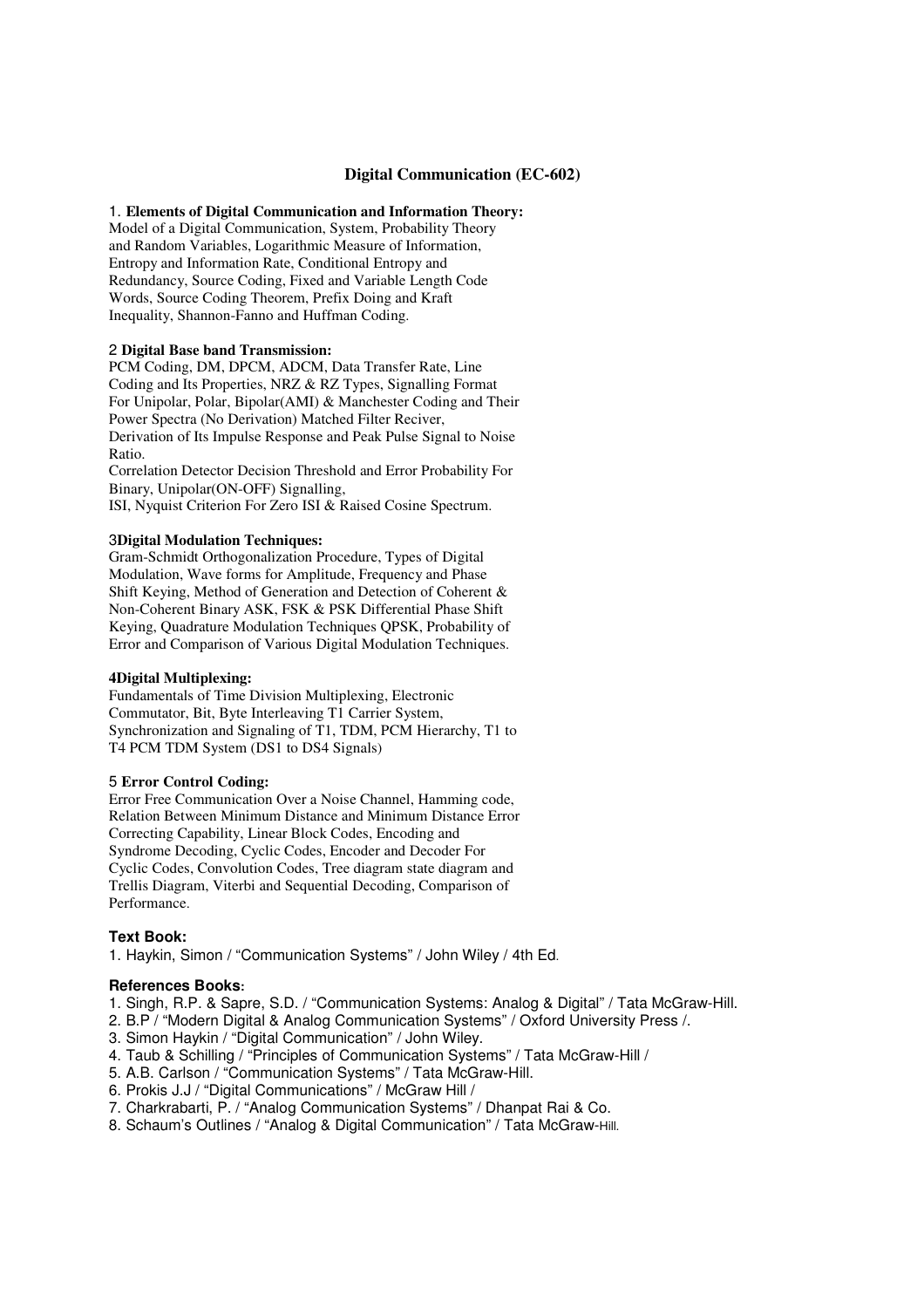# Digital Communication (EC-602)

1. **Elements of Digital Communication and Information Theory:**
Model of a Digital Communication, System, Probability Theory and Random Variables, Logarithmic Measure of Information, Entropy and Information Rate, Conditional Entropy and Redundancy, Source Coding, Fixed and Variable Length Code Words, Source Coding Theorem, Prefix Doing and Kraft Inequality, Shannon-Fanno and Huffman Coding.

2 **Digital Base band Transmission:**
PCM Coding, DM, DPCM, ADCM, Data Transfer Rate, Line Coding and Its Properties, NRZ & RZ Types, Signalling Format For Unipolar, Polar, Bipolar(AMI) & Manchester Coding and Their Power Spectra (No Derivation) Matched Filter Reciver, Derivation of Its Impulse Response and Peak Pulse Signal to Noise Ratio.
Correlation Detector Decision Threshold and Error Probability For Binary, Unipolar(ON-OFF) Signalling,
ISI, Nyquist Criterion For Zero ISI & Raised Cosine Spectrum.

3**Digital Modulation Techniques:**
Gram-Schmidt Orthogonalization Procedure, Types of Digital Modulation, Wave forms for Amplitude, Frequency and Phase Shift Keying, Method of Generation and Detection of Coherent & Non-Coherent Binary ASK, FSK & PSK Differential Phase Shift Keying, Quadrature Modulation Techniques QPSK, Probability of Error and Comparison of Various Digital Modulation Techniques.

**4Digital Multiplexing:**
Fundamentals of Time Division Multiplexing, Electronic Commutator, Bit, Byte Interleaving T1 Carrier System, Synchronization and Signaling of T1, TDM, PCM Hierarchy, T1 to T4 PCM TDM System (DS1 to DS4 Signals)

5 **Error Control Coding:**
Error Free Communication Over a Noise Channel, Hamming code, Relation Between Minimum Distance and Minimum Distance Error Correcting Capability, Linear Block Codes, Encoding and Syndrome Decoding, Cyclic Codes, Encoder and Decoder For Cyclic Codes, Convolution Codes, Tree diagram state diagram and Trellis Diagram, Viterbi and Sequential Decoding, Comparison of Performance.

**Text Book:**

1. Haykin, Simon / "Communication Systems" / John Wiley / 4th Ed.

**References Books:**

1. Singh, R.P. & Sapre, S.D. / "Communication Systems: Analog & Digital" / Tata McGraw-Hill.
2. B.P / "Modern Digital & Analog Communication Systems" / Oxford University Press /.
3. Simon Haykin / "Digital Communication" / John Wiley.
4. Taub & Schilling / "Principles of Communication Systems" / Tata McGraw-Hill /
5. A.B. Carlson / "Communication Systems" / Tata McGraw-Hill.
6. Prokis J.J / "Digital Communications" / McGraw Hill /
7. Charkrabarti, P. / "Analog Communication Systems" / Dhanpat Rai & Co.
8. Schaum's Outlines / "Analog & Digital Communication" / Tata McGraw-Hill.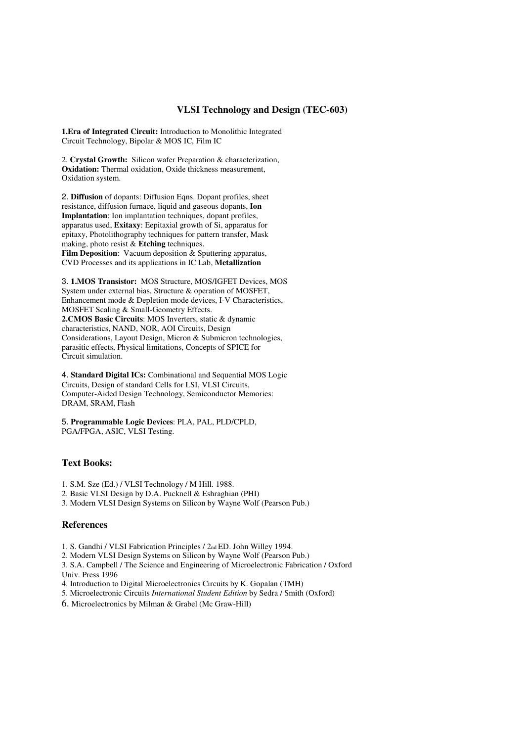# VLSI Technology and Design (TEC-603)

**1.Era of Integrated Circuit:** Introduction to Monolithic Integrated Circuit Technology, Bipolar & MOS IC, Film IC

2. **Crystal Growth:** Silicon wafer Preparation & characterization, **Oxidation:** Thermal oxidation, Oxide thickness measurement, Oxidation system.

2. **Diffusion** of dopants: Diffusion Eqns. Dopant profiles, sheet resistance, diffusion furnace, liquid and gaseous dopants, **Ion Implantation**: Ion implantation techniques, dopant profiles, apparatus used, **Exitaxy**: Eepitaxial growth of Si, apparatus for epitaxy, Photolithography techniques for pattern transfer, Mask making, photo resist & **Etching** techniques.
**Film Deposition**: Vacuum deposition & Sputtering apparatus, CVD Processes and its applications in IC Lab, **Metallization**

3. **1.MOS Transistor:** MOS Structure, MOS/IGFET Devices, MOS System under external bias, Structure & operation of MOSFET, Enhancement mode & Depletion mode devices, I-V Characteristics, MOSFET Scaling & Small-Geometry Effects.
**2.CMOS Basic Circuits**: MOS Inverters, static & dynamic characteristics, NAND, NOR, AOI Circuits, Design Considerations, Layout Design, Micron & Submicron technologies, parasitic effects, Physical limitations, Concepts of SPICE for Circuit simulation.

4. **Standard Digital ICs:** Combinational and Sequential MOS Logic Circuits, Design of standard Cells for LSI, VLSI Circuits, Computer-Aided Design Technology, Semiconductor Memories: DRAM, SRAM, Flash

5. **Programmable Logic Devices**: PLA, PAL, PLD/CPLD, PGA/FPGA, ASIC, VLSI Testing.

## Text Books:

1. S.M. Sze (Ed.) / VLSI Technology / M Hill. 1988.
2. Basic VLSI Design by D.A. Pucknell & Eshraghian (PHI)
3. Modern VLSI Design Systems on Silicon by Wayne Wolf (Pearson Pub.)

## References

1. S. Gandhi / VLSI Fabrication Principles / 2nd ED. John Willey 1994.
2. Modern VLSI Design Systems on Silicon by Wayne Wolf (Pearson Pub.)
3. S.A. Campbell / The Science and Engineering of Microelectronic Fabrication / Oxford Univ. Press 1996
4. Introduction to Digital Microelectronics Circuits by K. Gopalan (TMH)
5. Microelectronic Circuits *International Student Edition* by Sedra / Smith (Oxford)
6. Microelectronics by Milman & Grabel (Mc Graw-Hill)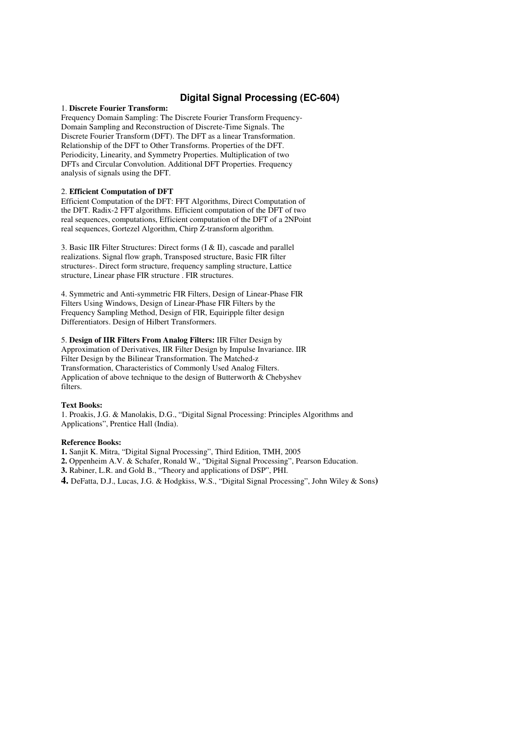## Digital Signal Processing (EC-604)

1. **Discrete Fourier Transform:**
Frequency Domain Sampling: The Discrete Fourier Transform Frequency-Domain Sampling and Reconstruction of Discrete-Time Signals. The Discrete Fourier Transform (DFT). The DFT as a linear Transformation. Relationship of the DFT to Other Transforms. Properties of the DFT. Periodicity, Linearity, and Symmetry Properties. Multiplication of two DFTs and Circular Convolution. Additional DFT Properties. Frequency analysis of signals using the DFT.

2. **Efficient Computation of DFT**
Efficient Computation of the DFT: FFT Algorithms, Direct Computation of the DFT. Radix-2 FFT algorithms. Efficient computation of the DFT of two real sequences, computations, Efficient computation of the DFT of a 2NPoint real sequences, Gortezel Algorithm, Chirp Z-transform algorithm.

3. Basic IIR Filter Structures: Direct forms (I & II), cascade and parallel realizations. Signal flow graph, Transposed structure, Basic FIR filter structures-. Direct form structure, frequency sampling structure, Lattice structure, Linear phase FIR structure . FIR structures.

4. Symmetric and Anti-symmetric FIR Filters, Design of Linear-Phase FIR Filters Using Windows, Design of Linear-Phase FIR Filters by the Frequency Sampling Method, Design of FIR, Equiripple filter design Differentiators. Design of Hilbert Transformers.

5. **Design of IIR Filters From Analog Filters:** IIR Filter Design by Approximation of Derivatives, IIR Filter Design by Impulse Invariance. IIR Filter Design by the Bilinear Transformation. The Matched-z Transformation, Characteristics of Commonly Used Analog Filters. Application of above technique to the design of Butterworth & Chebyshev filters.

**Text Books:**

1. Proakis, J.G. & Manolakis, D.G., "Digital Signal Processing: Principles Algorithms and Applications", Prentice Hall (India).

**Reference Books:**

1. Sanjit K. Mitra, "Digital Signal Processing", Third Edition, TMH, 2005
2. Oppenheim A.V. & Schafer, Ronald W., "Digital Signal Processing", Pearson Education.
3. Rabiner, L.R. and Gold B., "Theory and applications of DSP", PHI.
4. DeFatta, D.J., Lucas, J.G. & Hodgkiss, W.S., "Digital Signal Processing", John Wiley & Sons)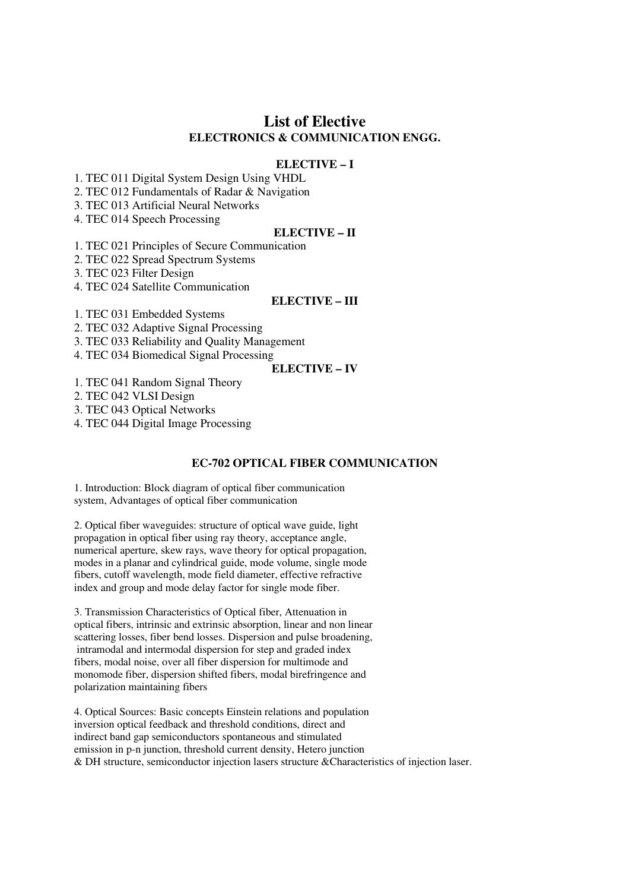# List of Elective

## ELECTRONICS & COMMUNICATION ENGG.

### ELECTIVE – I

1. TEC 011 Digital System Design Using VHDL
2. TEC 012 Fundamentals of Radar & Navigation
3. TEC 013 Artificial Neural Networks
4. TEC 014 Speech Processing

### ELECTIVE – II

1. TEC 021 Principles of Secure Communication
2. TEC 022 Spread Spectrum Systems
3. TEC 023 Filter Design
4. TEC 024 Satellite Communication

### ELECTIVE – III

1. TEC 031 Embedded Systems
2. TEC 032 Adaptive Signal Processing
3. TEC 033 Reliability and Quality Management
4. TEC 034 Biomedical Signal Processing

### ELECTIVE – IV

1. TEC 041 Random Signal Theory
2. TEC 042 VLSI Design
3. TEC 043 Optical Networks
4. TEC 044 Digital Image Processing

## EC-702 OPTICAL FIBER COMMUNICATION

1. Introduction: Block diagram of optical fiber communication system, Advantages of optical fiber communication

2. Optical fiber waveguides: structure of optical wave guide, light propagation in optical fiber using ray theory, acceptance angle, numerical aperture, skew rays, wave theory for optical propagation, modes in a planar and cylindrical guide, mode volume, single mode fibers, cutoff wavelength, mode field diameter, effective refractive index and group and mode delay factor for single mode fiber.

3. Transmission Characteristics of Optical fiber, Attenuation in optical fibers, intrinsic and extrinsic absorption, linear and non linear scattering losses, fiber bend losses. Dispersion and pulse broadening, intramodal and intermodal dispersion for step and graded index fibers, modal noise, over all fiber dispersion for multimode and monomode fiber, dispersion shifted fibers, modal birefringence and polarization maintaining fibers

4. Optical Sources: Basic concepts Einstein relations and population inversion optical feedback and threshold conditions, direct and indirect band gap semiconductors spontaneous and stimulated emission in p-n junction, threshold current density, Hetero junction & DH structure, semiconductor injection lasers structure &Characteristics of injection laser.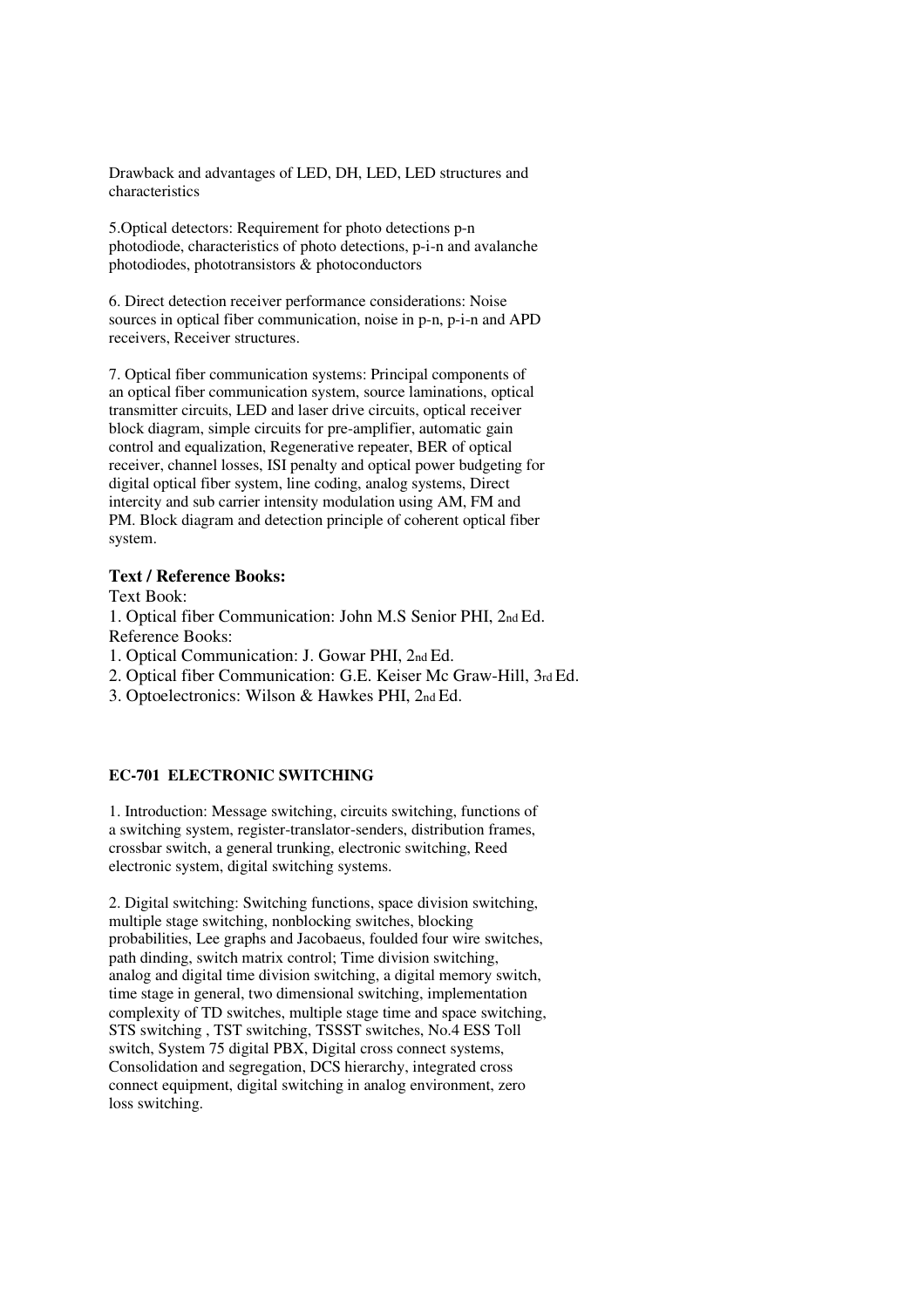Drawback and advantages of LED, DH, LED, LED structures and characteristics

5.Optical detectors: Requirement for photo detections p-n photodiode, characteristics of photo detections, p-i-n and avalanche photodiodes, phototransistors & photoconductors

6. Direct detection receiver performance considerations: Noise sources in optical fiber communication, noise in p-n, p-i-n and APD receivers, Receiver structures.

7. Optical fiber communication systems: Principal components of an optical fiber communication system, source laminations, optical transmitter circuits, LED and laser drive circuits, optical receiver block diagram, simple circuits for pre-amplifier, automatic gain control and equalization, Regenerative repeater, BER of optical receiver, channel losses, ISI penalty and optical power budgeting for digital optical fiber system, line coding, analog systems, Direct intercity and sub carrier intensity modulation using AM, FM and PM. Block diagram and detection principle of coherent optical fiber system.

### Text / Reference Books:

Text Book:

1. Optical fiber Communication: John M.S Senior PHI, 2nd Ed.

Reference Books:

1. Optical Communication: J. Gowar PHI, 2nd Ed.
2. Optical fiber Communication: G.E. Keiser Mc Graw-Hill, 3rd Ed.
3. Optoelectronics: Wilson & Hawkes PHI, 2nd Ed.

### EC-701 ELECTRONIC SWITCHING

1. Introduction: Message switching, circuits switching, functions of a switching system, register-translator-senders, distribution frames, crossbar switch, a general trunking, electronic switching, Reed electronic system, digital switching systems.

2. Digital switching: Switching functions, space division switching, multiple stage switching, nonblocking switches, blocking probabilities, Lee graphs and Jacobaeus, foulded four wire switches, path dinding, switch matrix control; Time division switching, analog and digital time division switching, a digital memory switch, time stage in general, two dimensional switching, implementation complexity of TD switches, multiple stage time and space switching, STS switching , TST switching, TSSST switches, No.4 ESS Toll switch, System 75 digital PBX, Digital cross connect systems, Consolidation and segregation, DCS hierarchy, integrated cross connect equipment, digital switching in analog environment, zero loss switching.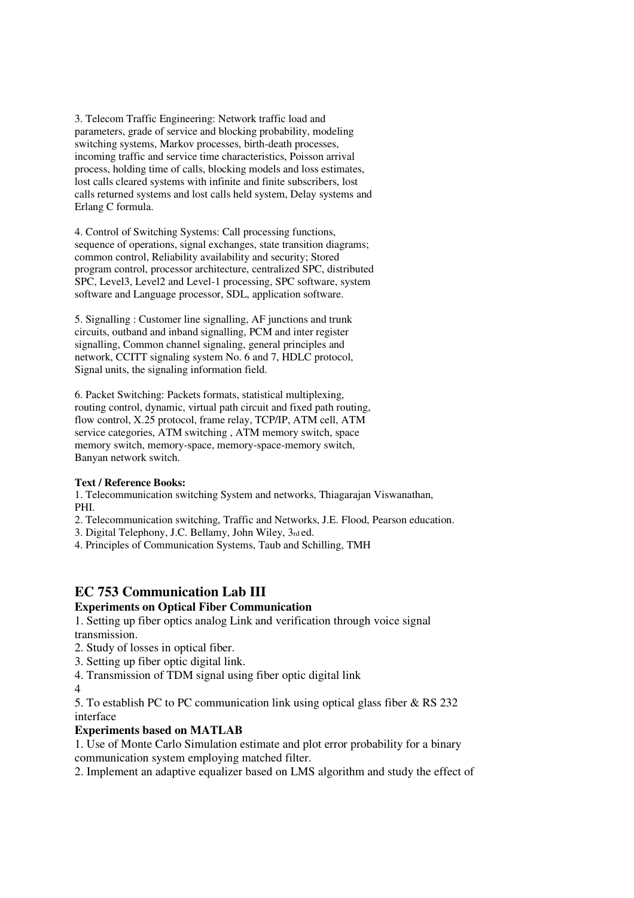3. Telecom Traffic Engineering: Network traffic load and parameters, grade of service and blocking probability, modeling switching systems, Markov processes, birth-death processes, incoming traffic and service time characteristics, Poisson arrival process, holding time of calls, blocking models and loss estimates, lost calls cleared systems with infinite and finite subscribers, lost calls returned systems and lost calls held system, Delay systems and Erlang C formula.

4. Control of Switching Systems: Call processing functions, sequence of operations, signal exchanges, state transition diagrams; common control, Reliability availability and security; Stored program control, processor architecture, centralized SPC, distributed SPC, Level3, Level2 and Level-1 processing, SPC software, system software and Language processor, SDL, application software.

5. Signalling : Customer line signalling, AF junctions and trunk circuits, outband and inband signalling, PCM and inter register signalling, Common channel signaling, general principles and network, CCITT signaling system No. 6 and 7, HDLC protocol, Signal units, the signaling information field.

6. Packet Switching: Packets formats, statistical multiplexing, routing control, dynamic, virtual path circuit and fixed path routing, flow control, X.25 protocol, frame relay, TCP/IP, ATM cell, ATM service categories, ATM switching , ATM memory switch, space memory switch, memory-space, memory-space-memory switch, Banyan network switch.

**Text / Reference Books:**

1. Telecommunication switching System and networks, Thiagarajan Viswanathan, PHI.
2. Telecommunication switching, Traffic and Networks, J.E. Flood, Pearson education.
3. Digital Telephony, J.C. Bellamy, John Wiley, 3rd ed.
4. Principles of Communication Systems, Taub and Schilling, TMH

## EC 753 Communication Lab III

### Experiments on Optical Fiber Communication

1. Setting up fiber optics analog Link and verification through voice signal transmission.
2. Study of losses in optical fiber.
3. Setting up fiber optic digital link.
4. Transmission of TDM signal using fiber optic digital link
4
5. To establish PC to PC communication link using optical glass fiber & RS 232 interface

### Experiments based on MATLAB

1. Use of Monte Carlo Simulation estimate and plot error probability for a binary communication system employing matched filter.
2. Implement an adaptive equalizer based on LMS algorithm and study the effect of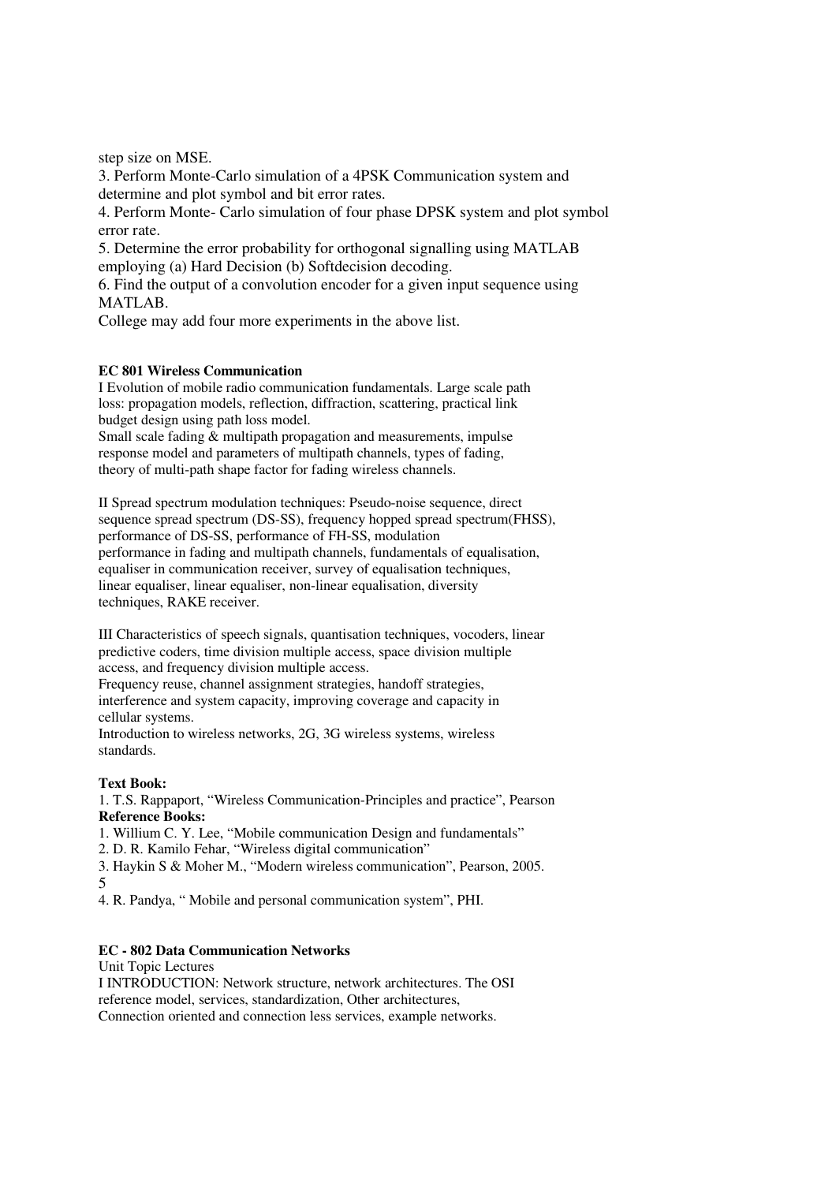step size on MSE.

3. Perform Monte-Carlo simulation of a 4PSK Communication system and determine and plot symbol and bit error rates.
4. Perform Monte- Carlo simulation of four phase DPSK system and plot symbol error rate.
5. Determine the error probability for orthogonal signalling using MATLAB employing (a) Hard Decision (b) Softdecision decoding.
6. Find the output of a convolution encoder for a given input sequence using MATLAB.

College may add four more experiments in the above list.

**EC 801 Wireless Communication**

I Evolution of mobile radio communication fundamentals. Large scale path loss: propagation models, reflection, diffraction, scattering, practical link budget design using path loss model.
Small scale fading & multipath propagation and measurements, impulse response model and parameters of multipath channels, types of fading, theory of multi-path shape factor for fading wireless channels.

II Spread spectrum modulation techniques: Pseudo-noise sequence, direct sequence spread spectrum (DS-SS), frequency hopped spread spectrum(FHSS), performance of DS-SS, performance of FH-SS, modulation performance in fading and multipath channels, fundamentals of equalisation, equaliser in communication receiver, survey of equalisation techniques, linear equaliser, linear equaliser, non-linear equalisation, diversity techniques, RAKE receiver.

III Characteristics of speech signals, quantisation techniques, vocoders, linear predictive coders, time division multiple access, space division multiple access, and frequency division multiple access.
Frequency reuse, channel assignment strategies, handoff strategies, interference and system capacity, improving coverage and capacity in cellular systems.
Introduction to wireless networks, 2G, 3G wireless systems, wireless standards.

**Text Book:**

1. T.S. Rappaport, "Wireless Communication-Principles and practice", Pearson

**Reference Books:**

1. Willium C. Y. Lee, "Mobile communication Design and fundamentals"
2. D. R. Kamilo Fehar, "Wireless digital communication"
3. Haykin S & Moher M., "Modern wireless communication", Pearson, 2005.
5
4. R. Pandya, " Mobile and personal communication system", PHI.

**EC - 802 Data Communication Networks**

Unit Topic Lectures

I INTRODUCTION: Network structure, network architectures. The OSI reference model, services, standardization, Other architectures, Connection oriented and connection less services, example networks.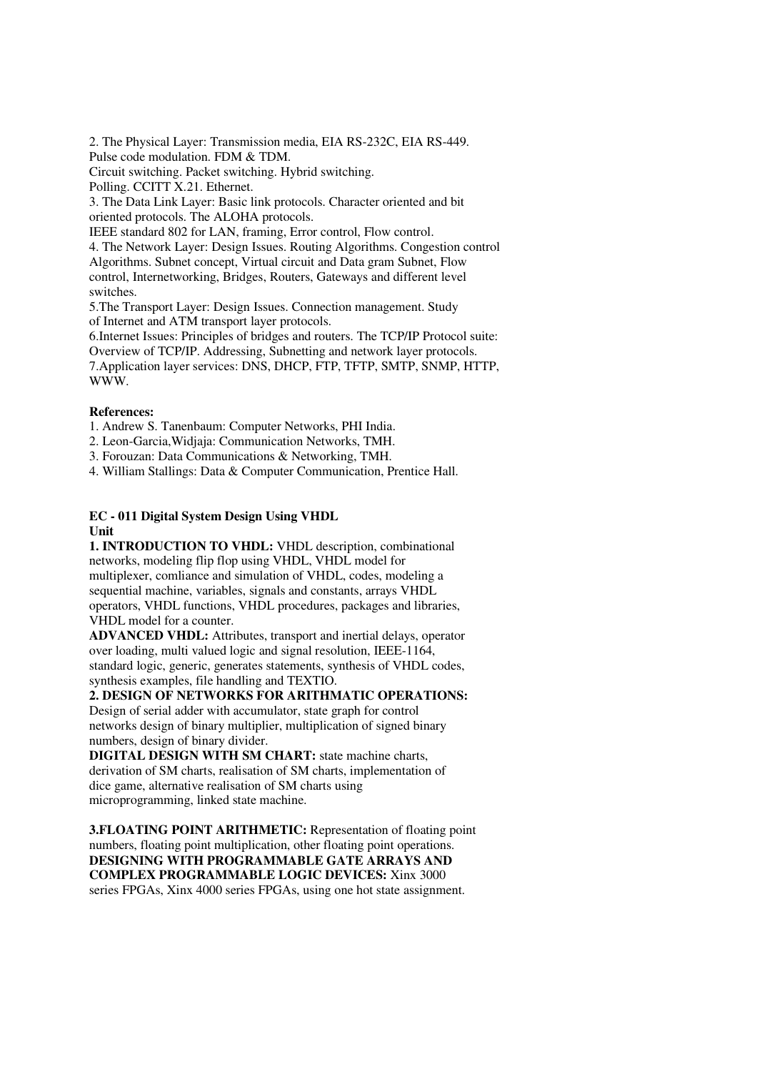2. The Physical Layer: Transmission media, EIA RS-232C, EIA RS-449. Pulse code modulation. FDM & TDM.
Circuit switching. Packet switching. Hybrid switching.
Polling. CCITT X.21. Ethernet.
3. The Data Link Layer: Basic link protocols. Character oriented and bit oriented protocols. The ALOHA protocols.
IEEE standard 802 for LAN, framing, Error control, Flow control.
4. The Network Layer: Design Issues. Routing Algorithms. Congestion control Algorithms. Subnet concept, Virtual circuit and Data gram Subnet, Flow control, Internetworking, Bridges, Routers, Gateways and different level switches.
5.The Transport Layer: Design Issues. Connection management. Study of Internet and ATM transport layer protocols.
6.Internet Issues: Principles of bridges and routers. The TCP/IP Protocol suite: Overview of TCP/IP. Addressing, Subnetting and network layer protocols.
7.Application layer services: DNS, DHCP, FTP, TFTP, SMTP, SNMP, HTTP, WWW.

**References:**

1. Andrew S. Tanenbaum: Computer Networks, PHI India.
2. Leon-Garcia,Widjaja: Communication Networks, TMH.
3. Forouzan: Data Communications & Networking, TMH.
4. William Stallings: Data & Computer Communication, Prentice Hall.

**EC - 011 Digital System Design Using VHDL**
**Unit**

**1. INTRODUCTION TO VHDL:** VHDL description, combinational networks, modeling flip flop using VHDL, VHDL model for multiplexer, comliance and simulation of VHDL, codes, modeling a sequential machine, variables, signals and constants, arrays VHDL operators, VHDL functions, VHDL procedures, packages and libraries, VHDL model for a counter.
**ADVANCED VHDL:** Attributes, transport and inertial delays, operator over loading, multi valued logic and signal resolution, IEEE-1164, standard logic, generic, generates statements, synthesis of VHDL codes, synthesis examples, file handling and TEXTIO.
**2. DESIGN OF NETWORKS FOR ARITHMATIC OPERATIONS:** Design of serial adder with accumulator, state graph for control networks design of binary multiplier, multiplication of signed binary numbers, design of binary divider.
**DIGITAL DESIGN WITH SM CHART:** state machine charts, derivation of SM charts, realisation of SM charts, implementation of dice game, alternative realisation of SM charts using microprogramming, linked state machine.

**3.FLOATING POINT ARITHMETIC:** Representation of floating point numbers, floating point multiplication, other floating point operations.
**DESIGNING WITH PROGRAMMABLE GATE ARRAYS AND COMPLEX PROGRAMMABLE LOGIC DEVICES:** Xinx 3000 series FPGAs, Xinx 4000 series FPGAs, using one hot state assignment.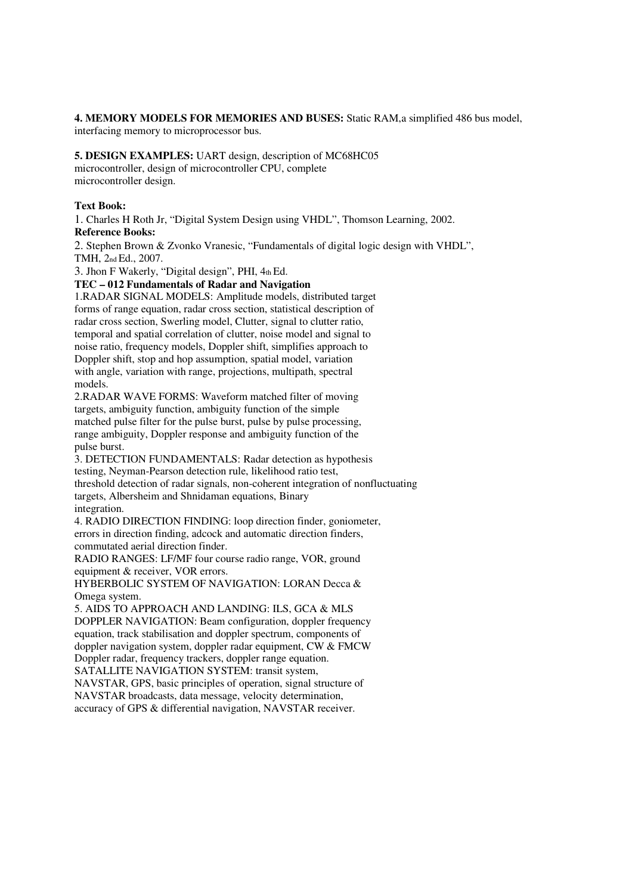**4. MEMORY MODELS FOR MEMORIES AND BUSES:** Static RAM,a simplified 486 bus model, interfacing memory to microprocessor bus.

**5. DESIGN EXAMPLES:** UART design, description of MC68HC05 microcontroller, design of microcontroller CPU, complete microcontroller design.

**Text Book:**

1. Charles H Roth Jr, "Digital System Design using VHDL", Thomson Learning, 2002.

**Reference Books:**

2. Stephen Brown & Zvonko Vranesic, "Fundamentals of digital logic design with VHDL", TMH, 2nd Ed., 2007.

3. Jhon F Wakerly, "Digital design", PHI, 4th Ed.

**TEC – 012 Fundamentals of Radar and Navigation**

1.RADAR SIGNAL MODELS: Amplitude models, distributed target forms of range equation, radar cross section, statistical description of radar cross section, Swerling model, Clutter, signal to clutter ratio, temporal and spatial correlation of clutter, noise model and signal to noise ratio, frequency models, Doppler shift, simplifies approach to Doppler shift, stop and hop assumption, spatial model, variation with angle, variation with range, projections, multipath, spectral models.

2.RADAR WAVE FORMS: Waveform matched filter of moving targets, ambiguity function, ambiguity function of the simple matched pulse filter for the pulse burst, pulse by pulse processing, range ambiguity, Doppler response and ambiguity function of the pulse burst.

3. DETECTION FUNDAMENTALS: Radar detection as hypothesis testing, Neyman-Pearson detection rule, likelihood ratio test, threshold detection of radar signals, non-coherent integration of nonfluctuating targets, Albersheim and Shnidaman equations, Binary integration.

4. RADIO DIRECTION FINDING: loop direction finder, goniometer, errors in direction finding, adcock and automatic direction finders, commutated aerial direction finder.

RADIO RANGES: LF/MF four course radio range, VOR, ground equipment & receiver, VOR errors.

HYBERBOLIC SYSTEM OF NAVIGATION: LORAN Decca & Omega system.

5. AIDS TO APPROACH AND LANDING: ILS, GCA & MLS

DOPPLER NAVIGATION: Beam configuration, doppler frequency equation, track stabilisation and doppler spectrum, components of doppler navigation system, doppler radar equipment, CW & FMCW Doppler radar, frequency trackers, doppler range equation.

SATALLITE NAVIGATION SYSTEM: transit system, NAVSTAR, GPS, basic principles of operation, signal structure of NAVSTAR broadcasts, data message, velocity determination, accuracy of GPS & differential navigation, NAVSTAR receiver.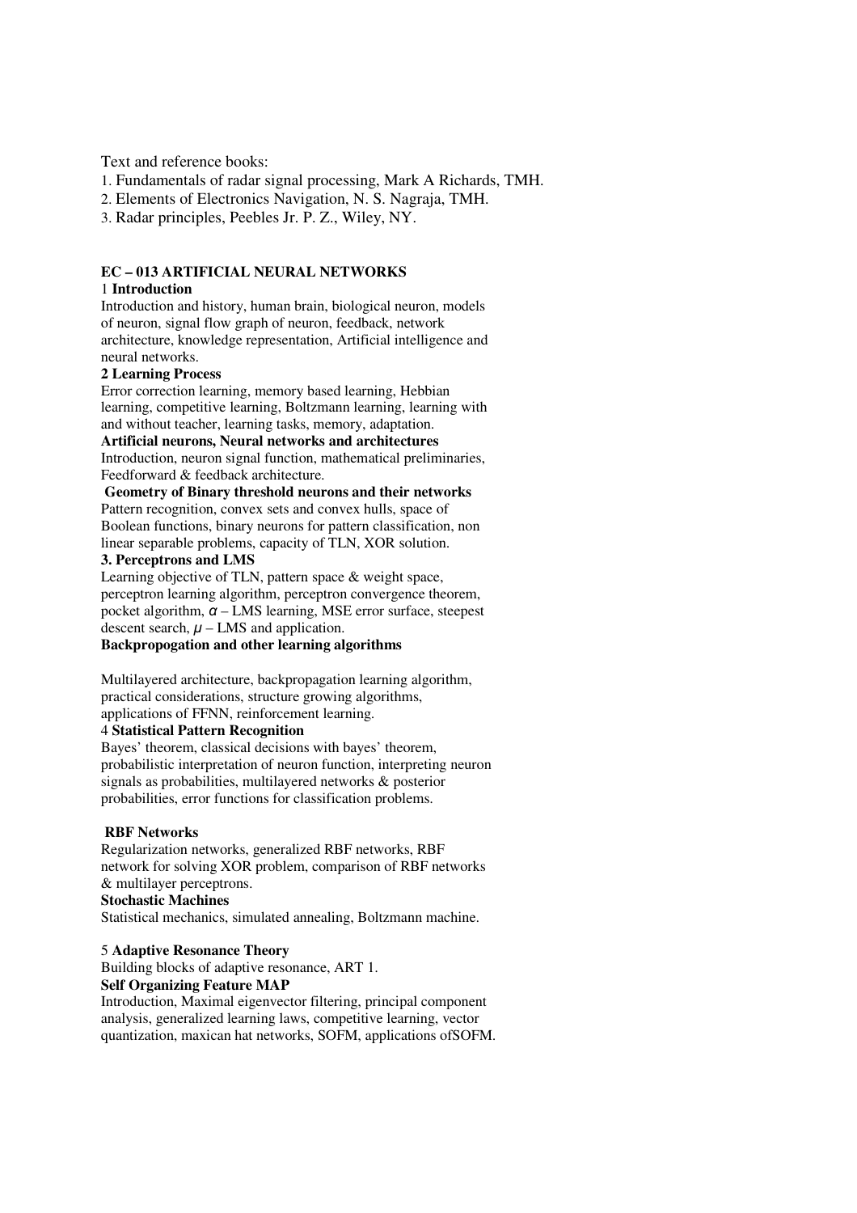Text and reference books:

1. Fundamentals of radar signal processing, Mark A Richards, TMH.
2. Elements of Electronics Navigation, N. S. Nagraja, TMH.
3. Radar principles, Peebles Jr. P. Z., Wiley, NY.

## EC – 013 ARTIFICIAL NEURAL NETWORKS

1 **Introduction**

Introduction and history, human brain, biological neuron, models of neuron, signal flow graph of neuron, feedback, network architecture, knowledge representation, Artificial intelligence and neural networks.

**2 Learning Process**

Error correction learning, memory based learning, Hebbian learning, competitive learning, Boltzmann learning, learning with and without teacher, learning tasks, memory, adaptation.

**Artificial neurons, Neural networks and architectures**

Introduction, neuron signal function, mathematical preliminaries, Feedforward & feedback architecture.

**Geometry of Binary threshold neurons and their networks**

Pattern recognition, convex sets and convex hulls, space of Boolean functions, binary neurons for pattern classification, non linear separable problems, capacity of TLN, XOR solution.

**3. Perceptrons and LMS**

Learning objective of TLN, pattern space & weight space, perceptron learning algorithm, perceptron convergence theorem, pocket algorithm, $\alpha$ – LMS learning, MSE error surface, steepest descent search, $\mu$ – LMS and application.

**Backpropogation and other learning algorithms**

Multilayered architecture, backpropagation learning algorithm, practical considerations, structure growing algorithms, applications of FFNN, reinforcement learning.

4 **Statistical Pattern Recognition**

Bayes' theorem, classical decisions with bayes' theorem, probabilistic interpretation of neuron function, interpreting neuron signals as probabilities, multilayered networks & posterior probabilities, error functions for classification problems.

**RBF Networks**

Regularization networks, generalized RBF networks, RBF network for solving XOR problem, comparison of RBF networks & multilayer perceptrons.

**Stochastic Machines**

Statistical mechanics, simulated annealing, Boltzmann machine.

5 **Adaptive Resonance Theory**

Building blocks of adaptive resonance, ART 1.

**Self Organizing Feature MAP**

Introduction, Maximal eigenvector filtering, principal component analysis, generalized learning laws, competitive learning, vector quantization, maxican hat networks, SOFM, applications ofSOFM.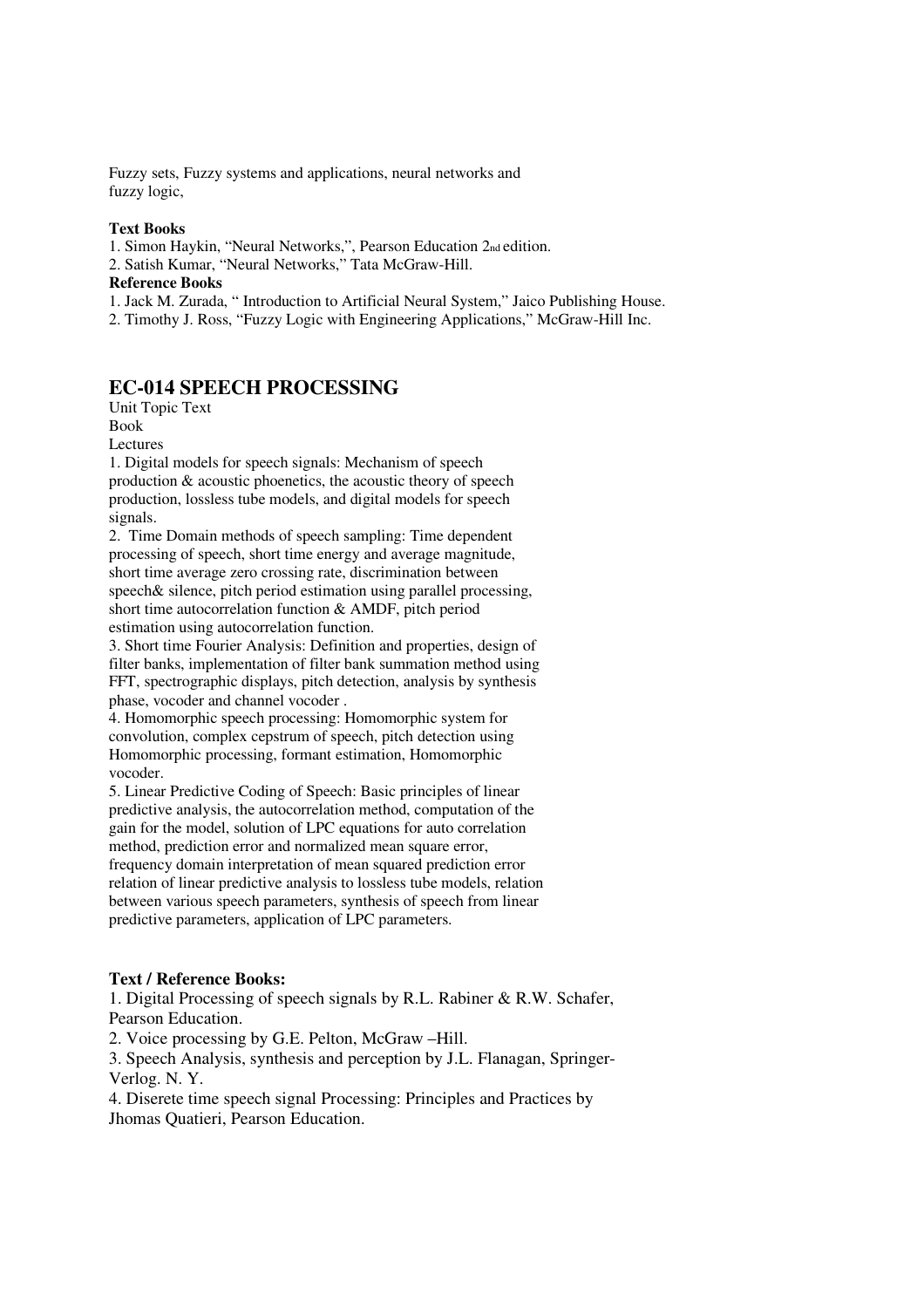Fuzzy sets, Fuzzy systems and applications, neural networks and fuzzy logic,

**Text Books**

1. Simon Haykin, "Neural Networks,", Pearson Education 2nd edition.
2. Satish Kumar, "Neural Networks," Tata McGraw-Hill.

**Reference Books**

1. Jack M. Zurada, " Introduction to Artificial Neural System," Jaico Publishing House.
2. Timothy J. Ross, "Fuzzy Logic with Engineering Applications," McGraw-Hill Inc.

## EC-014 SPEECH PROCESSING

Unit Topic Text
Book
Lectures

1. Digital models for speech signals: Mechanism of speech production & acoustic phoenetics, the acoustic theory of speech production, lossless tube models, and digital models for speech signals.
2. Time Domain methods of speech sampling: Time dependent processing of speech, short time energy and average magnitude, short time average zero crossing rate, discrimination between speech& silence, pitch period estimation using parallel processing, short time autocorrelation function & AMDF, pitch period estimation using autocorrelation function.
3. Short time Fourier Analysis: Definition and properties, design of filter banks, implementation of filter bank summation method using FFT, spectrographic displays, pitch detection, analysis by synthesis phase, vocoder and channel vocoder .
4. Homomorphic speech processing: Homomorphic system for convolution, complex cepstrum of speech, pitch detection using Homomorphic processing, formant estimation, Homomorphic vocoder.
5. Linear Predictive Coding of Speech: Basic principles of linear predictive analysis, the autocorrelation method, computation of the gain for the model, solution of LPC equations for auto correlation method, prediction error and normalized mean square error, frequency domain interpretation of mean squared prediction error relation of linear predictive analysis to lossless tube models, relation between various speech parameters, synthesis of speech from linear predictive parameters, application of LPC parameters.

**Text / Reference Books:**

1. Digital Processing of speech signals by R.L. Rabiner & R.W. Schafer, Pearson Education.
2. Voice processing by G.E. Pelton, McGraw –Hill.
3. Speech Analysis, synthesis and perception by J.L. Flanagan, Springer-Verlog. N. Y.
4. Diserete time speech signal Processing: Principles and Practices by Jhomas Quatieri, Pearson Education.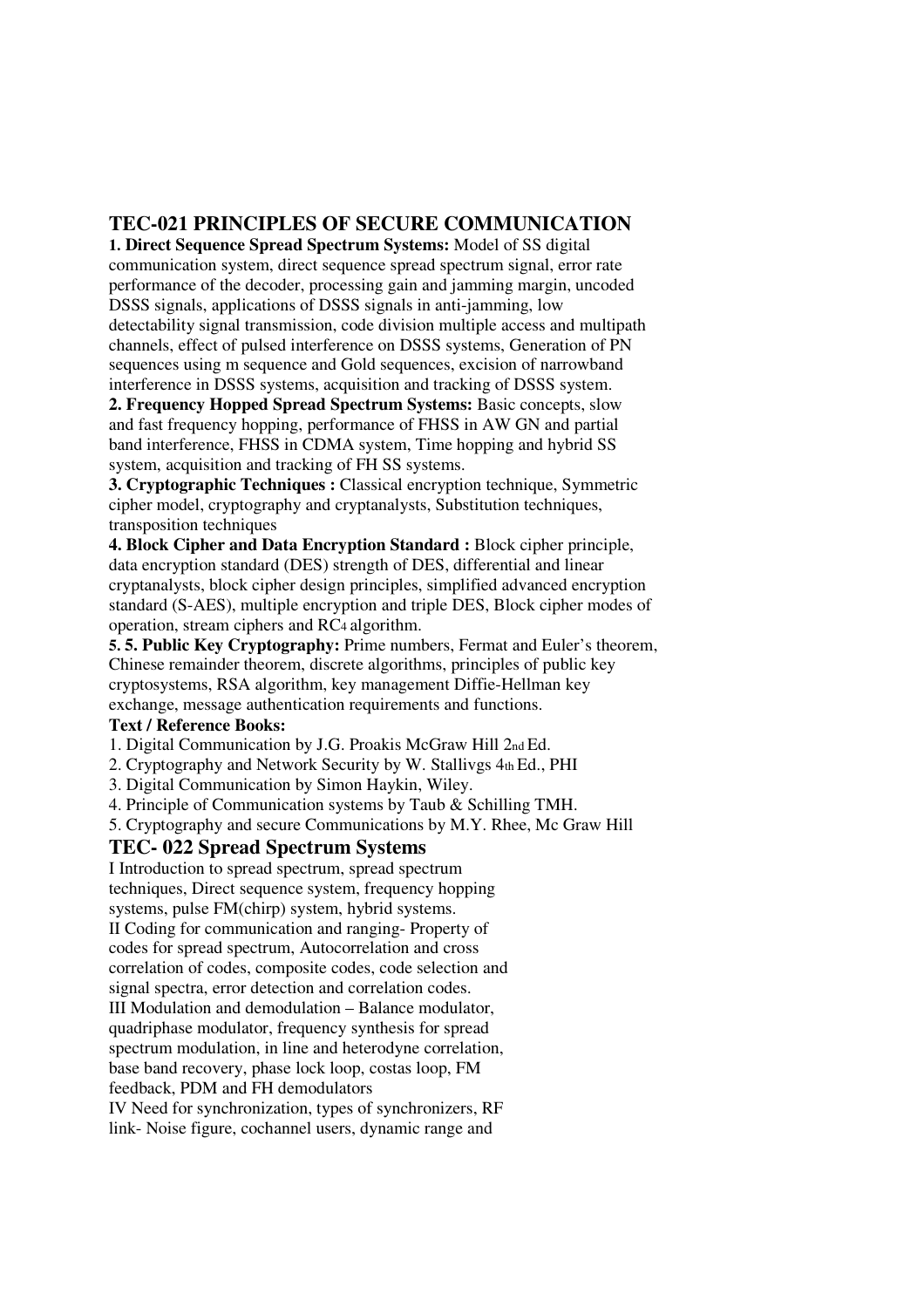## TEC-021 PRINCIPLES OF SECURE COMMUNICATION

**1. Direct Sequence Spread Spectrum Systems:** Model of SS digital communication system, direct sequence spread spectrum signal, error rate performance of the decoder, processing gain and jamming margin, uncoded DSSS signals, applications of DSSS signals in anti-jamming, low detectability signal transmission, code division multiple access and multipath channels, effect of pulsed interference on DSSS systems, Generation of PN sequences using m sequence and Gold sequences, excision of narrowband interference in DSSS systems, acquisition and tracking of DSSS system.

**2. Frequency Hopped Spread Spectrum Systems:** Basic concepts, slow and fast frequency hopping, performance of FHSS in AW GN and partial band interference, FHSS in CDMA system, Time hopping and hybrid SS system, acquisition and tracking of FH SS systems.

**3. Cryptographic Techniques :** Classical encryption technique, Symmetric cipher model, cryptography and cryptanalysts, Substitution techniques, transposition techniques

**4. Block Cipher and Data Encryption Standard :** Block cipher principle, data encryption standard (DES) strength of DES, differential and linear cryptanalysts, block cipher design principles, simplified advanced encryption standard (S-AES), multiple encryption and triple DES, Block cipher modes of operation, stream ciphers and $RC_4$ algorithm.

**5. 5. Public Key Cryptography:** Prime numbers, Fermat and Euler's theorem, Chinese remainder theorem, discrete algorithms, principles of public key cryptosystems, RSA algorithm, key management Diffie-Hellman key exchange, message authentication requirements and functions.

**Text / Reference Books:**

1. Digital Communication by J.G. Proakis McGraw Hill 2nd Ed.
2. Cryptography and Network Security by W. Stallivgs 4th Ed., PHI
3. Digital Communication by Simon Haykin, Wiley.
4. Principle of Communication systems by Taub & Schilling TMH.
5. Cryptography and secure Communications by M.Y. Rhee, Mc Graw Hill

## TEC- 022 Spread Spectrum Systems

I Introduction to spread spectrum, spread spectrum techniques, Direct sequence system, frequency hopping systems, pulse FM(chirp) system, hybrid systems.

II Coding for communication and ranging- Property of codes for spread spectrum, Autocorrelation and cross correlation of codes, composite codes, code selection and signal spectra, error detection and correlation codes.

III Modulation and demodulation – Balance modulator, quadriphase modulator, frequency synthesis for spread spectrum modulation, in line and heterodyne correlation, base band recovery, phase lock loop, costas loop, FM feedback, PDM and FH demodulators

IV Need for synchronization, types of synchronizers, RF link- Noise figure, cochannel users, dynamic range and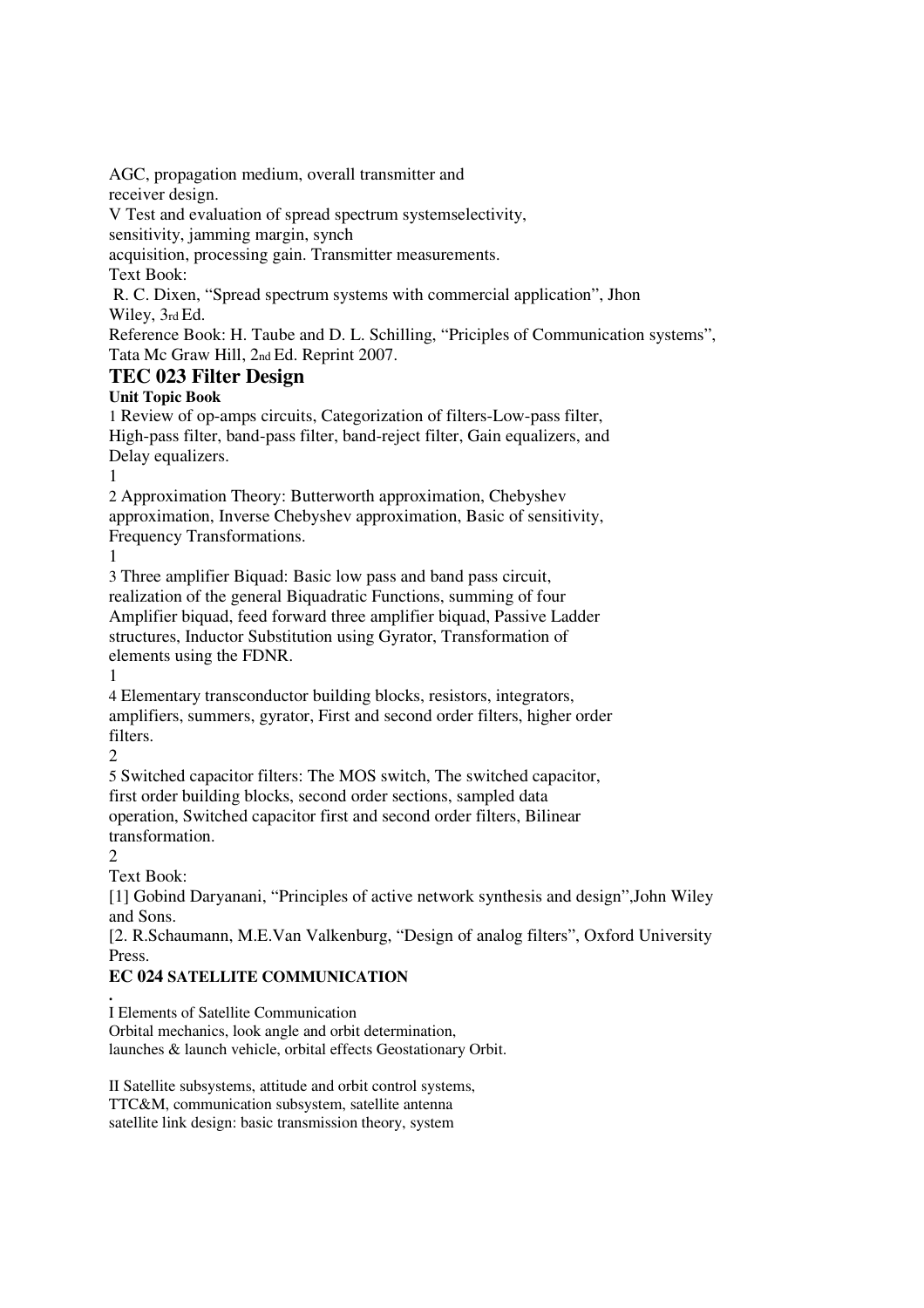AGC, propagation medium, overall transmitter and
receiver design.

V Test and evaluation of spread spectrum systemselectivity,
sensitivity, jamming margin, synch
acquisition, processing gain. Transmitter measurements.

Text Book:

R. C. Dixen, "Spread spectrum systems with commercial application", Jhon
Wiley, 3rd Ed.

Reference Book: H. Taube and D. L. Schilling, "Priciples of Communication systems",
Tata Mc Graw Hill, 2nd Ed. Reprint 2007.

## TEC 023 Filter Design

**Unit Topic Book**

1 Review of op-amps circuits, Categorization of filters-Low-pass filter,
High-pass filter, band-pass filter, band-reject filter, Gain equalizers, and
Delay equalizers.
1

2 Approximation Theory: Butterworth approximation, Chebyshev
approximation, Inverse Chebyshev approximation, Basic of sensitivity,
Frequency Transformations.
1

3 Three amplifier Biquad: Basic low pass and band pass circuit,
realization of the general Biquadratic Functions, summing of four
Amplifier biquad, feed forward three amplifier biquad, Passive Ladder
structures, Inductor Substitution using Gyrator, Transformation of
elements using the FDNR.
1

4 Elementary transconductor building blocks, resistors, integrators,
amplifiers, summers, gyrator, First and second order filters, higher order
filters.
2

5 Switched capacitor filters: The MOS switch, The switched capacitor,
first order building blocks, second order sections, sampled data
operation, Switched capacitor first and second order filters, Bilinear
transformation.
2

Text Book:

[1] Gobind Daryanani, "Principles of active network synthesis and design",John Wiley
and Sons.

[2. R.Schaumann, M.E.Van Valkenburg, "Design of analog filters", Oxford University
Press.

## EC 024 SATELLITE COMMUNICATION

.

I Elements of Satellite Communication
Orbital mechanics, look angle and orbit determination,
launches & launch vehicle, orbital effects Geostationary Orbit.

II Satellite subsystems, attitude and orbit control systems,
TTC&M, communication subsystem, satellite antenna
satellite link design: basic transmission theory, system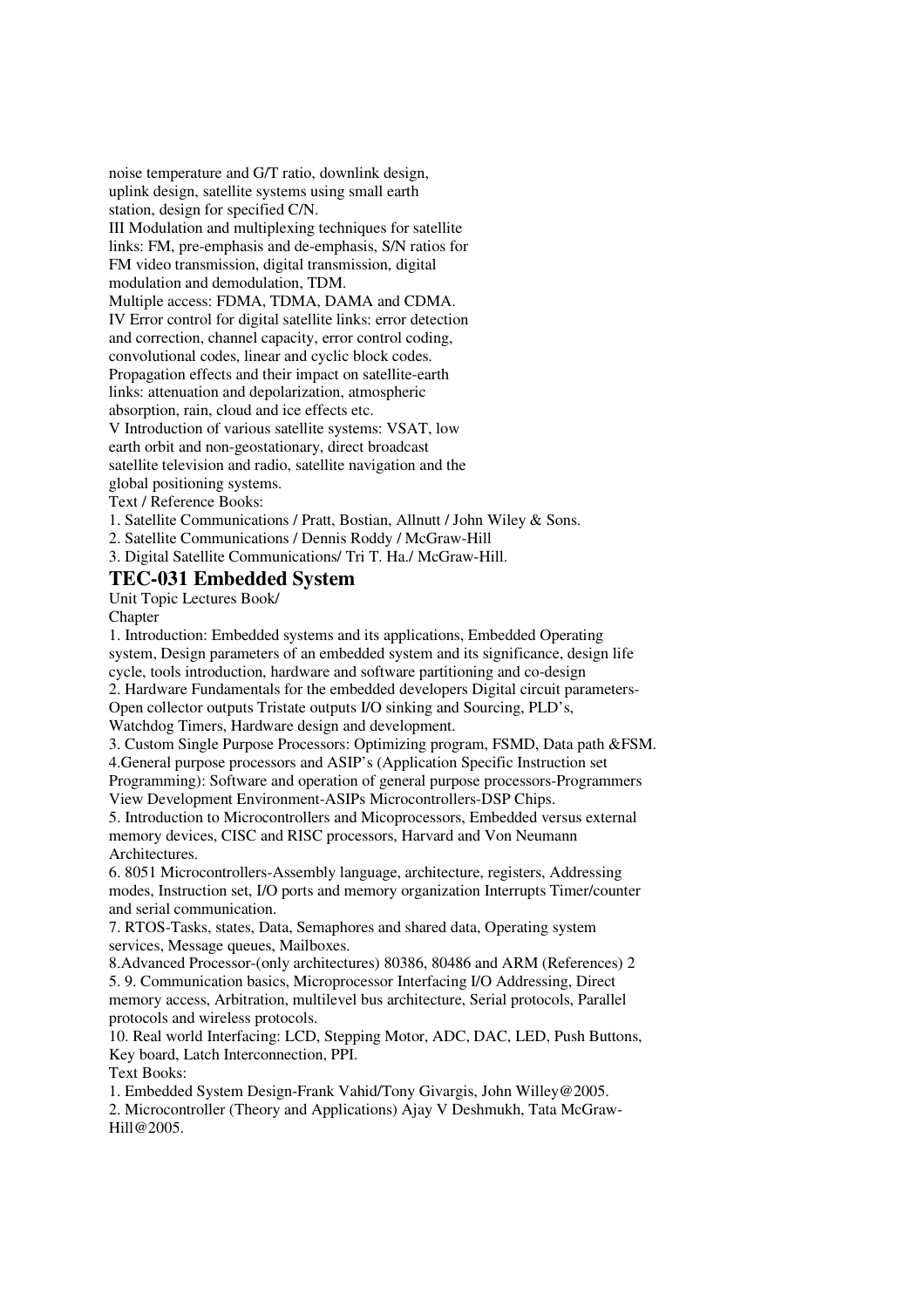noise temperature and G/T ratio, downlink design, uplink design, satellite systems using small earth station, design for specified C/N.

III Modulation and multiplexing techniques for satellite links: FM, pre-emphasis and de-emphasis, S/N ratios for FM video transmission, digital transmission, digital modulation and demodulation, TDM.

Multiple access: FDMA, TDMA, DAMA and CDMA.

IV Error control for digital satellite links: error detection and correction, channel capacity, error control coding, convolutional codes, linear and cyclic block codes.

Propagation effects and their impact on satellite-earth links: attenuation and depolarization, atmospheric absorption, rain, cloud and ice effects etc.

V Introduction of various satellite systems: VSAT, low earth orbit and non-geostationary, direct broadcast satellite television and radio, satellite navigation and the global positioning systems.

Text / Reference Books:

1. Satellite Communications / Pratt, Bostian, Allnutt / John Wiley & Sons.
2. Satellite Communications / Dennis Roddy / McGraw-Hill
3. Digital Satellite Communications/ Tri T. Ha./ McGraw-Hill.

## TEC-031 Embedded System

Unit Topic Lectures Book/
Chapter

1. Introduction: Embedded systems and its applications, Embedded Operating system, Design parameters of an embedded system and its significance, design life cycle, tools introduction, hardware and software partitioning and co-design
2. Hardware Fundamentals for the embedded developers Digital circuit parameters-Open collector outputs Tristate outputs I/O sinking and Sourcing, PLD's, Watchdog Timers, Hardware design and development.
3. Custom Single Purpose Processors: Optimizing program, FSMD, Data path &FSM.
4. General purpose processors and ASIP's (Application Specific Instruction set Programming): Software and operation of general purpose processors-Programmers View Development Environment-ASIPs Microcontrollers-DSP Chips.
5. Introduction to Microcontrollers and Micoprocessors, Embedded versus external memory devices, CISC and RISC processors, Harvard and Von Neumann Architectures.
6. 8051 Microcontrollers-Assembly language, architecture, registers, Addressing modes, Instruction set, I/O ports and memory organization Interrupts Timer/counter and serial communication.
7. RTOS-Tasks, states, Data, Semaphores and shared data, Operating system services, Message queues, Mailboxes.
8. Advanced Processor-(only architectures) 80386, 80486 and ARM (References) 2 5. 9. Communication basics, Microprocessor Interfacing I/O Addressing, Direct memory access, Arbitration, multilevel bus architecture, Serial protocols, Parallel protocols and wireless protocols.
10. Real world Interfacing: LCD, Stepping Motor, ADC, DAC, LED, Push Buttons, Key board, Latch Interconnection, PPI.

Text Books:

1. Embedded System Design-Frank Vahid/Tony Givargis, John Willey@2005.
2. Microcontroller (Theory and Applications) Ajay V Deshmukh, Tata McGraw-Hill@2005.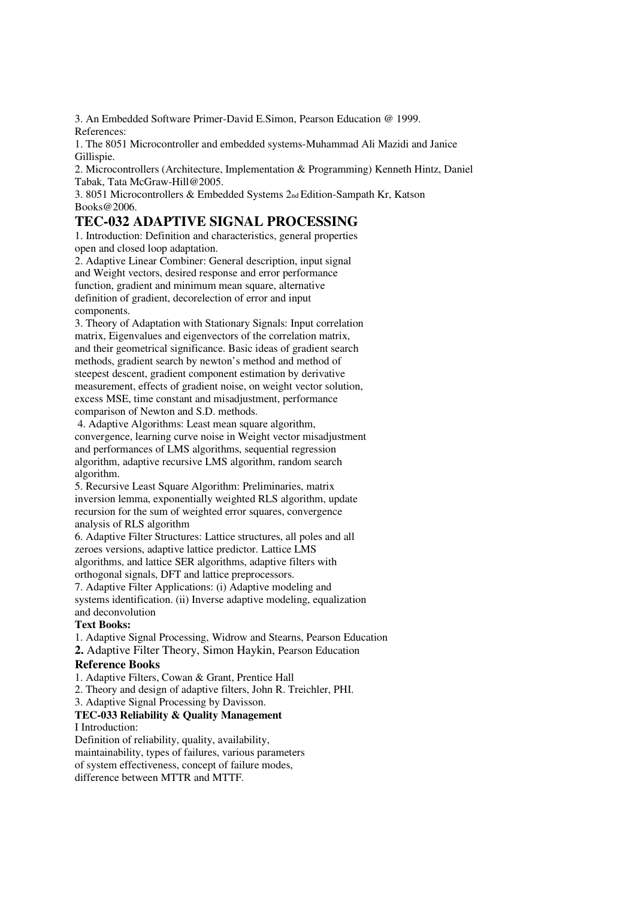3. An Embedded Software Primer-David E.Simon, Pearson Education @ 1999.

References:

1. The 8051 Microcontroller and embedded systems-Muhammad Ali Mazidi and Janice Gillispie.
2. Microcontrollers (Architecture, Implementation & Programming) Kenneth Hintz, Daniel Tabak, Tata McGraw-Hill@2005.
3. 8051 Microcontrollers & Embedded Systems 2nd Edition-Sampath Kr, Katson Books@2006.

## TEC-032 ADAPTIVE SIGNAL PROCESSING

1. Introduction: Definition and characteristics, general properties open and closed loop adaptation.
2. Adaptive Linear Combiner: General description, input signal and Weight vectors, desired response and error performance function, gradient and minimum mean square, alternative definition of gradient, decorelection of error and input components.
3. Theory of Adaptation with Stationary Signals: Input correlation matrix, Eigenvalues and eigenvectors of the correlation matrix, and their geometrical significance. Basic ideas of gradient search methods, gradient search by newton's method and method of steepest descent, gradient component estimation by derivative measurement, effects of gradient noise, on weight vector solution, excess MSE, time constant and misadjustment, performance comparison of Newton and S.D. methods.
4. Adaptive Algorithms: Least mean square algorithm, convergence, learning curve noise in Weight vector misadjustment and performances of LMS algorithms, sequential regression algorithm, adaptive recursive LMS algorithm, random search algorithm.
5. Recursive Least Square Algorithm: Preliminaries, matrix inversion lemma, exponentially weighted RLS algorithm, update recursion for the sum of weighted error squares, convergence analysis of RLS algorithm
6. Adaptive Filter Structures: Lattice structures, all poles and all zeroes versions, adaptive lattice predictor. Lattice LMS algorithms, and lattice SER algorithms, adaptive filters with orthogonal signals, DFT and lattice preprocessors.
7. Adaptive Filter Applications: (i) Adaptive modeling and systems identification. (ii) Inverse adaptive modeling, equalization and deconvolution

**Text Books:**

1. Adaptive Signal Processing, Widrow and Stearns, Pearson Education
2. Adaptive Filter Theory, Simon Haykin, Pearson Education

**Reference Books**

1. Adaptive Filters, Cowan & Grant, Prentice Hall
2. Theory and design of adaptive filters, John R. Treichler, PHI.
3. Adaptive Signal Processing by Davisson.

### TEC-033 Reliability & Quality Management

I Introduction:

Definition of reliability, quality, availability, maintainability, types of failures, various parameters of system effectiveness, concept of failure modes, difference between MTTR and MTTF.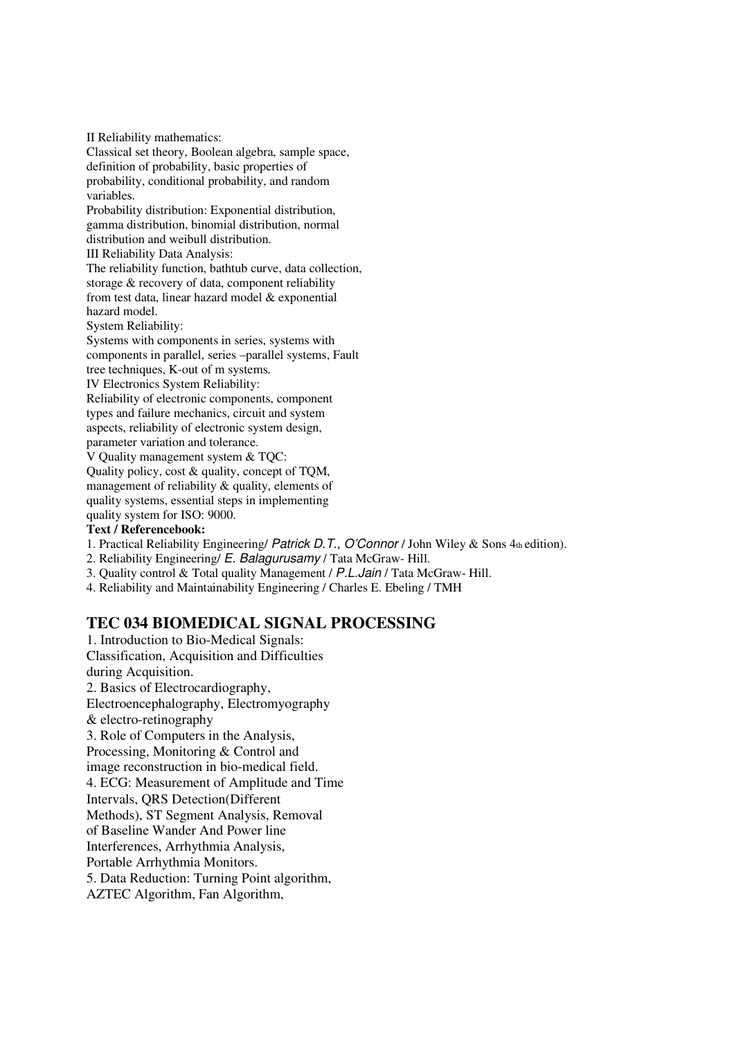II Reliability mathematics:
Classical set theory, Boolean algebra, sample space, definition of probability, basic properties of probability, conditional probability, and random variables.
Probability distribution: Exponential distribution, gamma distribution, binomial distribution, normal distribution and weibull distribution.
III Reliability Data Analysis:
The reliability function, bathtub curve, data collection, storage & recovery of data, component reliability from test data, linear hazard model & exponential hazard model.
System Reliability:
Systems with components in series, systems with components in parallel, series –parallel systems, Fault tree techniques, K-out of m systems.
IV Electronics System Reliability:
Reliability of electronic components, component types and failure mechanics, circuit and system aspects, reliability of electronic system design, parameter variation and tolerance.
V Quality management system & TQC:
Quality policy, cost & quality, concept of TQM, management of reliability & quality, elements of quality systems, essential steps in implementing quality system for ISO: 9000.

**Text / Referencebook:**

1. Practical Reliability Engineering/ *Patrick D.T., O'Connor* / John Wiley & Sons 4th edition).
2. Reliability Engineering/ *E. Balagurusamy* / Tata McGraw- Hill.
3. Quality control & Total quality Management / *P.L.Jain* / Tata McGraw- Hill.
4. Reliability and Maintainability Engineering / Charles E. Ebeling / TMH

## TEC 034 BIOMEDICAL SIGNAL PROCESSING

1. Introduction to Bio-Medical Signals: Classification, Acquisition and Difficulties during Acquisition.
2. Basics of Electrocardiography, Electroencephalography, Electromyography & electro-retinography
3. Role of Computers in the Analysis, Processing, Monitoring & Control and image reconstruction in bio-medical field.
4. ECG: Measurement of Amplitude and Time Intervals, QRS Detection(Different Methods), ST Segment Analysis, Removal of Baseline Wander And Power line Interferences, Arrhythmia Analysis, Portable Arrhythmia Monitors.
5. Data Reduction: Turning Point algorithm, AZTEC Algorithm, Fan Algorithm,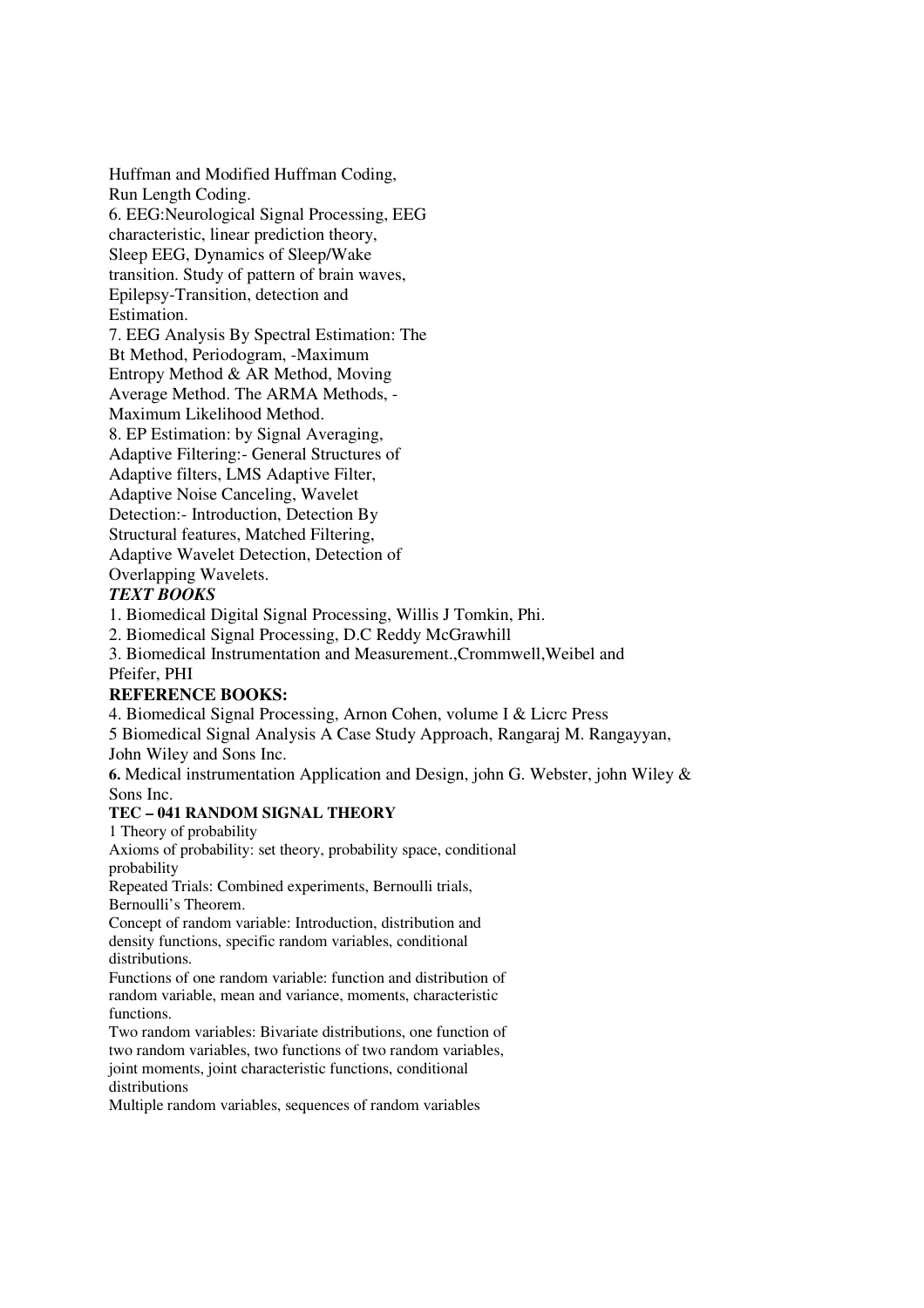Huffman and Modified Huffman Coding, Run Length Coding.

6. EEG:Neurological Signal Processing, EEG characteristic, linear prediction theory, Sleep EEG, Dynamics of Sleep/Wake transition. Study of pattern of brain waves, Epilepsy-Transition, detection and Estimation.

7. EEG Analysis By Spectral Estimation: The Bt Method, Periodogram, -Maximum Entropy Method & AR Method, Moving Average Method. The ARMA Methods, -Maximum Likelihood Method.

8. EP Estimation: by Signal Averaging, Adaptive Filtering:- General Structures of Adaptive filters, LMS Adaptive Filter, Adaptive Noise Canceling, Wavelet Detection:- Introduction, Detection By Structural features, Matched Filtering, Adaptive Wavelet Detection, Detection of Overlapping Wavelets.

***TEXT BOOKS***

1. Biomedical Digital Signal Processing, Willis J Tomkin, Phi.
2. Biomedical Signal Processing, D.C Reddy McGrawhill
3. Biomedical Instrumentation and Measurement.,Crommwell,Weibel and Pfeifer, PHI

**REFERENCE BOOKS:**

4. Biomedical Signal Processing, Arnon Cohen, volume I & Licrc Press
5 Biomedical Signal Analysis A Case Study Approach, Rangaraj M. Rangayyan, John Wiley and Sons Inc.

**6.** Medical instrumentation Application and Design, john G. Webster, john Wiley & Sons Inc.

**TEC – 041 RANDOM SIGNAL THEORY**

1 Theory of probability

Axioms of probability: set theory, probability space, conditional probability

Repeated Trials: Combined experiments, Bernoulli trials, Bernoulli's Theorem.

Concept of random variable: Introduction, distribution and density functions, specific random variables, conditional distributions.

Functions of one random variable: function and distribution of random variable, mean and variance, moments, characteristic functions.

Two random variables: Bivariate distributions, one function of two random variables, two functions of two random variables, joint moments, joint characteristic functions, conditional distributions

Multiple random variables, sequences of random variables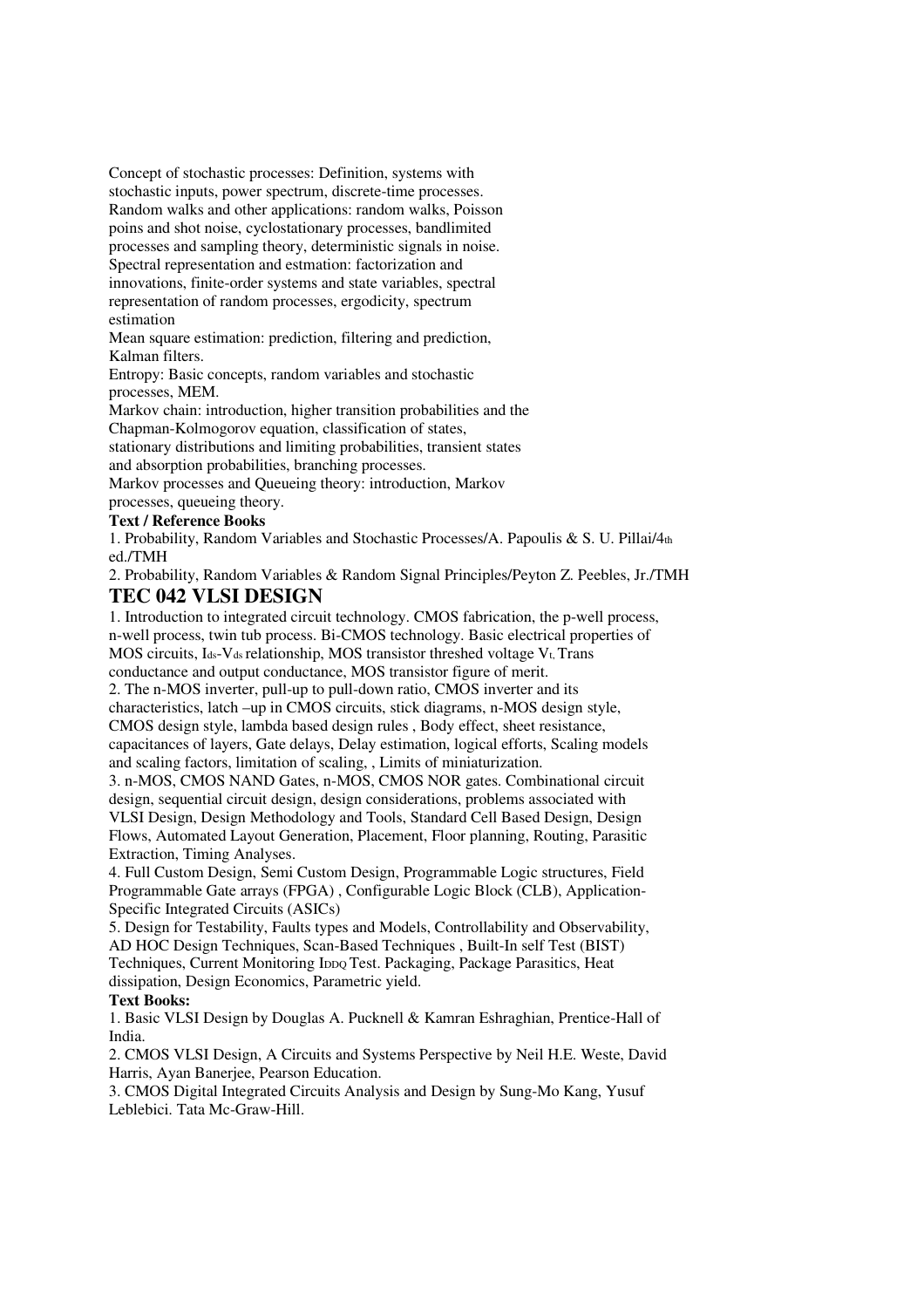Concept of stochastic processes: Definition, systems with stochastic inputs, power spectrum, discrete-time processes.
Random walks and other applications: random walks, Poisson poins and shot noise, cyclostationary processes, bandlimited processes and sampling theory, deterministic signals in noise.
Spectral representation and estmation: factorization and innovations, finite-order systems and state variables, spectral representation of random processes, ergodicity, spectrum estimation
Mean square estimation: prediction, filtering and prediction, Kalman filters.
Entropy: Basic concepts, random variables and stochastic processes, MEM.
Markov chain: introduction, higher transition probabilities and the Chapman-Kolmogorov equation, classification of states, stationary distributions and limiting probabilities, transient states and absorption probabilities, branching processes.
Markov processes and Queueing theory: introduction, Markov processes, queueing theory.

**Text / Reference Books**

1. Probability, Random Variables and Stochastic Processes/A. Papoulis & S. U. Pillai/4th ed./TMH
2. Probability, Random Variables & Random Signal Principles/Peyton Z. Peebles, Jr./TMH

## TEC 042 VLSI DESIGN

1. Introduction to integrated circuit technology. CMOS fabrication, the p-well process, n-well process, twin tub process. Bi-CMOS technology. Basic electrical properties of MOS circuits, $I_{ds}$-$V_{ds}$ relationship, MOS transistor threshed voltage $V_t$. Trans conductance and output conductance, MOS transistor figure of merit.
2. The n-MOS inverter, pull-up to pull-down ratio, CMOS inverter and its characteristics, latch –up in CMOS circuits, stick diagrams, n-MOS design style, CMOS design style, lambda based design rules , Body effect, sheet resistance, capacitances of layers, Gate delays, Delay estimation, logical efforts, Scaling models and scaling factors, limitation of scaling, , Limits of miniaturization.
3. n-MOS, CMOS NAND Gates, n-MOS, CMOS NOR gates. Combinational circuit design, sequential circuit design, design considerations, problems associated with VLSI Design, Design Methodology and Tools, Standard Cell Based Design, Design Flows, Automated Layout Generation, Placement, Floor planning, Routing, Parasitic Extraction, Timing Analyses.
4. Full Custom Design, Semi Custom Design, Programmable Logic structures, Field Programmable Gate arrays (FPGA) , Configurable Logic Block (CLB), Application-Specific Integrated Circuits (ASICs)
5. Design for Testability, Faults types and Models, Controllability and Observability, AD HOC Design Techniques, Scan-Based Techniques , Built-In self Test (BIST) Techniques, Current Monitoring $I_{DDQ}$ Test. Packaging, Package Parasitics, Heat dissipation, Design Economics, Parametric yield.

**Text Books:**

1. Basic VLSI Design by Douglas A. Pucknell & Kamran Eshraghian, Prentice-Hall of India.
2. CMOS VLSI Design, A Circuits and Systems Perspective by Neil H.E. Weste, David Harris, Ayan Banerjee, Pearson Education.
3. CMOS Digital Integrated Circuits Analysis and Design by Sung-Mo Kang, Yusuf Leblebici. Tata Mc-Graw-Hill.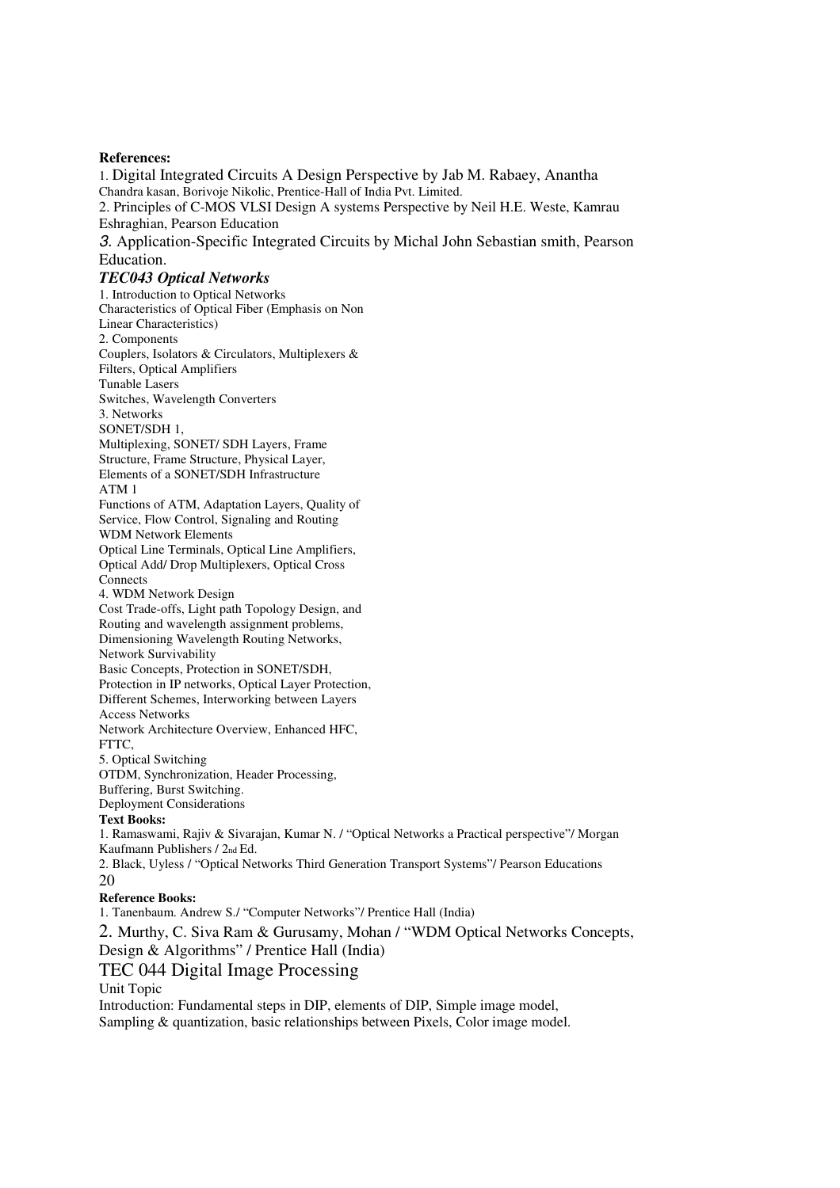**References:**

1. Digital Integrated Circuits A Design Perspective by Jab M. Rabaey, Anantha Chandra kasan, Borivoje Nikolic, Prentice-Hall of India Pvt. Limited.
2. Principles of C-MOS VLSI Design A systems Perspective by Neil H.E. Weste, Kamrau Eshraghian, Pearson Education
3. Application-Specific Integrated Circuits by Michal John Sebastian smith, Pearson Education.

***TEC043 Optical Networks***

1. Introduction to Optical Networks
Characteristics of Optical Fiber (Emphasis on Non Linear Characteristics)
2. Components
Couplers, Isolators & Circulators, Multiplexers & Filters, Optical Amplifiers
Tunable Lasers
Switches, Wavelength Converters
3. Networks
SONET/SDH 1,
Multiplexing, SONET/ SDH Layers, Frame Structure, Frame Structure, Physical Layer, Elements of a SONET/SDH Infrastructure
ATM 1
Functions of ATM, Adaptation Layers, Quality of Service, Flow Control, Signaling and Routing
WDM Network Elements
Optical Line Terminals, Optical Line Amplifiers, Optical Add/ Drop Multiplexers, Optical Cross Connects
4. WDM Network Design
Cost Trade-offs, Light path Topology Design, and Routing and wavelength assignment problems, Dimensioning Wavelength Routing Networks,
Network Survivability
Basic Concepts, Protection in SONET/SDH, Protection in IP networks, Optical Layer Protection, Different Schemes, Interworking between Layers
Access Networks
Network Architecture Overview, Enhanced HFC, FTTC,
5. Optical Switching
OTDM, Synchronization, Header Processing, Buffering, Burst Switching.
Deployment Considerations

**Text Books:**

1. Ramaswami, Rajiv & Sivarajan, Kumar N. / "Optical Networks a Practical perspective"/ Morgan Kaufmann Publishers / 2nd Ed.
2. Black, Uyless / "Optical Networks Third Generation Transport Systems"/ Pearson Educations

20

**Reference Books:**

1. Tanenbaum. Andrew S./ "Computer Networks"/ Prentice Hall (India)
2. Murthy, C. Siva Ram & Gurusamy, Mohan / "WDM Optical Networks Concepts, Design & Algorithms" / Prentice Hall (India)

## TEC 044 Digital Image Processing

Unit Topic

Introduction: Fundamental steps in DIP, elements of DIP, Simple image model, Sampling & quantization, basic relationships between Pixels, Color image model.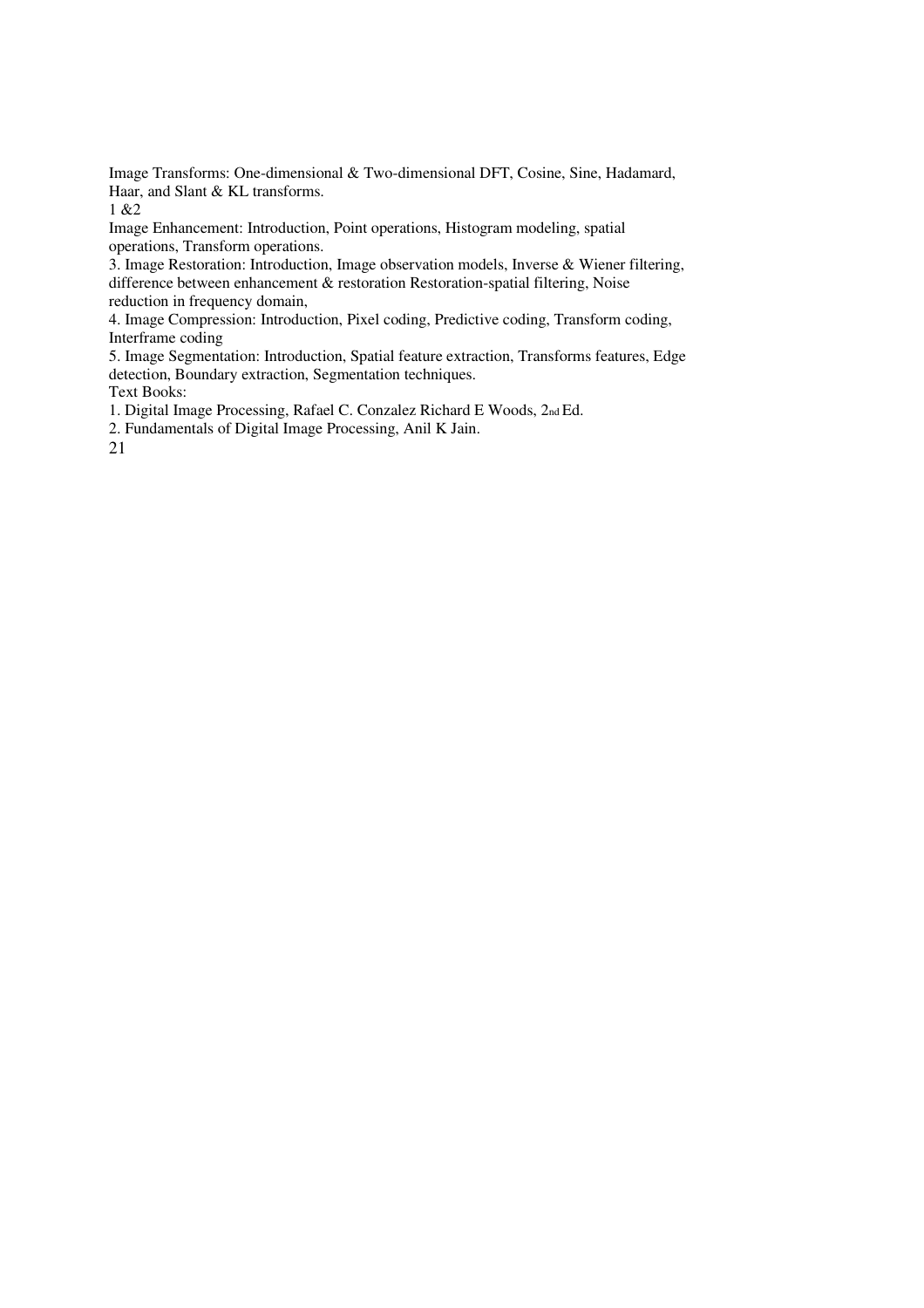Image Transforms: One-dimensional & Two-dimensional DFT, Cosine, Sine, Hadamard, Haar, and Slant & KL transforms.

1 &2

Image Enhancement: Introduction, Point operations, Histogram modeling, spatial operations, Transform operations.

3. Image Restoration: Introduction, Image observation models, Inverse & Wiener filtering, difference between enhancement & restoration Restoration-spatial filtering, Noise reduction in frequency domain,

4. Image Compression: Introduction, Pixel coding, Predictive coding, Transform coding, Interframe coding

5. Image Segmentation: Introduction, Spatial feature extraction, Transforms features, Edge detection, Boundary extraction, Segmentation techniques.

Text Books:

1. Digital Image Processing, Rafael C. Conzalez Richard E Woods, 2nd Ed.
2. Fundamentals of Digital Image Processing, Anil K Jain.